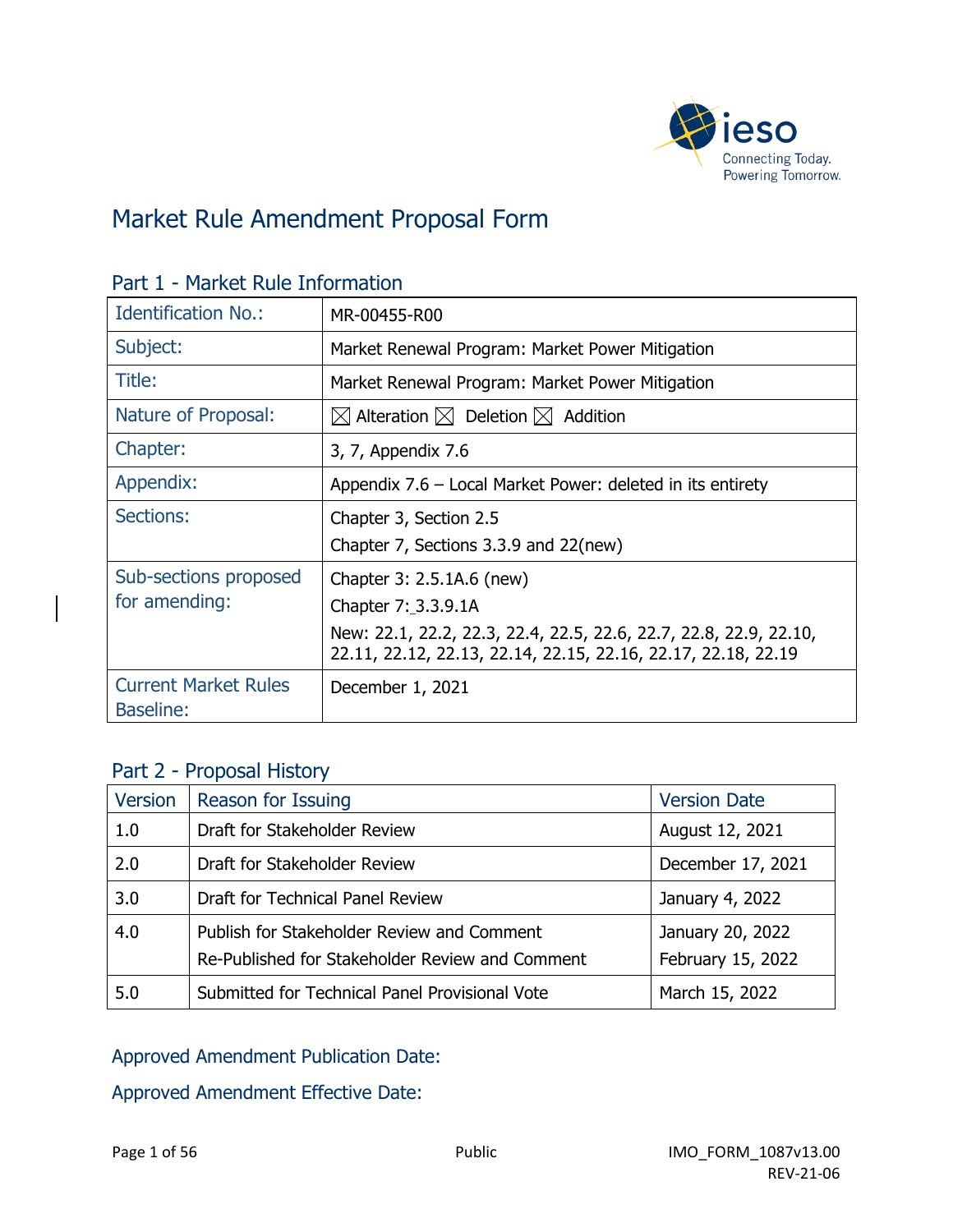# Market Rule Amendment Proposal Form

## Part 1 - Market Rule Information

| Identification No.: | MR-00455-R00 |
|---|---|
| Subject: | Market Renewal Program: Market Power Mitigation |
| Title: | Market Renewal Program: Market Power Mitigation |
| Nature of Proposal: | ☒ Alteration ☒ Deletion ☒ Addition |
| Chapter: | 3, 7, Appendix 7.6 |
| Appendix: | Appendix 7.6 – Local Market Power: deleted in its entirety |
| Sections: | Chapter 3, Section 2.5<br>Chapter 7, Sections 3.3.9 and 22(new) |
| Sub-sections proposed for amending: | Chapter 3: 2.5.1A.6 (new)<br>Chapter 7: 3.3.9.1A<br>New: 22.1, 22.2, 22.3, 22.4, 22.5, 22.6, 22.7, 22.8, 22.9, 22.10, 22.11, 22.12, 22.13, 22.14, 22.15, 22.16, 22.17, 22.18, 22.19 |
| Current Market Rules Baseline: | December 1, 2021 |

## Part 2 - Proposal History

| Version | Reason for Issuing | Version Date |
|---|---|---|
| 1.0 | Draft for Stakeholder Review | August 12, 2021 |
| 2.0 | Draft for Stakeholder Review | December 17, 2021 |
| 3.0 | Draft for Technical Panel Review | January 4, 2022 |
| 4.0 | Publish for Stakeholder Review and Comment<br>Re-Published for Stakeholder Review and Comment | January 20, 2022<br>February 15, 2022 |
| 5.0 | Submitted for Technical Panel Provisional Vote | March 15, 2022 |

Approved Amendment Publication Date:

Approved Amendment Effective Date: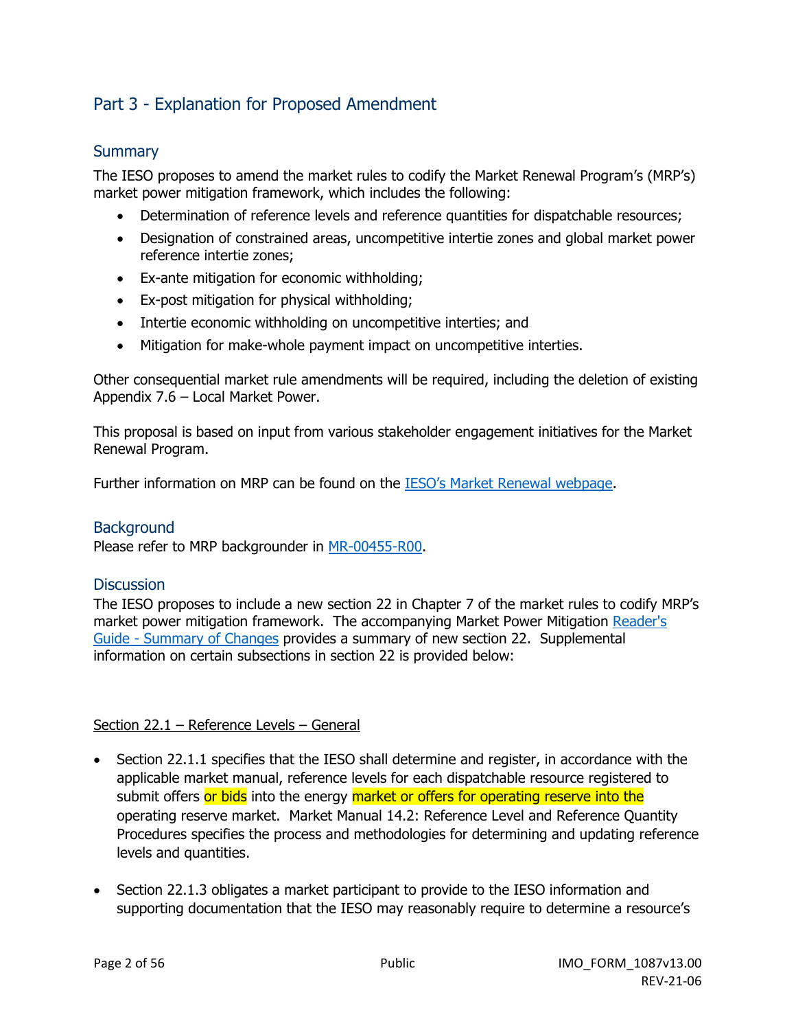## Part 3 - Explanation for Proposed Amendment

### Summary

The IESO proposes to amend the market rules to codify the Market Renewal Program's (MRP's) market power mitigation framework, which includes the following:

- Determination of reference levels and reference quantities for dispatchable resources;
- Designation of constrained areas, uncompetitive intertie zones and global market power reference intertie zones;
- Ex-ante mitigation for economic withholding;
- Ex-post mitigation for physical withholding;
- Intertie economic withholding on uncompetitive interties; and
- Mitigation for make-whole payment impact on uncompetitive interties.

Other consequential market rule amendments will be required, including the deletion of existing Appendix 7.6 – Local Market Power.

This proposal is based on input from various stakeholder engagement initiatives for the Market Renewal Program.

Further information on MRP can be found on the IESO's Market Renewal webpage.

### Background

Please refer to MRP backgrounder in MR-00455-R00.

### Discussion

The IESO proposes to include a new section 22 in Chapter 7 of the market rules to codify MRP's market power mitigation framework. The accompanying Market Power Mitigation Reader's Guide - Summary of Changes provides a summary of new section 22. Supplemental information on certain subsections in section 22 is provided below:

Section 22.1 – Reference Levels – General

- Section 22.1.1 specifies that the IESO shall determine and register, in accordance with the applicable market manual, reference levels for each dispatchable resource registered to submit offers or bids into the energy market or offers for operating reserve into the operating reserve market. Market Manual 14.2: Reference Level and Reference Quantity Procedures specifies the process and methodologies for determining and updating reference levels and quantities.
- Section 22.1.3 obligates a market participant to provide to the IESO information and supporting documentation that the IESO may reasonably require to determine a resource's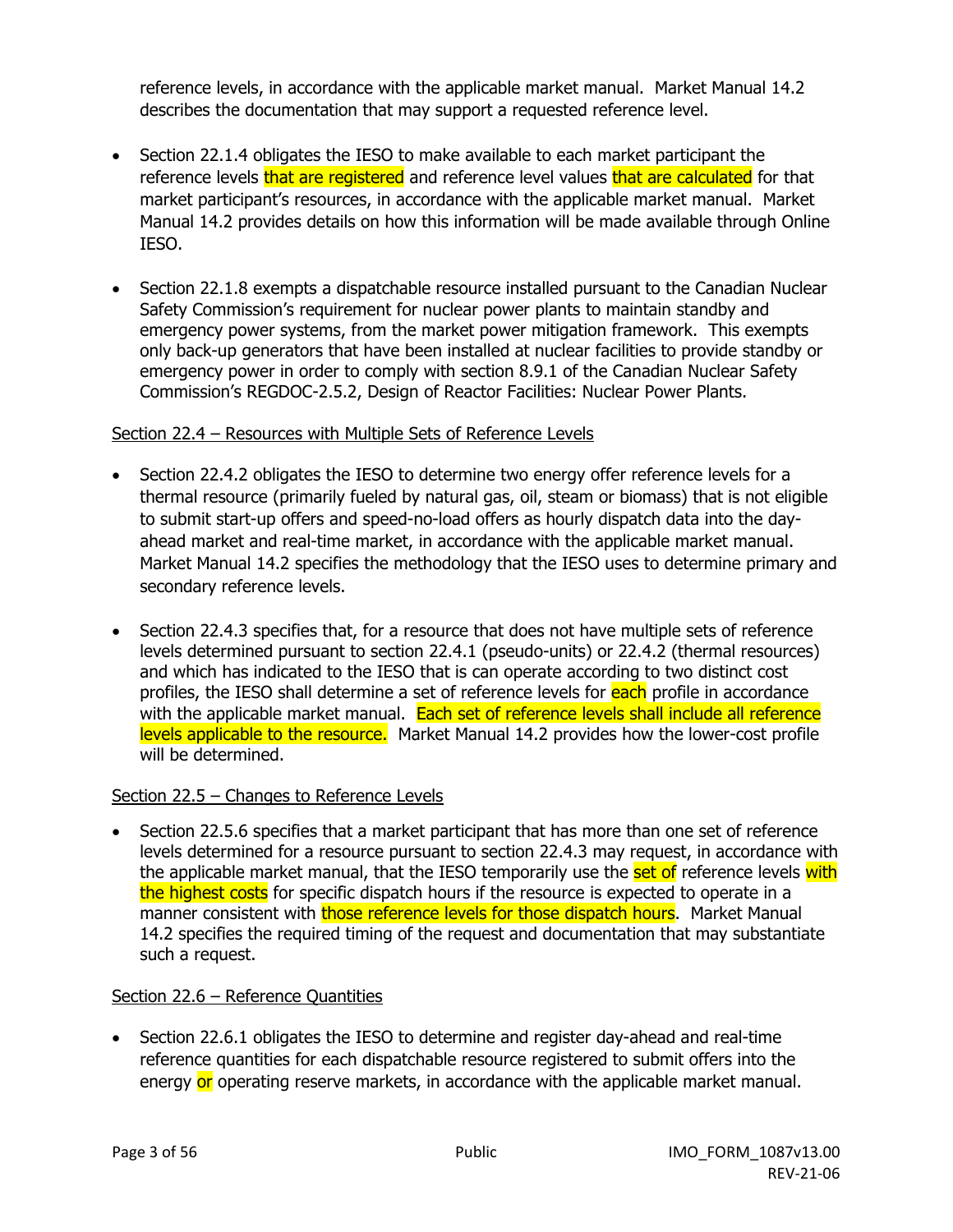reference levels, in accordance with the applicable market manual. Market Manual 14.2 describes the documentation that may support a requested reference level.

- Section 22.1.4 obligates the IESO to make available to each market participant the reference levels that are registered and reference level values that are calculated for that market participant's resources, in accordance with the applicable market manual. Market Manual 14.2 provides details on how this information will be made available through Online IESO.

- Section 22.1.8 exempts a dispatchable resource installed pursuant to the Canadian Nuclear Safety Commission's requirement for nuclear power plants to maintain standby and emergency power systems, from the market power mitigation framework. This exempts only back-up generators that have been installed at nuclear facilities to provide standby or emergency power in order to comply with section 8.9.1 of the Canadian Nuclear Safety Commission's REGDOC-2.5.2, Design of Reactor Facilities: Nuclear Power Plants.

Section 22.4 – Resources with Multiple Sets of Reference Levels

- Section 22.4.2 obligates the IESO to determine two energy offer reference levels for a thermal resource (primarily fueled by natural gas, oil, steam or biomass) that is not eligible to submit start-up offers and speed-no-load offers as hourly dispatch data into the day-ahead market and real-time market, in accordance with the applicable market manual. Market Manual 14.2 specifies the methodology that the IESO uses to determine primary and secondary reference levels.

- Section 22.4.3 specifies that, for a resource that does not have multiple sets of reference levels determined pursuant to section 22.4.1 (pseudo-units) or 22.4.2 (thermal resources) and which has indicated to the IESO that is can operate according to two distinct cost profiles, the IESO shall determine a set of reference levels for each profile in accordance with the applicable market manual. Each set of reference levels shall include all reference levels applicable to the resource. Market Manual 14.2 provides how the lower-cost profile will be determined.

Section 22.5 – Changes to Reference Levels

- Section 22.5.6 specifies that a market participant that has more than one set of reference levels determined for a resource pursuant to section 22.4.3 may request, in accordance with the applicable market manual, that the IESO temporarily use the set of reference levels with the highest costs for specific dispatch hours if the resource is expected to operate in a manner consistent with those reference levels for those dispatch hours. Market Manual 14.2 specifies the required timing of the request and documentation that may substantiate such a request.

Section 22.6 – Reference Quantities

- Section 22.6.1 obligates the IESO to determine and register day-ahead and real-time reference quantities for each dispatchable resource registered to submit offers into the energy or operating reserve markets, in accordance with the applicable market manual.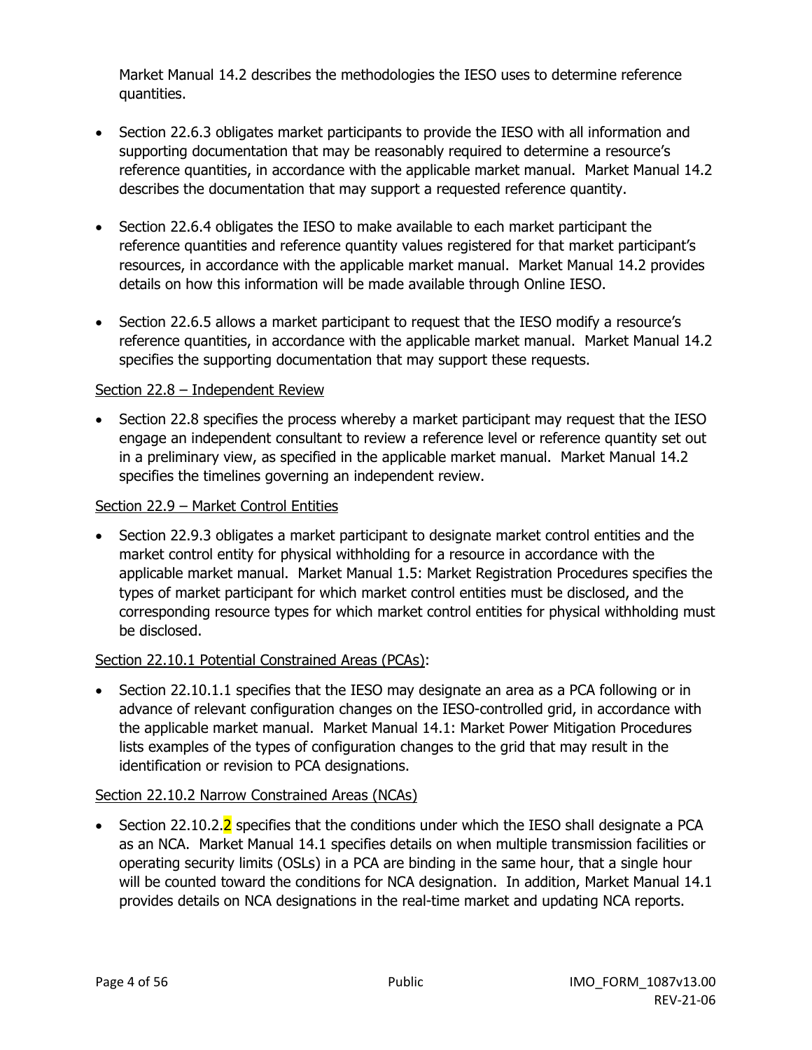Market Manual 14.2 describes the methodologies the IESO uses to determine reference quantities.

- Section 22.6.3 obligates market participants to provide the IESO with all information and supporting documentation that may be reasonably required to determine a resource's reference quantities, in accordance with the applicable market manual. Market Manual 14.2 describes the documentation that may support a requested reference quantity.

- Section 22.6.4 obligates the IESO to make available to each market participant the reference quantities and reference quantity values registered for that market participant's resources, in accordance with the applicable market manual. Market Manual 14.2 provides details on how this information will be made available through Online IESO.

- Section 22.6.5 allows a market participant to request that the IESO modify a resource's reference quantities, in accordance with the applicable market manual. Market Manual 14.2 specifies the supporting documentation that may support these requests.

Section 22.8 – Independent Review

- Section 22.8 specifies the process whereby a market participant may request that the IESO engage an independent consultant to review a reference level or reference quantity set out in a preliminary view, as specified in the applicable market manual. Market Manual 14.2 specifies the timelines governing an independent review.

Section 22.9 – Market Control Entities

- Section 22.9.3 obligates a market participant to designate market control entities and the market control entity for physical withholding for a resource in accordance with the applicable market manual. Market Manual 1.5: Market Registration Procedures specifies the types of market participant for which market control entities must be disclosed, and the corresponding resource types for which market control entities for physical withholding must be disclosed.

Section 22.10.1 Potential Constrained Areas (PCAs):

- Section 22.10.1.1 specifies that the IESO may designate an area as a PCA following or in advance of relevant configuration changes on the IESO-controlled grid, in accordance with the applicable market manual. Market Manual 14.1: Market Power Mitigation Procedures lists examples of the types of configuration changes to the grid that may result in the identification or revision to PCA designations.

Section 22.10.2 Narrow Constrained Areas (NCAs)

- Section 22.10.2.2 specifies that the conditions under which the IESO shall designate a PCA as an NCA. Market Manual 14.1 specifies details on when multiple transmission facilities or operating security limits (OSLs) in a PCA are binding in the same hour, that a single hour will be counted toward the conditions for NCA designation. In addition, Market Manual 14.1 provides details on NCA designations in the real-time market and updating NCA reports.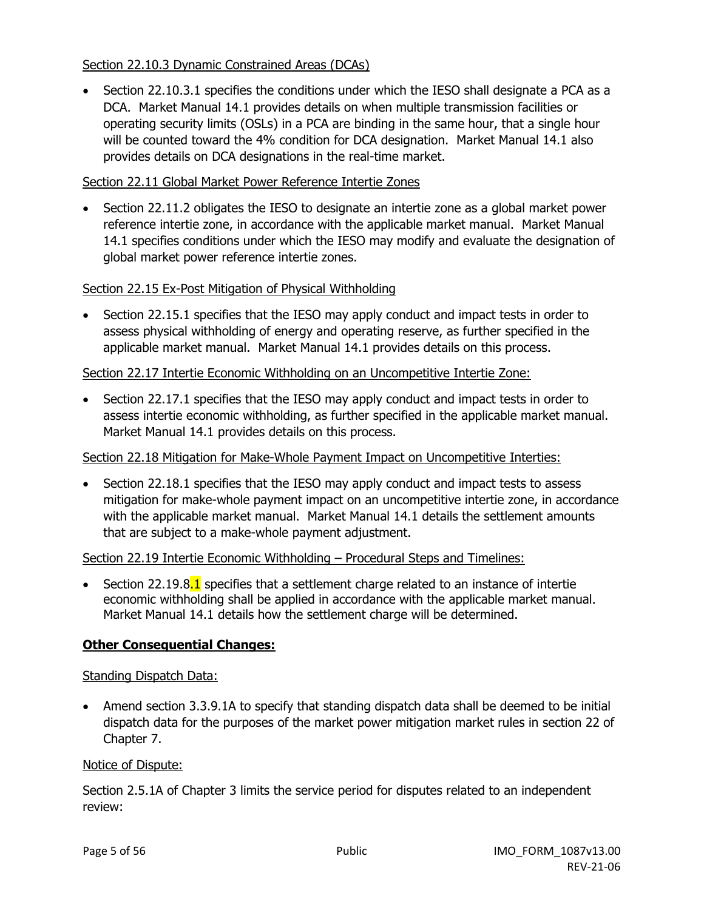Section 22.10.3 Dynamic Constrained Areas (DCAs)

- Section 22.10.3.1 specifies the conditions under which the IESO shall designate a PCA as a DCA. Market Manual 14.1 provides details on when multiple transmission facilities or operating security limits (OSLs) in a PCA are binding in the same hour, that a single hour will be counted toward the 4% condition for DCA designation. Market Manual 14.1 also provides details on DCA designations in the real-time market.

Section 22.11 Global Market Power Reference Intertie Zones

- Section 22.11.2 obligates the IESO to designate an intertie zone as a global market power reference intertie zone, in accordance with the applicable market manual. Market Manual 14.1 specifies conditions under which the IESO may modify and evaluate the designation of global market power reference intertie zones.

Section 22.15 Ex-Post Mitigation of Physical Withholding

- Section 22.15.1 specifies that the IESO may apply conduct and impact tests in order to assess physical withholding of energy and operating reserve, as further specified in the applicable market manual. Market Manual 14.1 provides details on this process.

Section 22.17 Intertie Economic Withholding on an Uncompetitive Intertie Zone:

- Section 22.17.1 specifies that the IESO may apply conduct and impact tests in order to assess intertie economic withholding, as further specified in the applicable market manual. Market Manual 14.1 provides details on this process.

Section 22.18 Mitigation for Make-Whole Payment Impact on Uncompetitive Interties:

- Section 22.18.1 specifies that the IESO may apply conduct and impact tests to assess mitigation for make-whole payment impact on an uncompetitive intertie zone, in accordance with the applicable market manual. Market Manual 14.1 details the settlement amounts that are subject to a make-whole payment adjustment.

Section 22.19 Intertie Economic Withholding – Procedural Steps and Timelines:

- Section 22.19.8.1 specifies that a settlement charge related to an instance of intertie economic withholding shall be applied in accordance with the applicable market manual. Market Manual 14.1 details how the settlement charge will be determined.

**Other Consequential Changes:**

Standing Dispatch Data:

- Amend section 3.3.9.1A to specify that standing dispatch data shall be deemed to be initial dispatch data for the purposes of the market power mitigation market rules in section 22 of Chapter 7.

Notice of Dispute:

Section 2.5.1A of Chapter 3 limits the service period for disputes related to an independent review: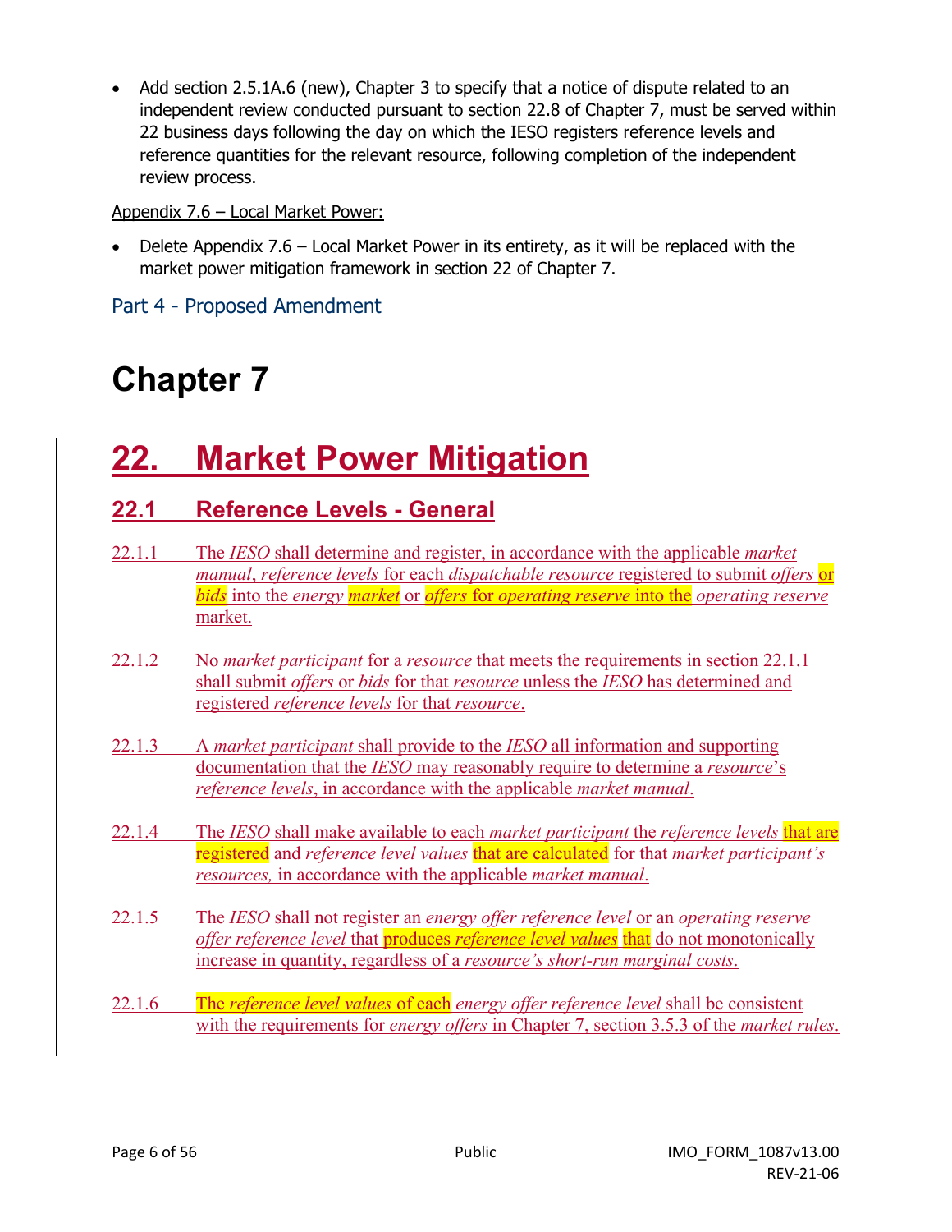- Add section 2.5.1A.6 (new), Chapter 3 to specify that a notice of dispute related to an independent review conducted pursuant to section 22.8 of Chapter 7, must be served within 22 business days following the day on which the IESO registers reference levels and reference quantities for the relevant resource, following completion of the independent review process.

Appendix 7.6 – Local Market Power:

- Delete Appendix 7.6 – Local Market Power in its entirety, as it will be replaced with the market power mitigation framework in section 22 of Chapter 7.

## Part 4 - Proposed Amendment

# Chapter 7

# 22. Market Power Mitigation

## 22.1 Reference Levels - General

22.1.1 The *IESO* shall determine and register, in accordance with the applicable *market manual*, *reference levels* for each *dispatchable resource* registered to submit *offers* or *bids* into the *energy market* or *offers* for *operating reserve* into the *operating reserve* market.

22.1.2 No *market participant* for a *resource* that meets the requirements in section 22.1.1 shall submit *offers* or *bids* for that *resource* unless the *IESO* has determined and registered *reference levels* for that *resource*.

22.1.3 A *market participant* shall provide to the *IESO* all information and supporting documentation that the *IESO* may reasonably require to determine a *resource*'s *reference levels*, in accordance with the applicable *market manual*.

22.1.4 The *IESO* shall make available to each *market participant* the *reference levels* that are registered and *reference level values* that are calculated for that *market participant's resources,* in accordance with the applicable *market manual*.

22.1.5 The *IESO* shall not register an *energy offer reference level* or an *operating reserve offer reference level* that produces *reference level values* that do not monotonically increase in quantity, regardless of a *resource's short-run marginal costs*.

22.1.6 The *reference level values* of each *energy offer reference level* shall be consistent with the requirements for *energy offers* in Chapter 7, section 3.5.3 of the *market rules*.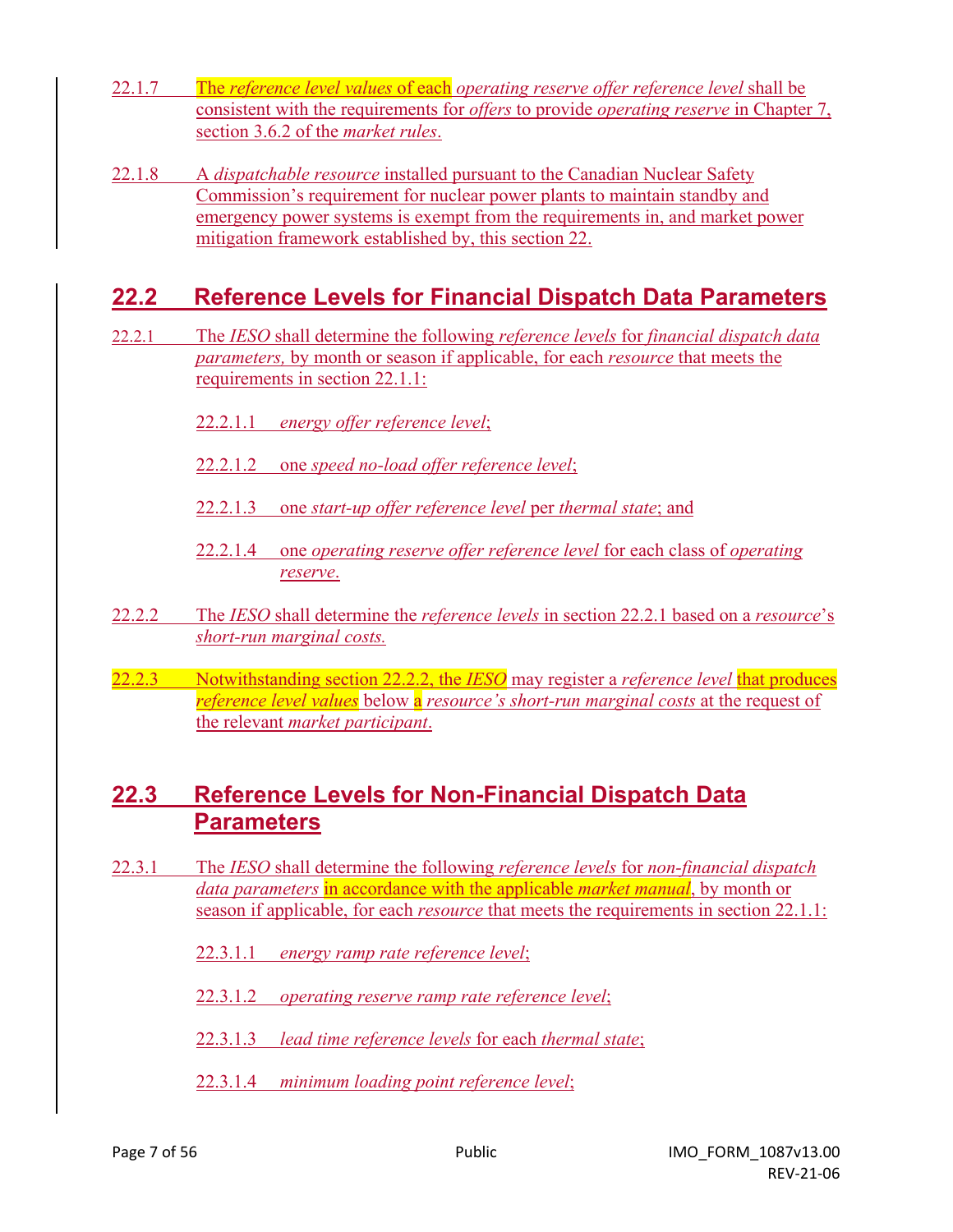22.1.7 The *reference level values* of each *operating reserve offer reference level* shall be consistent with the requirements for *offers* to provide *operating reserve* in Chapter 7, section 3.6.2 of the *market rules*.

22.1.8 A *dispatchable resource* installed pursuant to the Canadian Nuclear Safety Commission's requirement for nuclear power plants to maintain standby and emergency power systems is exempt from the requirements in, and market power mitigation framework established by, this section 22.

## 22.2 Reference Levels for Financial Dispatch Data Parameters

22.2.1 The *IESO* shall determine the following *reference levels* for *financial dispatch data parameters,* by month or season if applicable, for each *resource* that meets the requirements in section 22.1.1:

- 22.2.1.1 *energy offer reference level*;
- 22.2.1.2 one *speed no-load offer reference level*;
- 22.2.1.3 one *start-up offer reference level* per *thermal state*; and
- 22.2.1.4 one *operating reserve offer reference level* for each class of *operating reserve*.

22.2.2 The *IESO* shall determine the *reference levels* in section 22.2.1 based on a *resource*'s *short-run marginal costs.*

22.2.3 Notwithstanding section 22.2.2, the *IESO* may register a *reference level* that produces *reference level values* below a *resource's short-run marginal costs* at the request of the relevant *market participant*.

## 22.3 Reference Levels for Non-Financial Dispatch Data Parameters

22.3.1 The *IESO* shall determine the following *reference levels* for *non-financial dispatch data parameters* in accordance with the applicable *market manual*, by month or season if applicable, for each *resource* that meets the requirements in section 22.1.1:

- 22.3.1.1 *energy ramp rate reference level*;
- 22.3.1.2 *operating reserve ramp rate reference level*;
- 22.3.1.3 *lead time reference levels* for each *thermal state*;
- 22.3.1.4 *minimum loading point reference level*;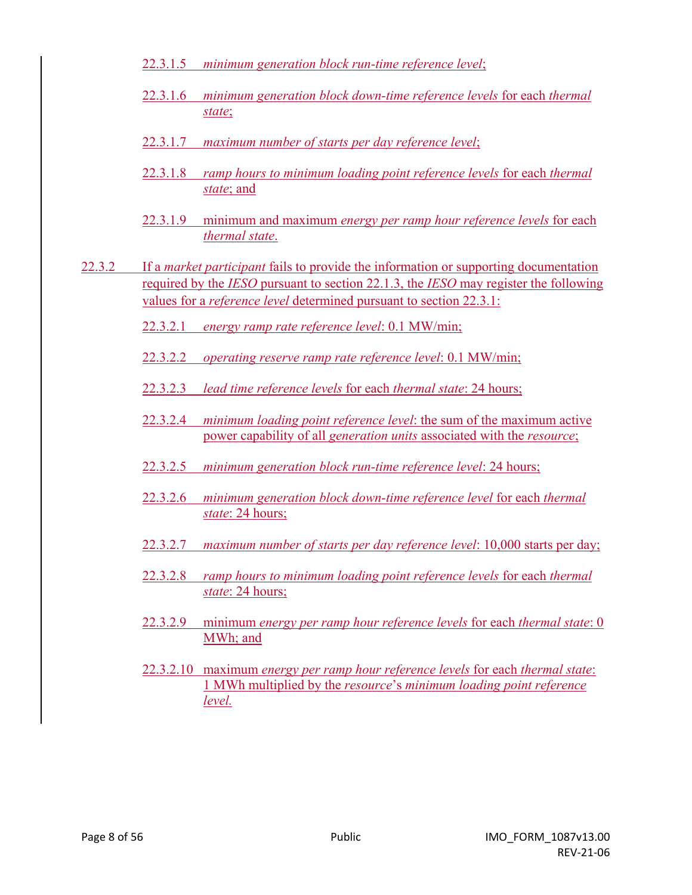22.3.1.5 *minimum generation block run-time reference level*;

22.3.1.6 *minimum generation block down-time reference levels* for each *thermal state*;

22.3.1.7 *maximum number of starts per day reference level*;

22.3.1.8 *ramp hours to minimum loading point reference levels* for each *thermal state*; and

22.3.1.9 minimum and maximum *energy per ramp hour reference levels* for each *thermal state*.

22.3.2 If a *market participant* fails to provide the information or supporting documentation required by the *IESO* pursuant to section 22.1.3, the *IESO* may register the following values for a *reference level* determined pursuant to section 22.3.1:

22.3.2.1 *energy ramp rate reference level*: 0.1 MW/min;

22.3.2.2 *operating reserve ramp rate reference level*: 0.1 MW/min;

22.3.2.3 *lead time reference levels* for each *thermal state*: 24 hours;

22.3.2.4 *minimum loading point reference level*: the sum of the maximum active power capability of all *generation units* associated with the *resource*;

22.3.2.5 *minimum generation block run-time reference level*: 24 hours;

22.3.2.6 *minimum generation block down-time reference level* for each *thermal state*: 24 hours;

22.3.2.7 *maximum number of starts per day reference level*: 10,000 starts per day;

22.3.2.8 *ramp hours to minimum loading point reference levels* for each *thermal state*: 24 hours;

22.3.2.9 minimum *energy per ramp hour reference levels* for each *thermal state*: 0 MWh; and

22.3.2.10 maximum *energy per ramp hour reference levels* for each *thermal state*: 1 MWh multiplied by the *resource*'s *minimum loading point reference level.*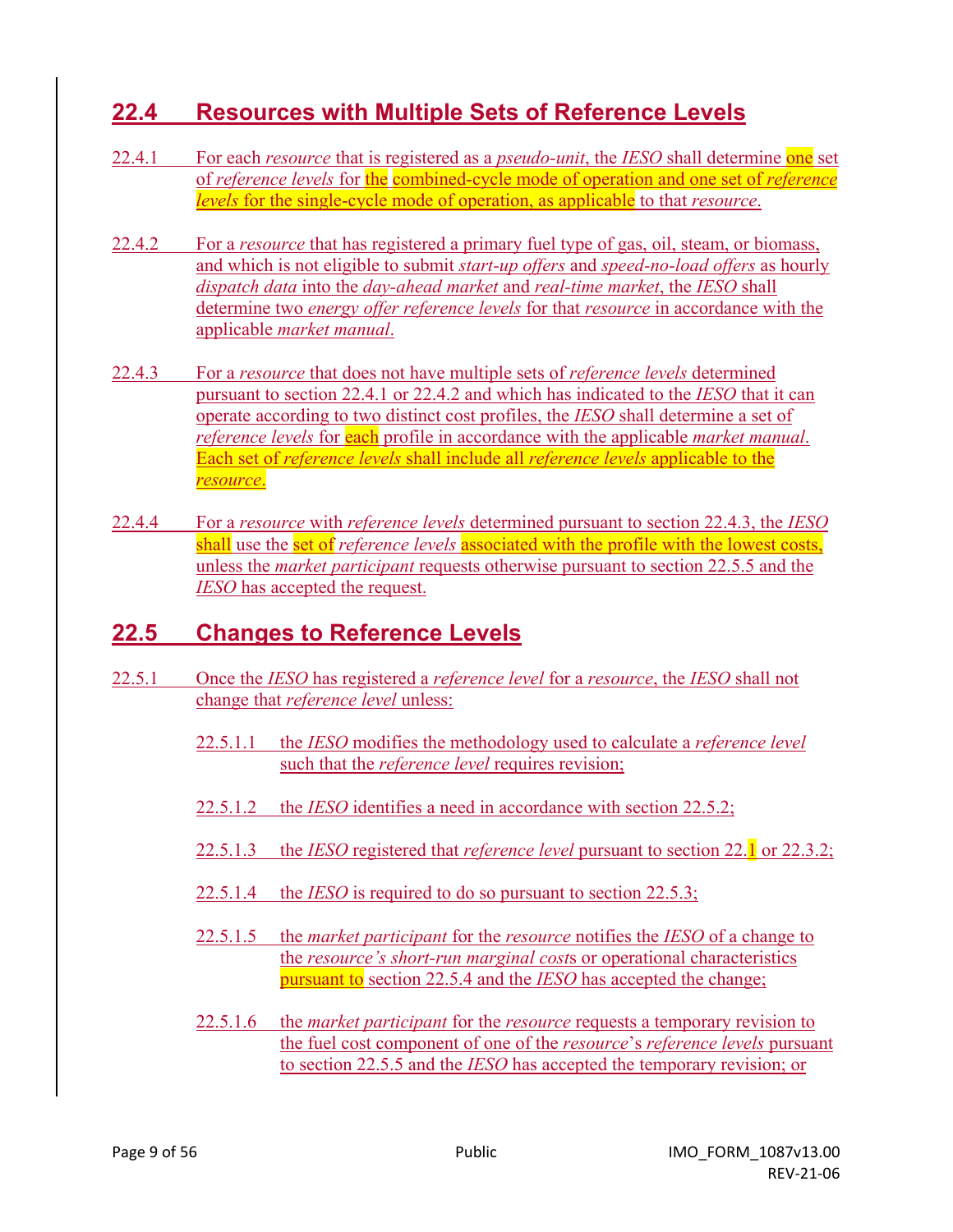## 22.4 Resources with Multiple Sets of Reference Levels

22.4.1 For each *resource* that is registered as a *pseudo-unit*, the *IESO* shall determine one set of *reference levels* for the combined-cycle mode of operation and one set of *reference levels* for the single-cycle mode of operation, as applicable to that *resource*.

22.4.2 For a *resource* that has registered a primary fuel type of gas, oil, steam, or biomass, and which is not eligible to submit *start-up offers* and *speed-no-load offers* as hourly *dispatch data* into the *day-ahead market* and *real-time market*, the *IESO* shall determine two *energy offer reference levels* for that *resource* in accordance with the applicable *market manual*.

22.4.3 For a *resource* that does not have multiple sets of *reference levels* determined pursuant to section 22.4.1 or 22.4.2 and which has indicated to the *IESO* that it can operate according to two distinct cost profiles, the *IESO* shall determine a set of *reference levels* for each profile in accordance with the applicable *market manual*. Each set of *reference levels* shall include all *reference levels* applicable to the *resource*.

22.4.4 For a *resource* with *reference levels* determined pursuant to section 22.4.3, the *IESO* shall use the set of *reference levels* associated with the profile with the lowest costs, unless the *market participant* requests otherwise pursuant to section 22.5.5 and the *IESO* has accepted the request.

## 22.5 Changes to Reference Levels

22.5.1 Once the *IESO* has registered a *reference level* for a *resource*, the *IESO* shall not change that *reference level* unless:

22.5.1.1 the *IESO* modifies the methodology used to calculate a *reference level* such that the *reference level* requires revision;

22.5.1.2 the *IESO* identifies a need in accordance with section 22.5.2;

22.5.1.3 the *IESO* registered that *reference level* pursuant to section 22.1 or 22.3.2;

22.5.1.4 the *IESO* is required to do so pursuant to section 22.5.3;

22.5.1.5 the *market participant* for the *resource* notifies the *IESO* of a change to the *resource's short-run marginal costs* or operational characteristics pursuant to section 22.5.4 and the *IESO* has accepted the change;

22.5.1.6 the *market participant* for the *resource* requests a temporary revision to the fuel cost component of one of the *resource*'s *reference levels* pursuant to section 22.5.5 and the *IESO* has accepted the temporary revision; or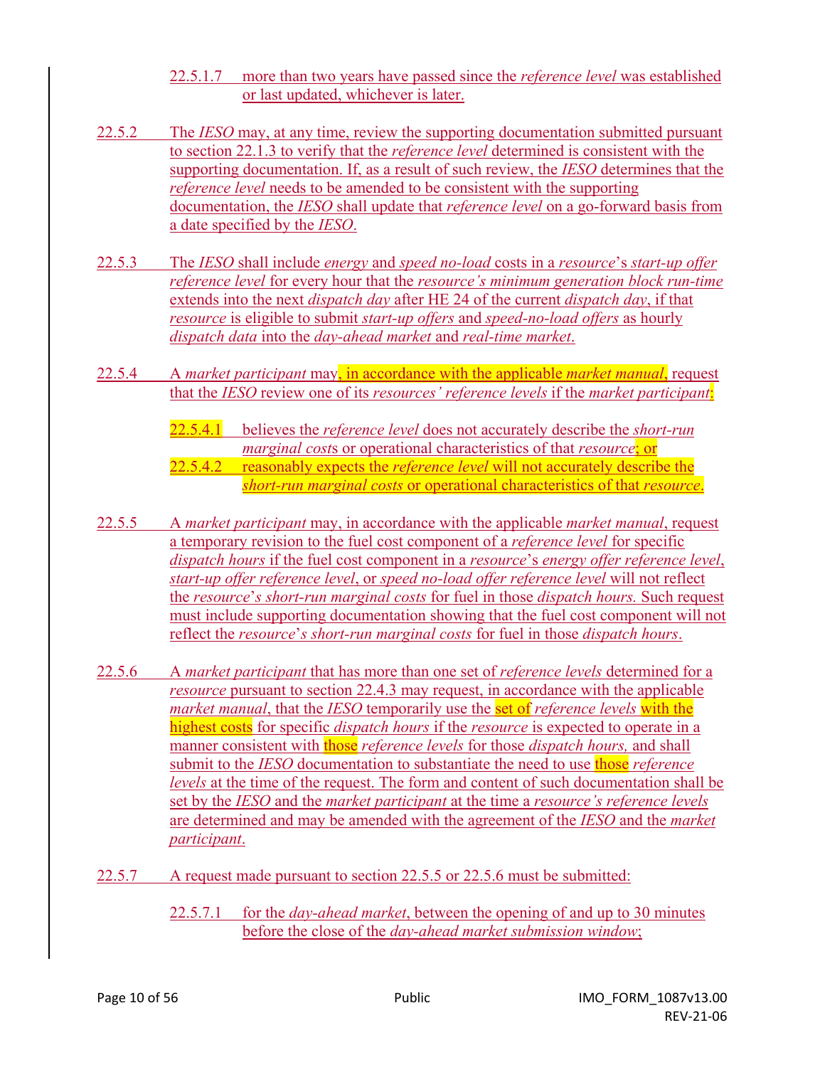22.5.1.7 more than two years have passed since the *reference level* was established or last updated, whichever is later.

22.5.2 The *IESO* may, at any time, review the supporting documentation submitted pursuant to section 22.1.3 to verify that the *reference level* determined is consistent with the supporting documentation. If, as a result of such review, the *IESO* determines that the *reference level* needs to be amended to be consistent with the supporting documentation, the *IESO* shall update that *reference level* on a go-forward basis from a date specified by the *IESO*.

22.5.3 The *IESO* shall include *energy* and *speed no-load* costs in a *resource*'s *start-up offer reference level* for every hour that the *resource's minimum generation block run-time* extends into the next *dispatch day* after HE 24 of the current *dispatch day*, if that *resource* is eligible to submit *start-up offers* and *speed-no-load offers* as hourly *dispatch data* into the *day-ahead market* and *real-time market*.

22.5.4 A *market participant* may, in accordance with the applicable *market manual*, request that the *IESO* review one of its *resources' reference levels* if the *market participant*:

22.5.4.1 believes the *reference level* does not accurately describe the *short-run marginal costs* or operational characteristics of that *resource*; or

22.5.4.2 reasonably expects the *reference level* will not accurately describe the *short-run marginal costs* or operational characteristics of that *resource*.

22.5.5 A *market participant* may, in accordance with the applicable *market manual*, request a temporary revision to the fuel cost component of a *reference level* for specific *dispatch hours* if the fuel cost component in a *resource*'s *energy offer reference level*, *start-up offer reference level*, or *speed no-load offer reference level* will not reflect the *resource*'*s short-run marginal costs* for fuel in those *dispatch hours*. Such request must include supporting documentation showing that the fuel cost component will not reflect the *resource*'*s short-run marginal costs* for fuel in those *dispatch hours*.

22.5.6 A *market participant* that has more than one set of *reference levels* determined for a *resource* pursuant to section 22.4.3 may request, in accordance with the applicable *market manual*, that the *IESO* temporarily use the set of *reference levels* with the highest costs for specific *dispatch hours* if the *resource* is expected to operate in a manner consistent with those *reference levels* for those *dispatch hours,* and shall submit to the *IESO* documentation to substantiate the need to use those *reference levels* at the time of the request. The form and content of such documentation shall be set by the *IESO* and the *market participant* at the time a *resource's reference levels* are determined and may be amended with the agreement of the *IESO* and the *market participant*.

22.5.7 A request made pursuant to section 22.5.5 or 22.5.6 must be submitted:

22.5.7.1 for the *day-ahead market*, between the opening of and up to 30 minutes before the close of the *day-ahead market submission window*;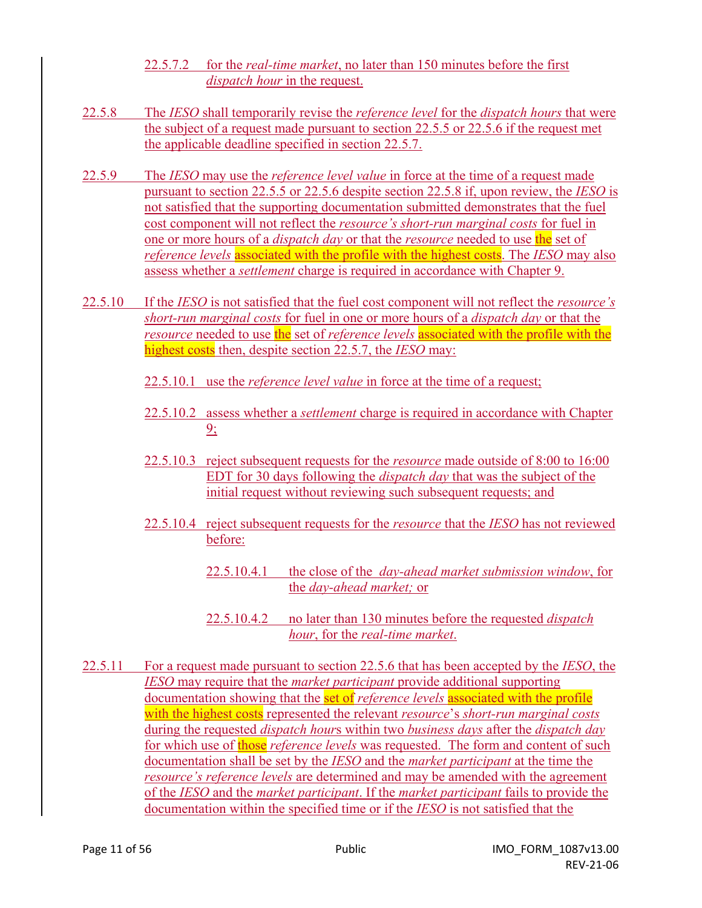22.5.7.2 for the *real-time market*, no later than 150 minutes before the first *dispatch hour* in the request.

22.5.8 The *IESO* shall temporarily revise the *reference level* for the *dispatch hours* that were the subject of a request made pursuant to section 22.5.5 or 22.5.6 if the request met the applicable deadline specified in section 22.5.7.

22.5.9 The *IESO* may use the *reference level value* in force at the time of a request made pursuant to section 22.5.5 or 22.5.6 despite section 22.5.8 if, upon review, the *IESO* is not satisfied that the supporting documentation submitted demonstrates that the fuel cost component will not reflect the *resource's short-run marginal costs* for fuel in one or more hours of a *dispatch day* or that the *resource* needed to use the set of *reference levels* associated with the profile with the highest costs. The *IESO* may also assess whether a *settlement* charge is required in accordance with Chapter 9.

22.5.10 If the *IESO* is not satisfied that the fuel cost component will not reflect the *resource's short-run marginal costs* for fuel in one or more hours of a *dispatch day* or that the *resource* needed to use the set of *reference levels* associated with the profile with the highest costs then, despite section 22.5.7, the *IESO* may:

22.5.10.1 use the *reference level value* in force at the time of a request;

22.5.10.2 assess whether a *settlement* charge is required in accordance with Chapter 9;

22.5.10.3 reject subsequent requests for the *resource* made outside of 8:00 to 16:00 EDT for 30 days following the *dispatch day* that was the subject of the initial request without reviewing such subsequent requests; and

22.5.10.4 reject subsequent requests for the *resource* that the *IESO* has not reviewed before:

22.5.10.4.1 the close of the *day-ahead market submission window*, for the *day-ahead market;* or

22.5.10.4.2 no later than 130 minutes before the requested *dispatch hour*, for the *real-time market*.

22.5.11 For a request made pursuant to section 22.5.6 that has been accepted by the *IESO*, the *IESO* may require that the *market participant* provide additional supporting documentation showing that the set of *reference levels* associated with the profile with the highest costs represented the relevant *resource*'s *short-run marginal costs* during the requested *dispatch hour*s within two *business days* after the *dispatch day* for which use of those *reference levels* was requested. The form and content of such documentation shall be set by the *IESO* and the *market participant* at the time the *resource's reference levels* are determined and may be amended with the agreement of the *IESO* and the *market participant*. If the *market participant* fails to provide the documentation within the specified time or if the *IESO* is not satisfied that the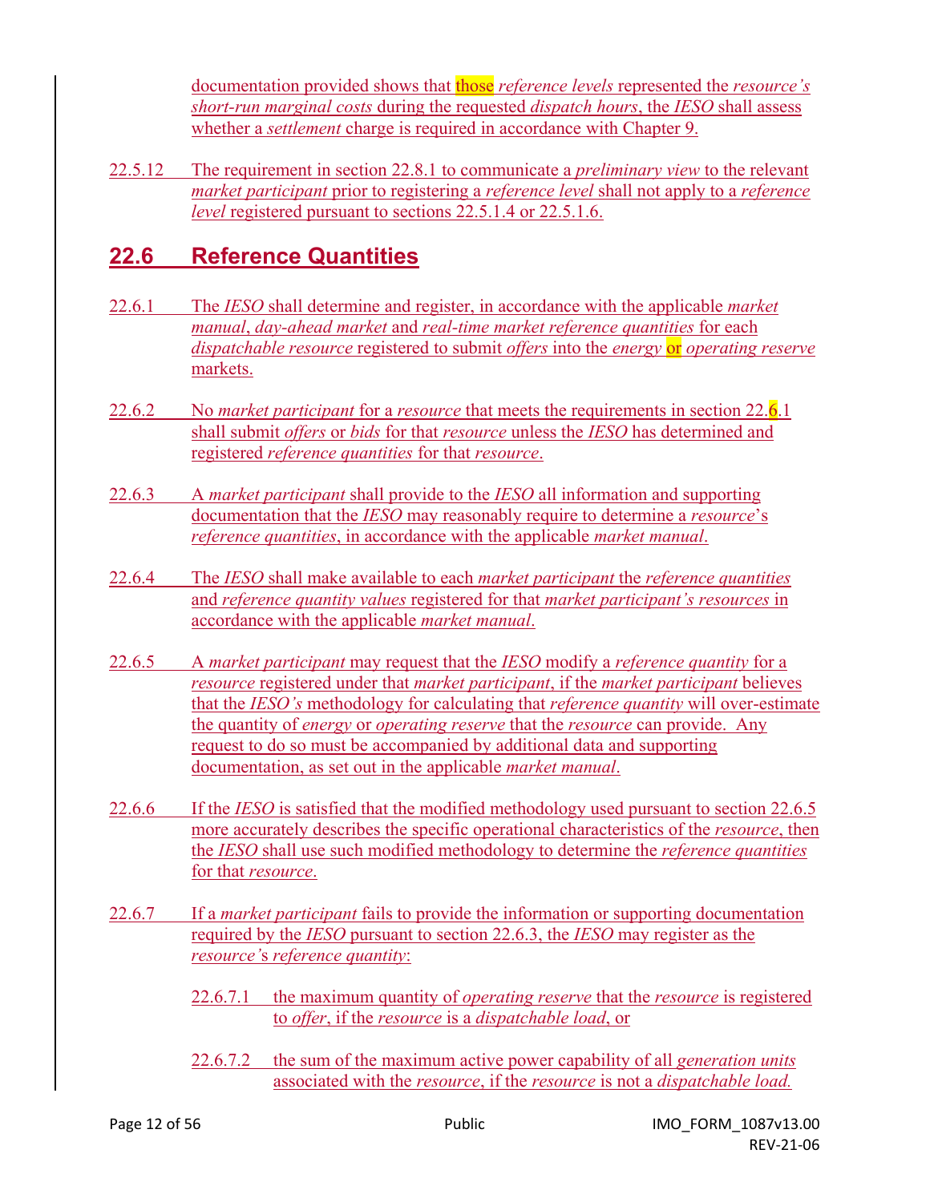documentation provided shows that those *reference levels* represented the *resource's short-run marginal costs* during the requested *dispatch hours*, the *IESO* shall assess whether a *settlement* charge is required in accordance with Chapter 9.

22.5.12 The requirement in section 22.8.1 to communicate a *preliminary view* to the relevant *market participant* prior to registering a *reference level* shall not apply to a *reference level* registered pursuant to sections 22.5.1.4 or 22.5.1.6.

## 22.6 Reference Quantities

22.6.1 The *IESO* shall determine and register, in accordance with the applicable *market manual*, *day-ahead market* and *real-time market reference quantities* for each *dispatchable resource* registered to submit *offers* into the *energy* or *operating reserve* markets.

22.6.2 No *market participant* for a *resource* that meets the requirements in section 22.6.1 shall submit *offers* or *bids* for that *resource* unless the *IESO* has determined and registered *reference quantities* for that *resource*.

22.6.3 A *market participant* shall provide to the *IESO* all information and supporting documentation that the *IESO* may reasonably require to determine a *resource*'s *reference quantities*, in accordance with the applicable *market manual*.

22.6.4 The *IESO* shall make available to each *market participant* the *reference quantities* and *reference quantity values* registered for that *market participant's resources* in accordance with the applicable *market manual*.

22.6.5 A *market participant* may request that the *IESO* modify a *reference quantity* for a *resource* registered under that *market participant*, if the *market participant* believes that the *IESO's* methodology for calculating that *reference quantity* will over-estimate the quantity of *energy* or *operating reserve* that the *resource* can provide. Any request to do so must be accompanied by additional data and supporting documentation, as set out in the applicable *market manual*.

22.6.6 If the *IESO* is satisfied that the modified methodology used pursuant to section 22.6.5 more accurately describes the specific operational characteristics of the *resource*, then the *IESO* shall use such modified methodology to determine the *reference quantities* for that *resource*.

22.6.7 If a *market participant* fails to provide the information or supporting documentation required by the *IESO* pursuant to section 22.6.3, the *IESO* may register as the *resource*'s *reference quantity*:

- 22.6.7.1 the maximum quantity of *operating reserve* that the *resource* is registered to *offer*, if the *resource* is a *dispatchable load*, or

- 22.6.7.2 the sum of the maximum active power capability of all *generation units* associated with the *resource*, if the *resource* is not a *dispatchable load.*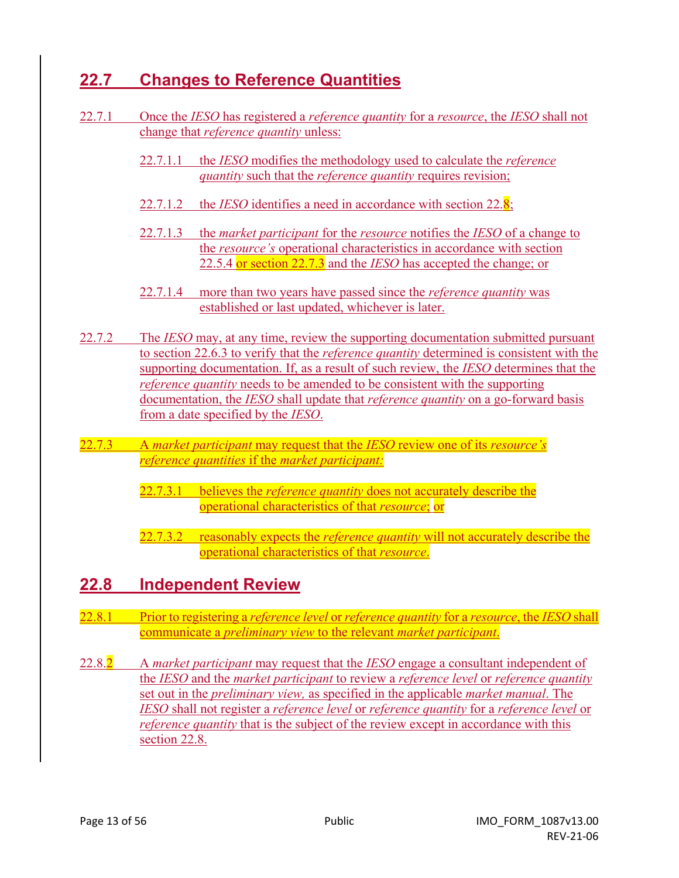## 22.7 Changes to Reference Quantities

22.7.1 Once the *IESO* has registered a *reference quantity* for a *resource*, the *IESO* shall not change that *reference quantity* unless:

22.7.1.1 the *IESO* modifies the methodology used to calculate the *reference quantity* such that the *reference quantity* requires revision;

22.7.1.2 the *IESO* identifies a need in accordance with section 22.8;

22.7.1.3 the *market participant* for the *resource* notifies the *IESO* of a change to the *resource's* operational characteristics in accordance with section 22.5.4 or section 22.7.3 and the *IESO* has accepted the change; or

22.7.1.4 more than two years have passed since the *reference quantity* was established or last updated, whichever is later.

22.7.2 The *IESO* may, at any time, review the supporting documentation submitted pursuant to section 22.6.3 to verify that the *reference quantity* determined is consistent with the supporting documentation. If, as a result of such review, the *IESO* determines that the *reference quantity* needs to be amended to be consistent with the supporting documentation, the *IESO* shall update that *reference quantity* on a go-forward basis from a date specified by the *IESO*.

22.7.3 A *market participant* may request that the *IESO* review one of its *resource's reference quantities* if the *market participant:*

22.7.3.1 believes the *reference quantity* does not accurately describe the operational characteristics of that *resource*; or

22.7.3.2 reasonably expects the *reference quantity* will not accurately describe the operational characteristics of that *resource*.

## 22.8 Independent Review

22.8.1 Prior to registering a *reference level* or *reference quantity* for a *resource*, the *IESO* shall communicate a *preliminary view* to the relevant *market participant*.

22.8.2 A *market participant* may request that the *IESO* engage a consultant independent of the *IESO* and the *market participant* to review a *reference level* or *reference quantity* set out in the *preliminary view,* as specified in the applicable *market manual*. The *IESO* shall not register a *reference level* or *reference quantity* for a *reference level* or *reference quantity* that is the subject of the review except in accordance with this section 22.8.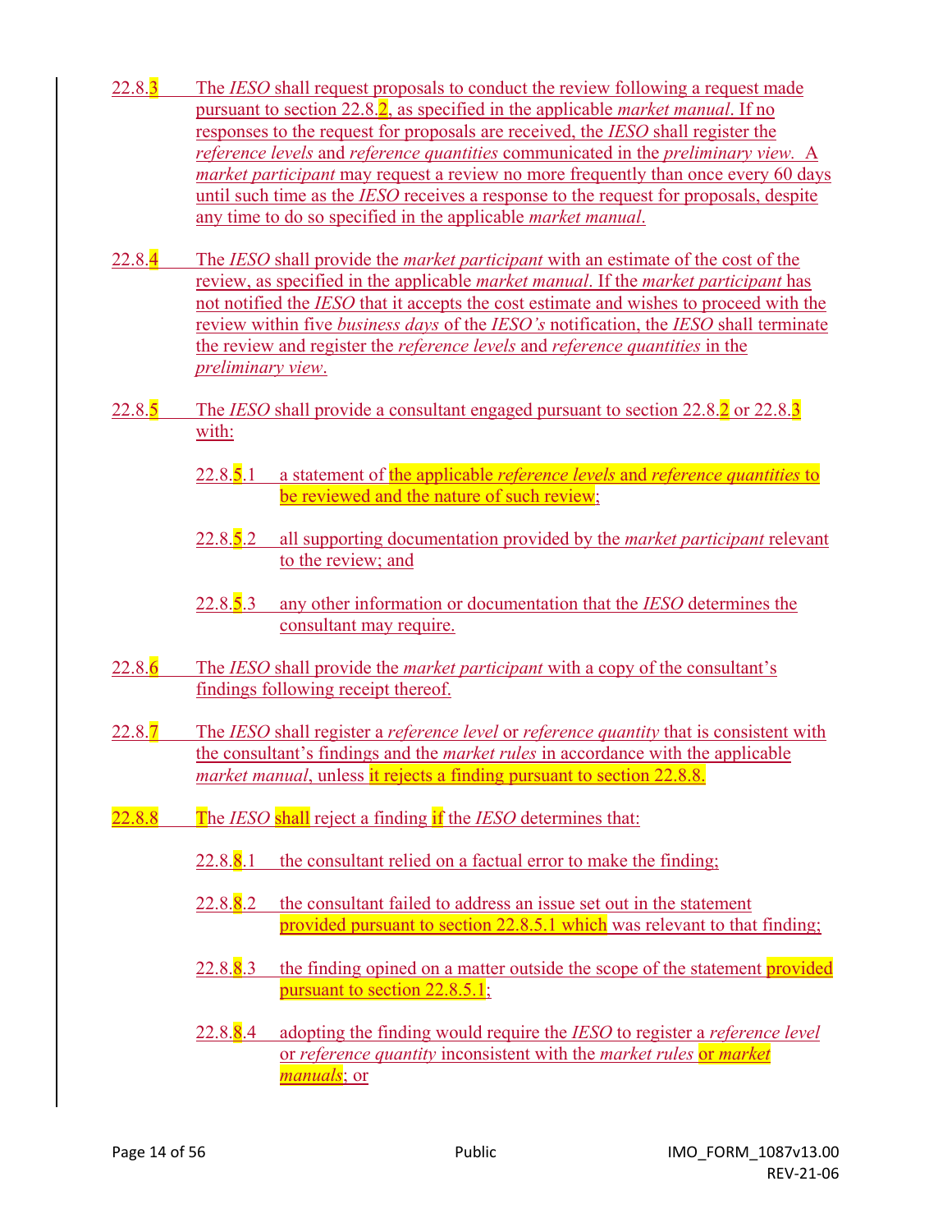22.8.3 The *IESO* shall request proposals to conduct the review following a request made pursuant to section 22.8.2, as specified in the applicable *market manual*. If no responses to the request for proposals are received, the *IESO* shall register the *reference levels* and *reference quantities* communicated in the *preliminary view*. A *market participant* may request a review no more frequently than once every 60 days until such time as the *IESO* receives a response to the request for proposals, despite any time to do so specified in the applicable *market manual*.

22.8.4 The *IESO* shall provide the *market participant* with an estimate of the cost of the review, as specified in the applicable *market manual*. If the *market participant* has not notified the *IESO* that it accepts the cost estimate and wishes to proceed with the review within five *business days* of the *IESO's* notification, the *IESO* shall terminate the review and register the *reference levels* and *reference quantities* in the *preliminary view*.

22.8.5 The *IESO* shall provide a consultant engaged pursuant to section 22.8.2 or 22.8.3 with:

- 22.8.5.1 a statement of the applicable *reference levels* and *reference quantities* to be reviewed and the nature of such review;
- 22.8.5.2 all supporting documentation provided by the *market participant* relevant to the review; and
- 22.8.5.3 any other information or documentation that the *IESO* determines the consultant may require.

22.8.6 The *IESO* shall provide the *market participant* with a copy of the consultant's findings following receipt thereof.

22.8.7 The *IESO* shall register a *reference level* or *reference quantity* that is consistent with the consultant's findings and the *market rules* in accordance with the applicable *market manual*, unless it rejects a finding pursuant to section 22.8.8.

22.8.8 The *IESO* shall reject a finding if the *IESO* determines that:

- 22.8.8.1 the consultant relied on a factual error to make the finding;
- 22.8.8.2 the consultant failed to address an issue set out in the statement provided pursuant to section 22.8.5.1 which was relevant to that finding;
- 22.8.8.3 the finding opined on a matter outside the scope of the statement provided pursuant to section 22.8.5.1;
- 22.8.8.4 adopting the finding would require the *IESO* to register a *reference level* or *reference quantity* inconsistent with the *market rules* or *market manuals*; or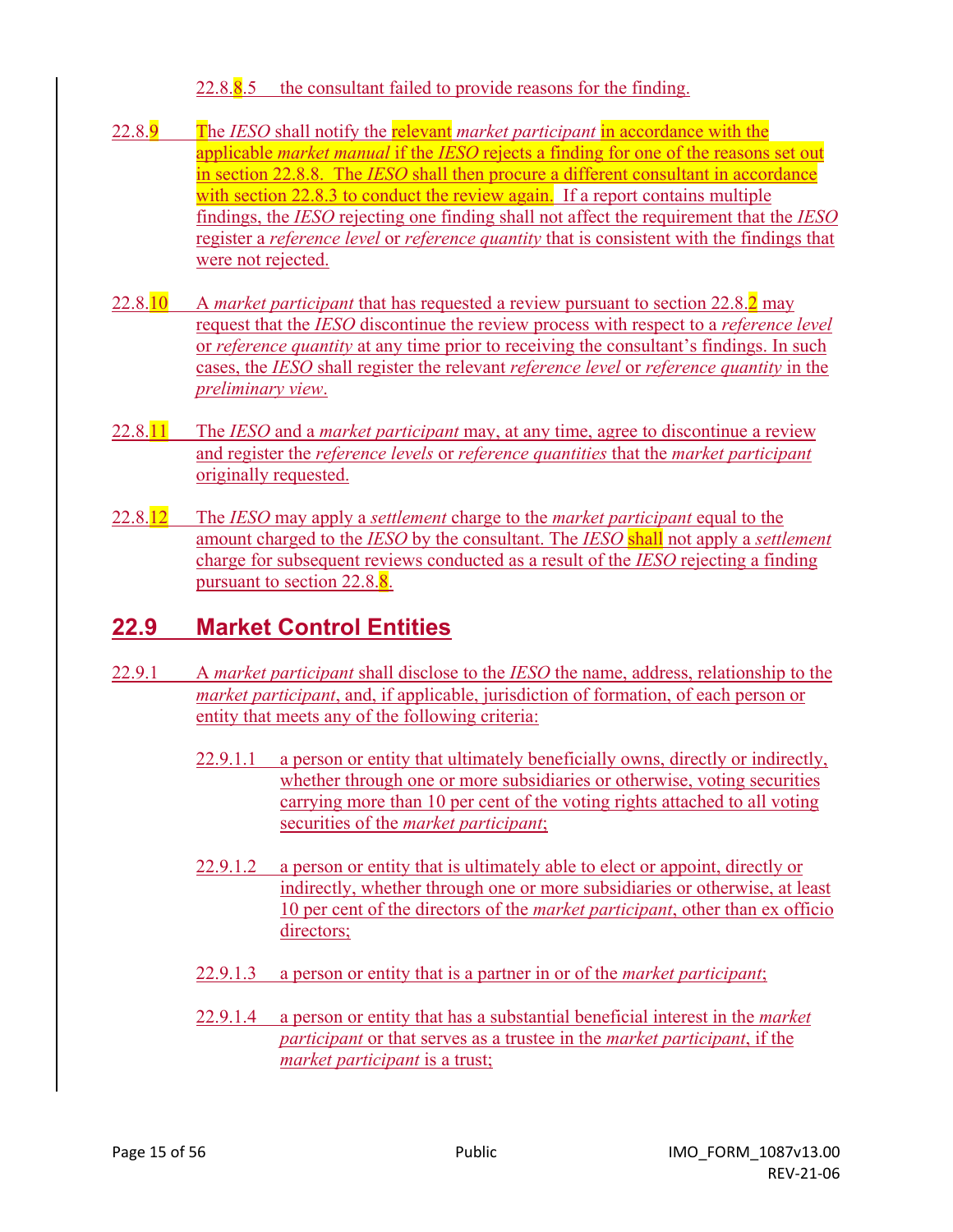22.8.8.5 the consultant failed to provide reasons for the finding.

22.8.9 The *IESO* shall notify the relevant *market participant* in accordance with the applicable *market manual* if the *IESO* rejects a finding for one of the reasons set out in section 22.8.8. The *IESO* shall then procure a different consultant in accordance with section 22.8.3 to conduct the review again. If a report contains multiple findings, the *IESO* rejecting one finding shall not affect the requirement that the *IESO* register a *reference level* or *reference quantity* that is consistent with the findings that were not rejected.

22.8.10 A *market participant* that has requested a review pursuant to section 22.8.2 may request that the *IESO* discontinue the review process with respect to a *reference level* or *reference quantity* at any time prior to receiving the consultant's findings. In such cases, the *IESO* shall register the relevant *reference level* or *reference quantity* in the *preliminary view*.

22.8.11 The *IESO* and a *market participant* may, at any time, agree to discontinue a review and register the *reference levels* or *reference quantities* that the *market participant* originally requested.

22.8.12 The *IESO* may apply a *settlement* charge to the *market participant* equal to the amount charged to the *IESO* by the consultant. The *IESO* shall not apply a *settlement* charge for subsequent reviews conducted as a result of the *IESO* rejecting a finding pursuant to section 22.8.8.

## 22.9 Market Control Entities

22.9.1 A *market participant* shall disclose to the *IESO* the name, address, relationship to the *market participant*, and, if applicable, jurisdiction of formation, of each person or entity that meets any of the following criteria:

- 22.9.1.1 a person or entity that ultimately beneficially owns, directly or indirectly, whether through one or more subsidiaries or otherwise, voting securities carrying more than 10 per cent of the voting rights attached to all voting securities of the *market participant*;

- 22.9.1.2 a person or entity that is ultimately able to elect or appoint, directly or indirectly, whether through one or more subsidiaries or otherwise, at least 10 per cent of the directors of the *market participant*, other than ex officio directors;

- 22.9.1.3 a person or entity that is a partner in or of the *market participant*;

- 22.9.1.4 a person or entity that has a substantial beneficial interest in the *market participant* or that serves as a trustee in the *market participant*, if the *market participant* is a trust;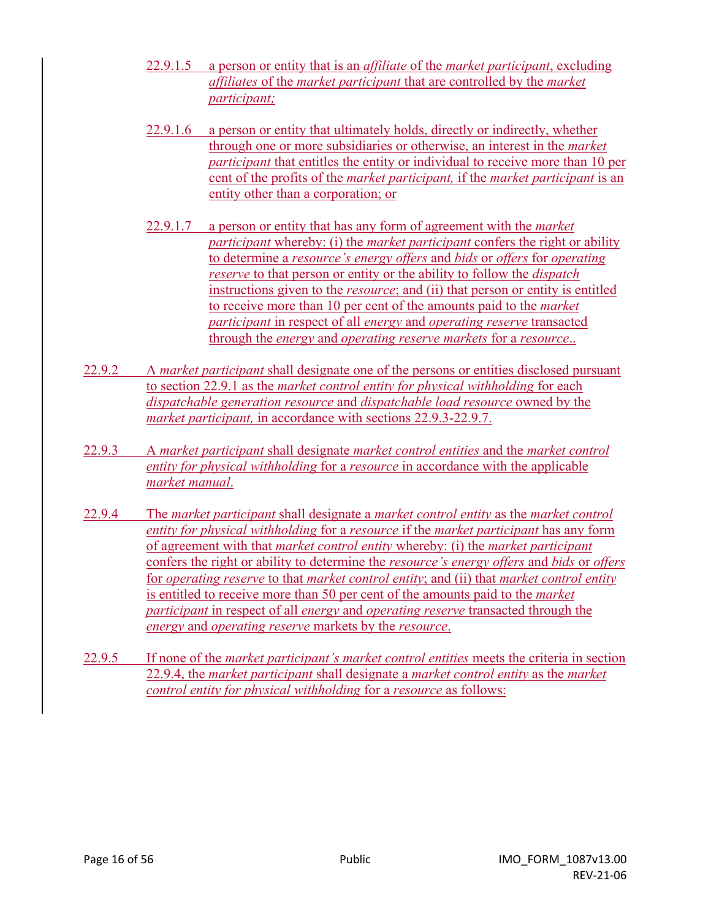22.9.1.5 a person or entity that is an *affiliate* of the *market participant*, excluding *affiliates* of the *market participant* that are controlled by the *market participant;*

22.9.1.6 a person or entity that ultimately holds, directly or indirectly, whether through one or more subsidiaries or otherwise, an interest in the *market participant* that entitles the entity or individual to receive more than 10 per cent of the profits of the *market participant,* if the *market participant* is an entity other than a corporation; or

22.9.1.7 a person or entity that has any form of agreement with the *market participant* whereby: (i) the *market participant* confers the right or ability to determine a *resource's energy offers* and *bids* or *offers* for *operating reserve* to that person or entity or the ability to follow the *dispatch* instructions given to the *resource*; and (ii) that person or entity is entitled to receive more than 10 per cent of the amounts paid to the *market participant* in respect of all *energy* and *operating reserve* transacted through the *energy* and *operating reserve markets* for a *resource*..

22.9.2 A *market participant* shall designate one of the persons or entities disclosed pursuant to section 22.9.1 as the *market control entity for physical withholding* for each *dispatchable generation resource* and *dispatchable load resource* owned by the *market participant,* in accordance with sections 22.9.3-22.9.7.

22.9.3 A *market participant* shall designate *market control entities* and the *market control entity for physical withholding* for a *resource* in accordance with the applicable *market manual*.

22.9.4 The *market participant* shall designate a *market control entity* as the *market control entity for physical withholding* for a *resource* if the *market participant* has any form of agreement with that *market control entity* whereby: (i) the *market participant* confers the right or ability to determine the *resource's energy offers* and *bids* or *offers* for *operating reserve* to that *market control entity*; and (ii) that *market control entity* is entitled to receive more than 50 per cent of the amounts paid to the *market participant* in respect of all *energy* and *operating reserve* transacted through the *energy* and *operating reserve* markets by the *resource*.

22.9.5 If none of the *market participant's market control entities* meets the criteria in section 22.9.4, the *market participant* shall designate a *market control entity* as the *market control entity for physical withholding* for a *resource* as follows: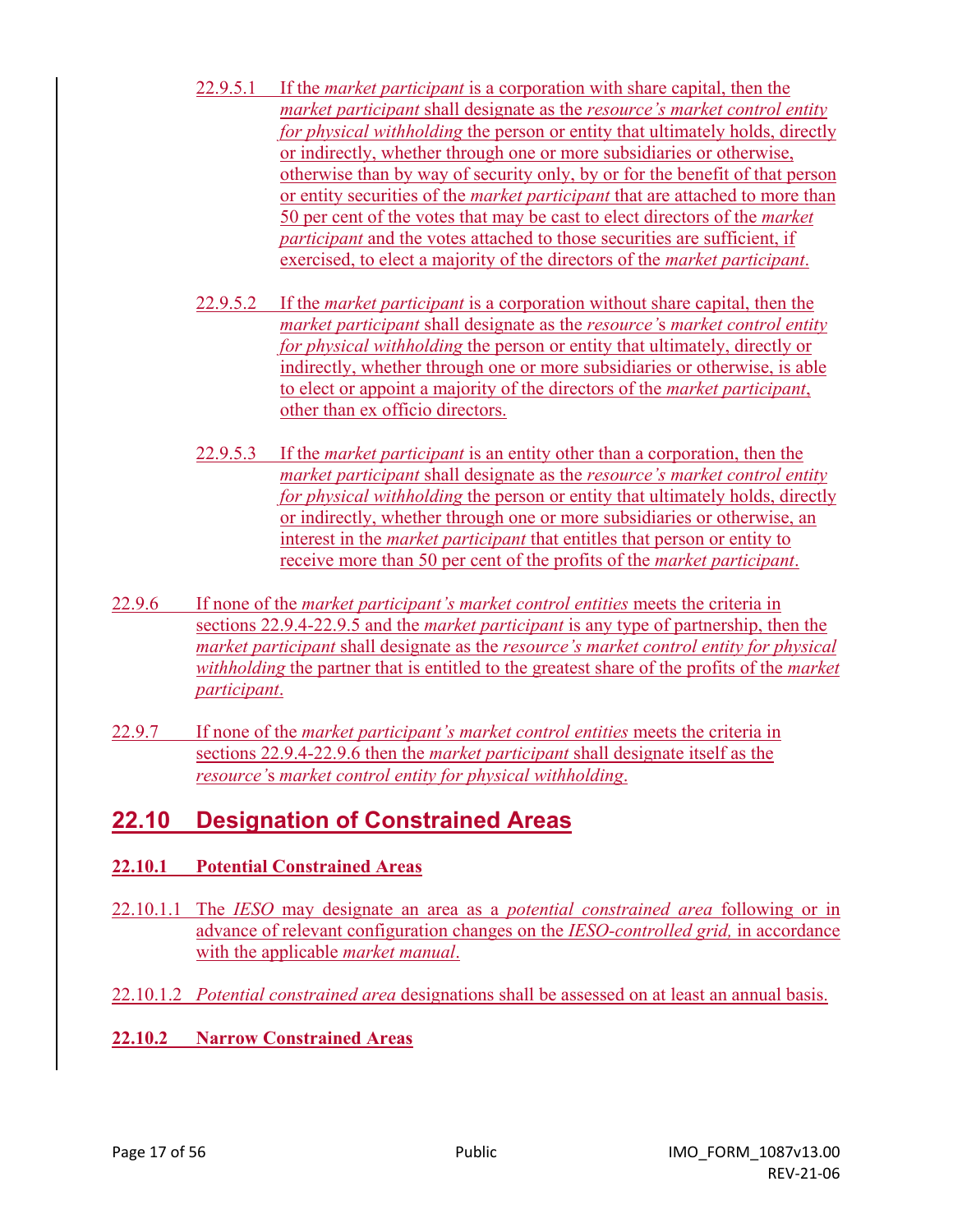22.9.5.1 If the *market participant* is a corporation with share capital, then the *market participant* shall designate as the *resource's market control entity for physical withholding* the person or entity that ultimately holds, directly or indirectly, whether through one or more subsidiaries or otherwise, otherwise than by way of security only, by or for the benefit of that person or entity securities of the *market participant* that are attached to more than 50 per cent of the votes that may be cast to elect directors of the *market participant* and the votes attached to those securities are sufficient, if exercised, to elect a majority of the directors of the *market participant*.

22.9.5.2 If the *market participant* is a corporation without share capital, then the *market participant* shall designate as the *resource's market control entity for physical withholding* the person or entity that ultimately, directly or indirectly, whether through one or more subsidiaries or otherwise, is able to elect or appoint a majority of the directors of the *market participant*, other than ex officio directors.

22.9.5.3 If the *market participant* is an entity other than a corporation, then the *market participant* shall designate as the *resource's market control entity for physical withholding* the person or entity that ultimately holds, directly or indirectly, whether through one or more subsidiaries or otherwise, an interest in the *market participant* that entitles that person or entity to receive more than 50 per cent of the profits of the *market participant*.

22.9.6 If none of the *market participant's market control entities* meets the criteria in sections 22.9.4-22.9.5 and the *market participant* is any type of partnership, then the *market participant* shall designate as the *resource's market control entity for physical withholding* the partner that is entitled to the greatest share of the profits of the *market participant*.

22.9.7 If none of the *market participant's market control entities* meets the criteria in sections 22.9.4-22.9.6 then the *market participant* shall designate itself as the *resource's market control entity for physical withholding*.

## 22.10 Designation of Constrained Areas

### 22.10.1 Potential Constrained Areas

22.10.1.1 The *IESO* may designate an area as a *potential constrained area* following or in advance of relevant configuration changes on the *IESO-controlled grid*, in accordance with the applicable *market manual*.

22.10.1.2 *Potential constrained area* designations shall be assessed on at least an annual basis.

### 22.10.2 Narrow Constrained Areas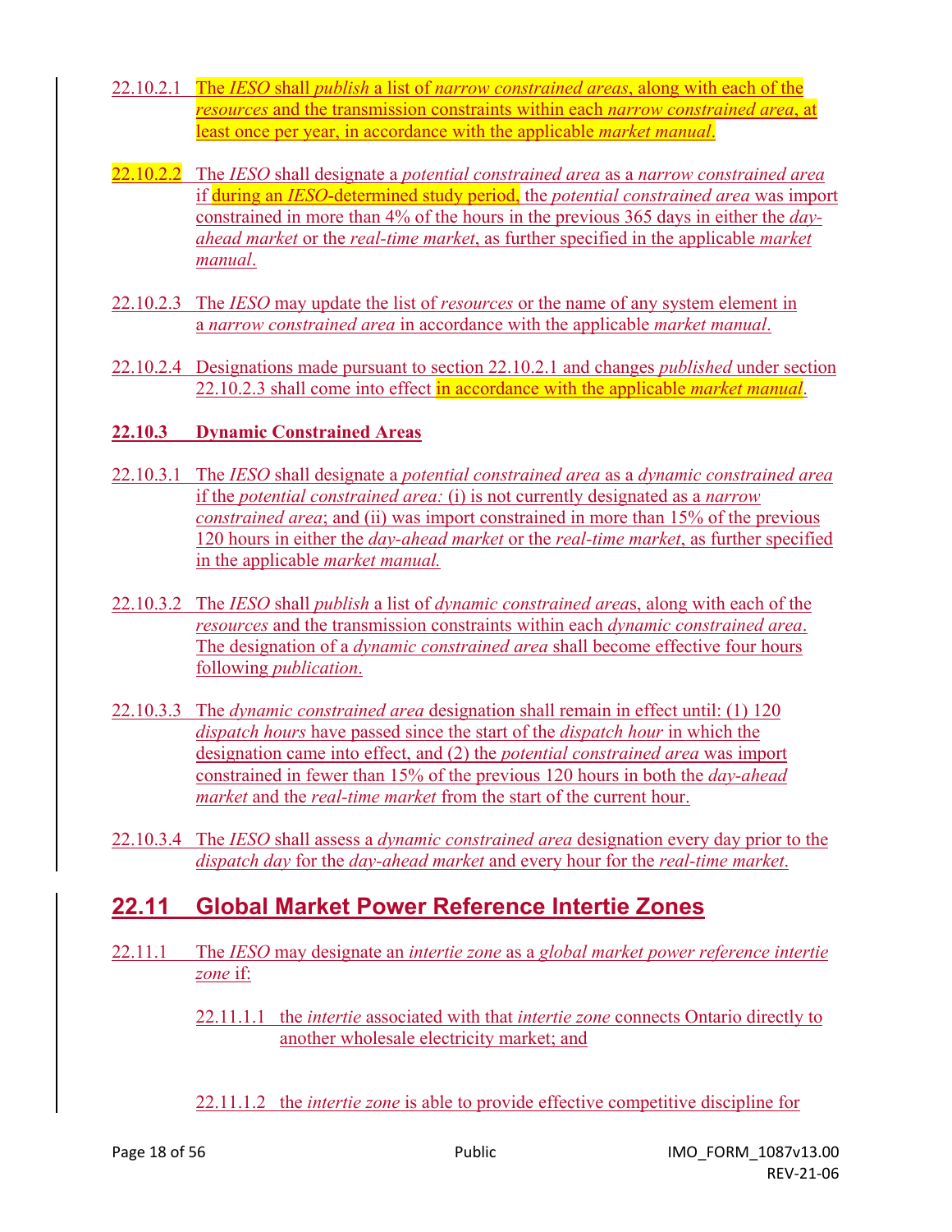22.10.2.1 The *IESO* shall *publish* a list of *narrow constrained areas*, along with each of the *resources* and the transmission constraints within each *narrow constrained area*, at least once per year, in accordance with the applicable *market manual*.

22.10.2.2 The *IESO* shall designate a *potential constrained area* as a *narrow constrained area* if during an *IESO*-determined study period, the *potential constrained area* was import constrained in more than 4% of the hours in the previous 365 days in either the *day-ahead market* or the *real-time market*, as further specified in the applicable *market manual*.

22.10.2.3 The *IESO* may update the list of *resources* or the name of any system element in a *narrow constrained area* in accordance with the applicable *market manual*.

22.10.2.4 Designations made pursuant to section 22.10.2.1 and changes *published* under section 22.10.2.3 shall come into effect in accordance with the applicable *market manual*.

### 22.10.3 Dynamic Constrained Areas

22.10.3.1 The *IESO* shall designate a *potential constrained area* as a *dynamic constrained area* if the *potential constrained area:* (i) is not currently designated as a *narrow constrained area*; and (ii) was import constrained in more than 15% of the previous 120 hours in either the *day-ahead market* or the *real-time market*, as further specified in the applicable *market manual.*

22.10.3.2 The *IESO* shall *publish* a list of *dynamic constrained area*s, along with each of the *resources* and the transmission constraints within each *dynamic constrained area*. The designation of a *dynamic constrained area* shall become effective four hours following *publication*.

22.10.3.3 The *dynamic constrained area* designation shall remain in effect until: (1) 120 *dispatch hours* have passed since the start of the *dispatch hour* in which the designation came into effect, and (2) the *potential constrained area* was import constrained in fewer than 15% of the previous 120 hours in both the *day-ahead market* and the *real-time market* from the start of the current hour.

22.10.3.4 The *IESO* shall assess a *dynamic constrained area* designation every day prior to the *dispatch day* for the *day-ahead market* and every hour for the *real-time market*.

## 22.11 Global Market Power Reference Intertie Zones

22.11.1 The *IESO* may designate an *intertie zone* as a *global market power reference intertie zone* if:

22.11.1.1 the *intertie* associated with that *intertie zone* connects Ontario directly to another wholesale electricity market; and

22.11.1.2 the *intertie zone* is able to provide effective competitive discipline for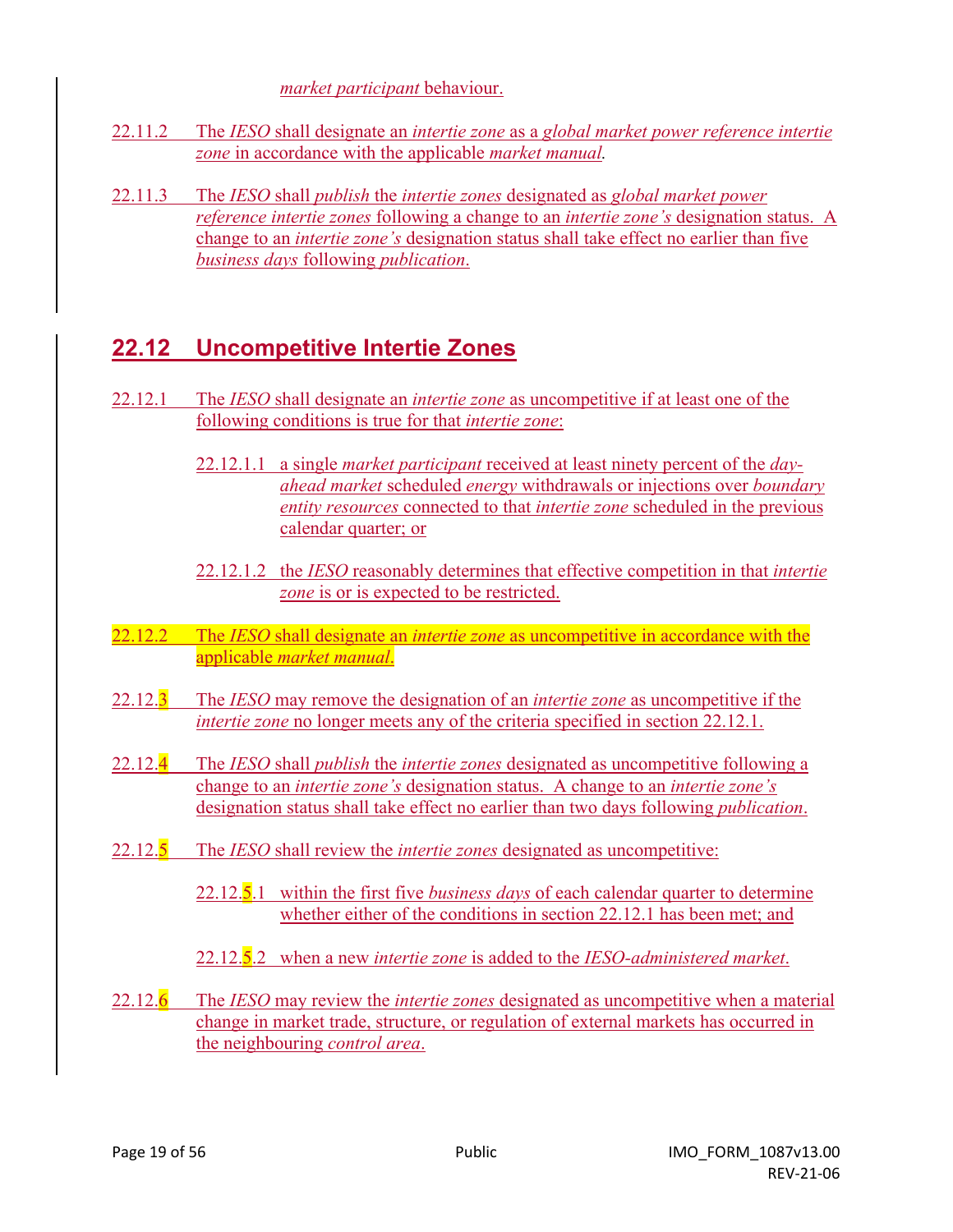*market participant* behaviour.

22.11.2 The *IESO* shall designate an *intertie zone* as a *global market power reference intertie zone* in accordance with the applicable *market manual*.

22.11.3 The *IESO* shall *publish* the *intertie zones* designated as *global market power reference intertie zones* following a change to an *intertie zone's* designation status. A change to an *intertie zone's* designation status shall take effect no earlier than five *business days* following *publication*.

## 22.12 Uncompetitive Intertie Zones

22.12.1 The *IESO* shall designate an *intertie zone* as uncompetitive if at least one of the following conditions is true for that *intertie zone*:

- 22.12.1.1 a single *market participant* received at least ninety percent of the *day-ahead market* scheduled *energy* withdrawals or injections over *boundary entity resources* connected to that *intertie zone* scheduled in the previous calendar quarter; or
- 22.12.1.2 the *IESO* reasonably determines that effective competition in that *intertie zone* is or is expected to be restricted.

22.12.2 The *IESO* shall designate an *intertie zone* as uncompetitive in accordance with the applicable *market manual*.

22.12.3 The *IESO* may remove the designation of an *intertie zone* as uncompetitive if the *intertie zone* no longer meets any of the criteria specified in section 22.12.1.

22.12.4 The *IESO* shall *publish* the *intertie zones* designated as uncompetitive following a change to an *intertie zone's* designation status. A change to an *intertie zone's* designation status shall take effect no earlier than two days following *publication*.

22.12.5 The *IESO* shall review the *intertie zones* designated as uncompetitive:

- 22.12.5.1 within the first five *business days* of each calendar quarter to determine whether either of the conditions in section 22.12.1 has been met; and
- 22.12.5.2 when a new *intertie zone* is added to the *IESO-administered market*.

22.12.6 The *IESO* may review the *intertie zones* designated as uncompetitive when a material change in market trade, structure, or regulation of external markets has occurred in the neighbouring *control area*.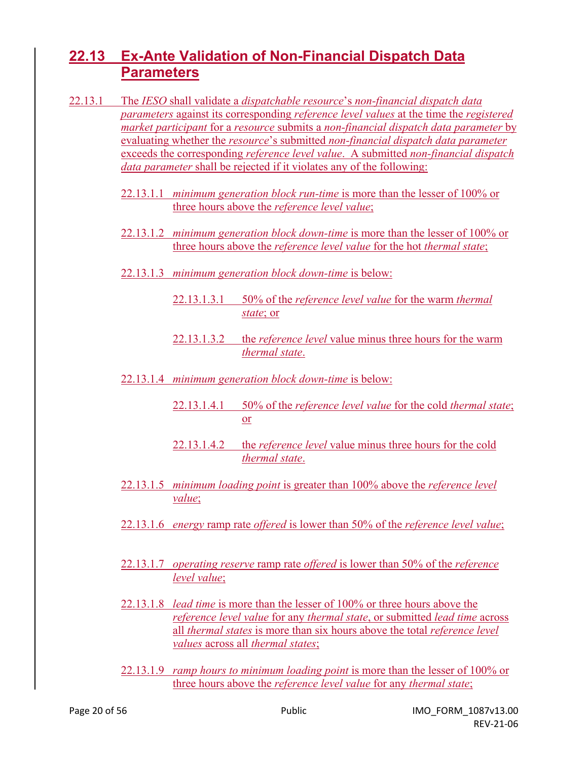## 22.13 Ex-Ante Validation of Non-Financial Dispatch Data Parameters

22.13.1 The *IESO* shall validate a *dispatchable resource*'s *non-financial dispatch data parameters* against its corresponding *reference level values* at the time the *registered market participant* for a *resource* submits a *non-financial dispatch data parameter* by evaluating whether the *resource*'s submitted *non-financial dispatch data parameter* exceeds the corresponding *reference level value*. A submitted *non-financial dispatch data parameter* shall be rejected if it violates any of the following:

22.13.1.1 *minimum generation block run-time* is more than the lesser of 100% or three hours above the *reference level value*;

22.13.1.2 *minimum generation block down-time* is more than the lesser of 100% or three hours above the *reference level value* for the hot *thermal state*;

22.13.1.3 *minimum generation block down-time* is below:

22.13.1.3.1 50% of the *reference level value* for the warm *thermal state*; or

22.13.1.3.2 the *reference level* value minus three hours for the warm *thermal state*.

22.13.1.4 *minimum generation block down-time* is below:

22.13.1.4.1 50% of the *reference level value* for the cold *thermal state*; or

22.13.1.4.2 the *reference level* value minus three hours for the cold *thermal state*.

22.13.1.5 *minimum loading point* is greater than 100% above the *reference level value*;

22.13.1.6 *energy* ramp rate *offered* is lower than 50% of the *reference level value*;

22.13.1.7 *operating reserve* ramp rate *offered* is lower than 50% of the *reference level value*;

22.13.1.8 *lead time* is more than the lesser of 100% or three hours above the *reference level value* for any *thermal state*, or submitted *lead time* across all *thermal states* is more than six hours above the total *reference level values* across all *thermal states*;

22.13.1.9 *ramp hours to minimum loading point* is more than the lesser of 100% or three hours above the *reference level value* for any *thermal state*;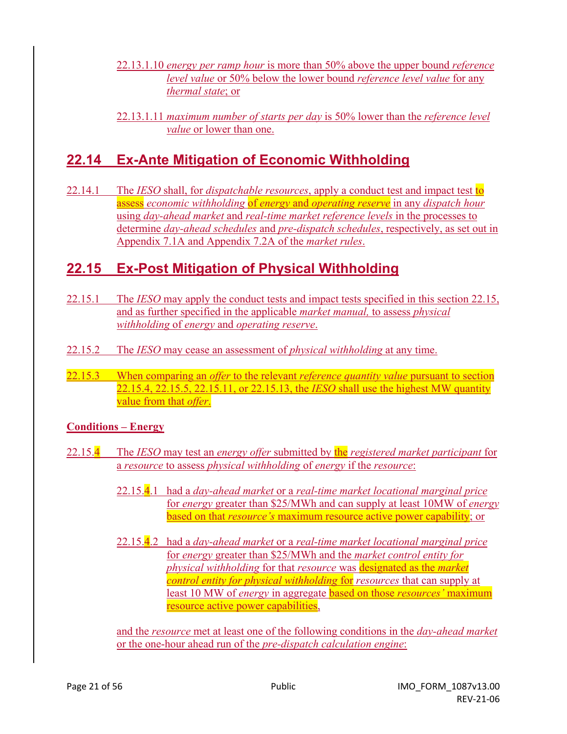22.13.1.10 *energy per ramp hour* is more than 50% above the upper bound *reference level value* or 50% below the lower bound *reference level value* for any *thermal state*; or

22.13.1.11 *maximum number of starts per day* is 50% lower than the *reference level value* or lower than one.

## 22.14 Ex-Ante Mitigation of Economic Withholding

22.14.1 The *IESO* shall, for *dispatchable resources*, apply a conduct test and impact test to assess *economic withholding* of *energy* and *operating reserve* in any *dispatch hour* using *day-ahead market* and *real-time market reference levels* in the processes to determine *day-ahead schedules* and *pre-dispatch schedules*, respectively, as set out in Appendix 7.1A and Appendix 7.2A of the *market rules*.

## 22.15 Ex-Post Mitigation of Physical Withholding

22.15.1 The *IESO* may apply the conduct tests and impact tests specified in this section 22.15, and as further specified in the applicable *market manual,* to assess *physical withholding* of *energy* and *operating reserve*.

22.15.2 The *IESO* may cease an assessment of *physical withholding* at any time.

22.15.3 When comparing an *offer* to the relevant *reference quantity value* pursuant to section 22.15.4, 22.15.5, 22.15.11, or 22.15.13, the *IESO* shall use the highest MW quantity value from that *offer*.

**Conditions – Energy**

22.15.4 The *IESO* may test an *energy offer* submitted by the *registered market participant* for a *resource* to assess *physical withholding* of *energy* if the *resource*:

22.15.4.1 had a *day-ahead market* or a *real-time market locational marginal price* for *energy* greater than $25/MWh and can supply at least 10MW of *energy* based on that *resource's* maximum resource active power capability; or

22.15.4.2 had a *day-ahead market* or a *real-time market locational marginal price* for *energy* greater than $25/MWh and the *market control entity for physical withholding* for that *resource* was designated as the *market control entity for physical withholding* for *resources* that can supply at least 10 MW of *energy* in aggregate based on those *resources'* maximum resource active power capabilities,

and the *resource* met at least one of the following conditions in the *day-ahead market* or the one-hour ahead run of the *pre-dispatch calculation engine*: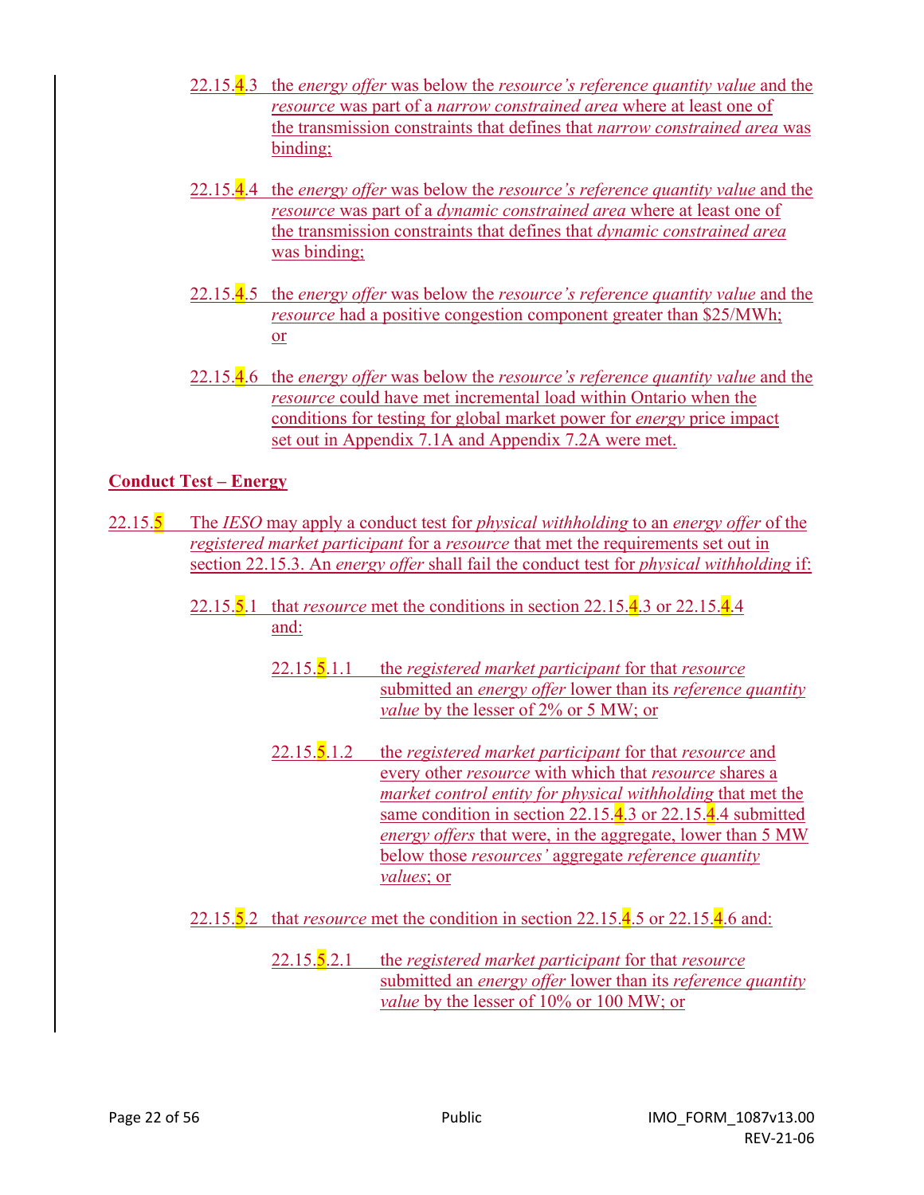22.15.4.3 the *energy offer* was below the *resource's reference quantity value* and the *resource* was part of a *narrow constrained area* where at least one of the transmission constraints that defines that *narrow constrained area* was binding;

22.15.4.4 the *energy offer* was below the *resource's reference quantity value* and the *resource* was part of a *dynamic constrained area* where at least one of the transmission constraints that defines that *dynamic constrained area* was binding;

22.15.4.5 the *energy offer* was below the *resource's reference quantity value* and the *resource* had a positive congestion component greater than $25/MWh; or

22.15.4.6 the *energy offer* was below the *resource's reference quantity value* and the *resource* could have met incremental load within Ontario when the conditions for testing for global market power for *energy* price impact set out in Appendix 7.1A and Appendix 7.2A were met.

**Conduct Test – Energy**

22.15.5 The *IESO* may apply a conduct test for *physical withholding* to an *energy offer* of the *registered market participant* for a *resource* that met the requirements set out in section 22.15.3. An *energy offer* shall fail the conduct test for *physical withholding* if:

22.15.5.1 that *resource* met the conditions in section 22.15.4.3 or 22.15.4.4 and:

22.15.5.1.1 the *registered market participant* for that *resource* submitted an *energy offer* lower than its *reference quantity value* by the lesser of 2% or 5 MW; or

22.15.5.1.2 the *registered market participant* for that *resource* and every other *resource* with which that *resource* shares a *market control entity for physical withholding* that met the same condition in section 22.15.4.3 or 22.15.4.4 submitted *energy offers* that were, in the aggregate, lower than 5 MW below those *resources'* aggregate *reference quantity values*; or

22.15.5.2 that *resource* met the condition in section 22.15.4.5 or 22.15.4.6 and:

22.15.5.2.1 the *registered market participant* for that *resource* submitted an *energy offer* lower than its *reference quantity value* by the lesser of 10% or 100 MW; or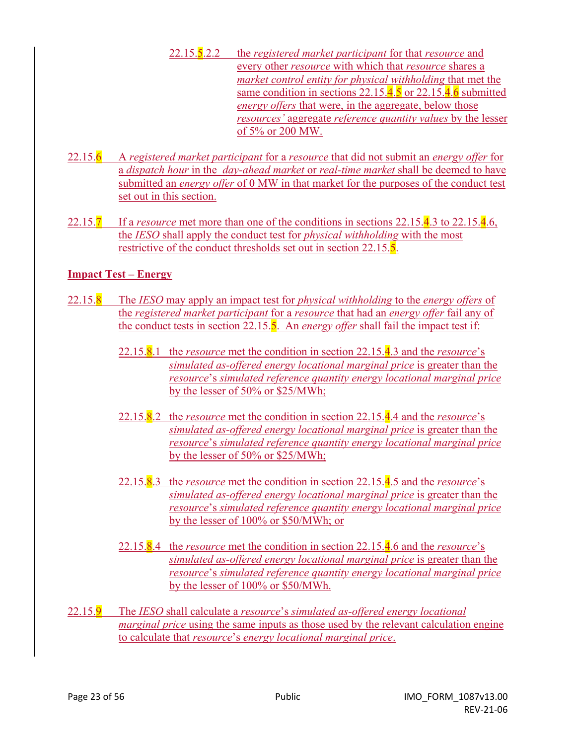22.15.5.2.2 the *registered market participant* for that *resource* and every other *resource* with which that *resource* shares a *market control entity for physical withholding* that met the same condition in sections 22.15.4.5 or 22.15.4.6 submitted *energy offers* that were, in the aggregate, below those *resources'* aggregate *reference quantity values* by the lesser of 5% or 200 MW.

22.15.6 A *registered market participant* for a *resource* that did not submit an *energy offer* for a *dispatch hour* in the *day-ahead market* or *real-time market* shall be deemed to have submitted an *energy offer* of 0 MW in that market for the purposes of the conduct test set out in this section.

22.15.7 If a *resource* met more than one of the conditions in sections 22.15.4.3 to 22.15.4.6, the *IESO* shall apply the conduct test for *physical withholding* with the most restrictive of the conduct thresholds set out in section 22.15.5.

**Impact Test – Energy**

22.15.8 The *IESO* may apply an impact test for *physical withholding* to the *energy offers* of the *registered market participant* for a *resource* that had an *energy offer* fail any of the conduct tests in section 22.15.5. An *energy offer* shall fail the impact test if:

22.15.8.1 the *resource* met the condition in section 22.15.4.3 and the *resource*'s *simulated as-offered energy locational marginal price* is greater than the *resource*'s *simulated reference quantity energy locational marginal price* by the lesser of 50% or $25/MWh;

22.15.8.2 the *resource* met the condition in section 22.15.4.4 and the *resource*'s *simulated as-offered energy locational marginal price* is greater than the *resource*'s *simulated reference quantity energy locational marginal price* by the lesser of 50% or $25/MWh;

22.15.8.3 the *resource* met the condition in section 22.15.4.5 and the *resource*'s *simulated as-offered energy locational marginal price* is greater than the *resource*'s *simulated reference quantity energy locational marginal price* by the lesser of 100% or $50/MWh; or

22.15.8.4 the *resource* met the condition in section 22.15.4.6 and the *resource*'s *simulated as-offered energy locational marginal price* is greater than the *resource*'s *simulated reference quantity energy locational marginal price* by the lesser of 100% or $50/MWh.

22.15.9 The *IESO* shall calculate a *resource*'s *simulated as-offered energy locational marginal price* using the same inputs as those used by the relevant calculation engine to calculate that *resource*'s *energy locational marginal price*.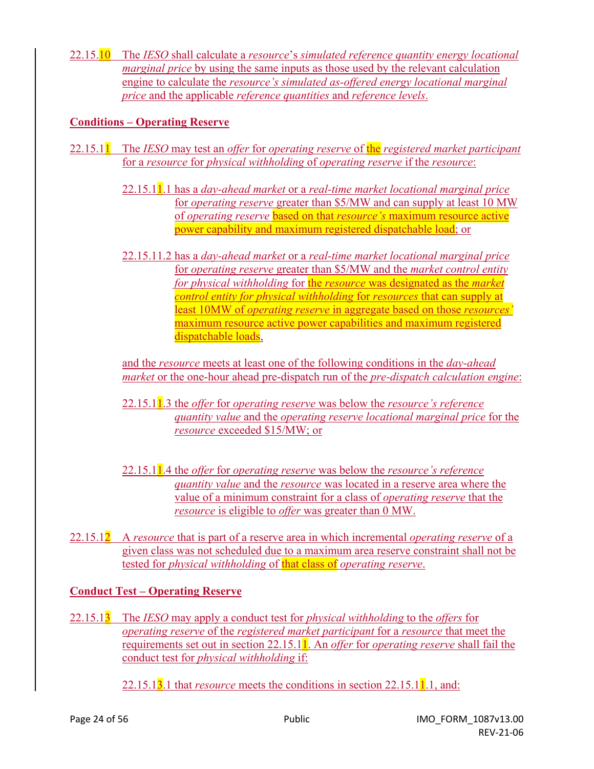22.15.10 The *IESO* shall calculate a *resource*'s *simulated reference quantity energy locational marginal price* by using the same inputs as those used by the relevant calculation engine to calculate the *resource's simulated as-offered energy locational marginal price* and the applicable *reference quantities* and *reference levels*.

**Conditions – Operating Reserve**

22.15.11 The *IESO* may test an *offer* for *operating reserve* of the *registered market participant* for a *resource* for *physical withholding* of *operating reserve* if the *resource*:

22.15.11.1 has a *day-ahead market* or a *real-time market locational marginal price* for *operating reserve* greater than $5/MW and can supply at least 10 MW of *operating reserve* based on that *resource's* maximum resource active power capability and maximum registered dispatchable load; or

22.15.11.2 has a *day-ahead market* or a *real-time market locational marginal price* for *operating reserve* greater than $5/MW and the *market control entity for physical withholding* for the *resource* was designated as the *market control entity for physical withholding* for *resources* that can supply at least 10MW of *operating reserve* in aggregate based on those *resources'* maximum resource active power capabilities and maximum registered dispatchable loads,

and the *resource* meets at least one of the following conditions in the *day-ahead market* or the one-hour ahead pre-dispatch run of the *pre-dispatch calculation engine*:

22.15.11.3 the *offer* for *operating reserve* was below the *resource's reference quantity value* and the *operating reserve locational marginal price* for the *resource* exceeded $15/MW; or

22.15.11.4 the *offer* for *operating reserve* was below the *resource's reference quantity value* and the *resource* was located in a reserve area where the value of a minimum constraint for a class of *operating reserve* that the *resource* is eligible to *offer* was greater than 0 MW.

22.15.12 A *resource* that is part of a reserve area in which incremental *operating reserve* of a given class was not scheduled due to a maximum area reserve constraint shall not be tested for *physical withholding* of that class of *operating reserve*.

**Conduct Test – Operating Reserve**

22.15.13 The *IESO* may apply a conduct test for *physical withholding* to the *offers* for *operating reserve* of the *registered market participant* for a *resource* that meet the requirements set out in section 22.15.11. An *offer* for *operating reserve* shall fail the conduct test for *physical withholding* if:

22.15.13.1 that *resource* meets the conditions in section 22.15.11.1, and: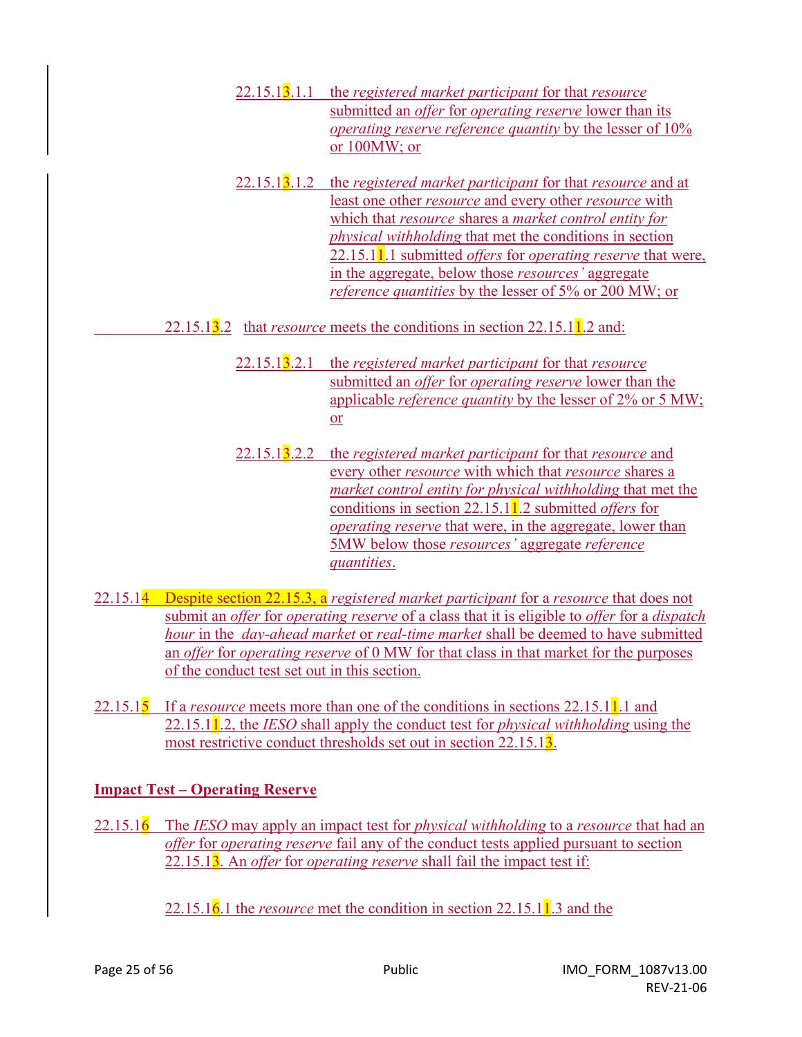22.15.13.1.1 the *registered market participant* for that *resource* submitted an *offer* for *operating reserve* lower than its *operating reserve reference quantity* by the lesser of 10% or 100MW; or

22.15.13.1.2 the *registered market participant* for that *resource* and at least one other *resource* and every other *resource* with which that *resource* shares a *market control entity for physical withholding* that met the conditions in section 22.15.11.1 submitted *offers* for *operating reserve* that were, in the aggregate, below those *resources'* aggregate *reference quantities* by the lesser of 5% or 200 MW; or

22.15.13.2 that *resource* meets the conditions in section 22.15.11.2 and:

22.15.13.2.1 the *registered market participant* for that *resource* submitted an *offer* for *operating reserve* lower than the applicable *reference quantity* by the lesser of 2% or 5 MW; or

22.15.13.2.2 the *registered market participant* for that *resource* and every other *resource* with which that *resource* shares a *market control entity for physical withholding* that met the conditions in section 22.15.11.2 submitted *offers* for *operating reserve* that were, in the aggregate, lower than 5MW below those *resources'* aggregate *reference quantities*.

22.15.14 Despite section 22.15.3, a *registered market participant* for a *resource* that does not submit an *offer* for *operating reserve* of a class that it is eligible to *offer* for a *dispatch hour* in the *day-ahead market* or *real-time market* shall be deemed to have submitted an *offer* for *operating reserve* of 0 MW for that class in that market for the purposes of the conduct test set out in this section.

22.15.15 If a *resource* meets more than one of the conditions in sections 22.15.11.1 and 22.15.11.2, the *IESO* shall apply the conduct test for *physical withholding* using the most restrictive conduct thresholds set out in section 22.15.13.

**Impact Test – Operating Reserve**

22.15.16 The *IESO* may apply an impact test for *physical withholding* to a *resource* that had an *offer* for *operating reserve* fail any of the conduct tests applied pursuant to section 22.15.13. An *offer* for *operating reserve* shall fail the impact test if:

22.15.16.1 the *resource* met the condition in section 22.15.11.3 and the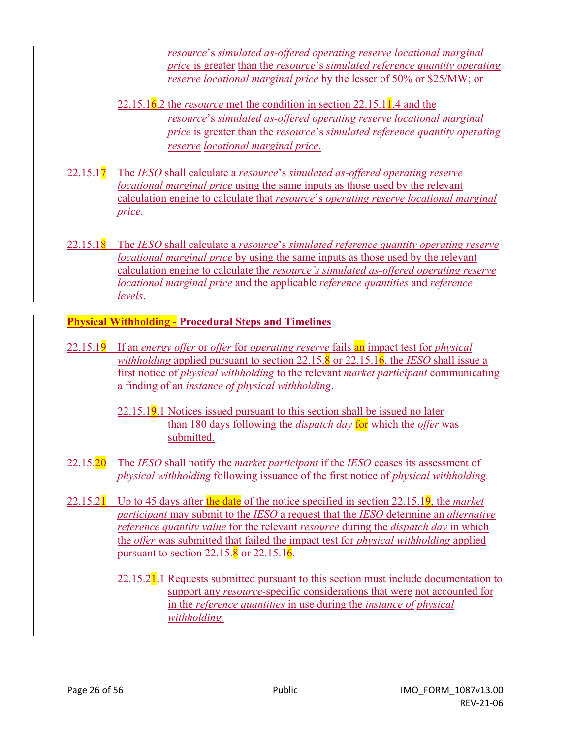*resource*'s *simulated as-offered operating reserve locational marginal price* is greater than the *resource*'s *simulated reference quantity operating reserve locational marginal price* by the lesser of 50% or $25/MW; or

22.15.16.2 the *resource* met the condition in section 22.15.11.4 and the *resource*'s *simulated as-offered operating reserve locational marginal price* is greater than the *resource*'s *simulated reference quantity operating reserve locational marginal price*.

22.15.17 The *IESO* shall calculate a *resource*'s *simulated as-offered operating reserve locational marginal price* using the same inputs as those used by the relevant calculation engine to calculate that *resource*'s *operating reserve locational marginal price*.

22.15.18 The *IESO* shall calculate a *resource*'s *simulated reference quantity operating reserve locational marginal price* by using the same inputs as those used by the relevant calculation engine to calculate the *resource's simulated as-offered operating reserve locational marginal price* and the applicable *reference quantities* and *reference levels*.

**Physical Withholding - Procedural Steps and Timelines**

22.15.19 If an *energy offer* or *offer* for *operating reserve* fails an impact test for *physical withholding* applied pursuant to section 22.15.8 or 22.15.16, the *IESO* shall issue a first notice of *physical withholding* to the relevant *market participant* communicating a finding of an *instance of physical withholding*.

22.15.19.1 Notices issued pursuant to this section shall be issued no later than 180 days following the *dispatch day* for which the *offer* was submitted.

22.15.20 The *IESO* shall notify the *market participant* if the *IESO* ceases its assessment of *physical withholding* following issuance of the first notice of *physical withholding*.

22.15.21 Up to 45 days after the date of the notice specified in section 22.15.19, the *market participant* may submit to the *IESO* a request that the *IESO* determine an *alternative reference quantity value* for the relevant *resource* during the *dispatch day* in which the *offer* was submitted that failed the impact test for *physical withholding* applied pursuant to section 22.15.8 or 22.15.16.

22.15.21.1 Requests submitted pursuant to this section must include documentation to support any *resource*-specific considerations that were not accounted for in the *reference quantities* in use during the *instance of physical withholding*.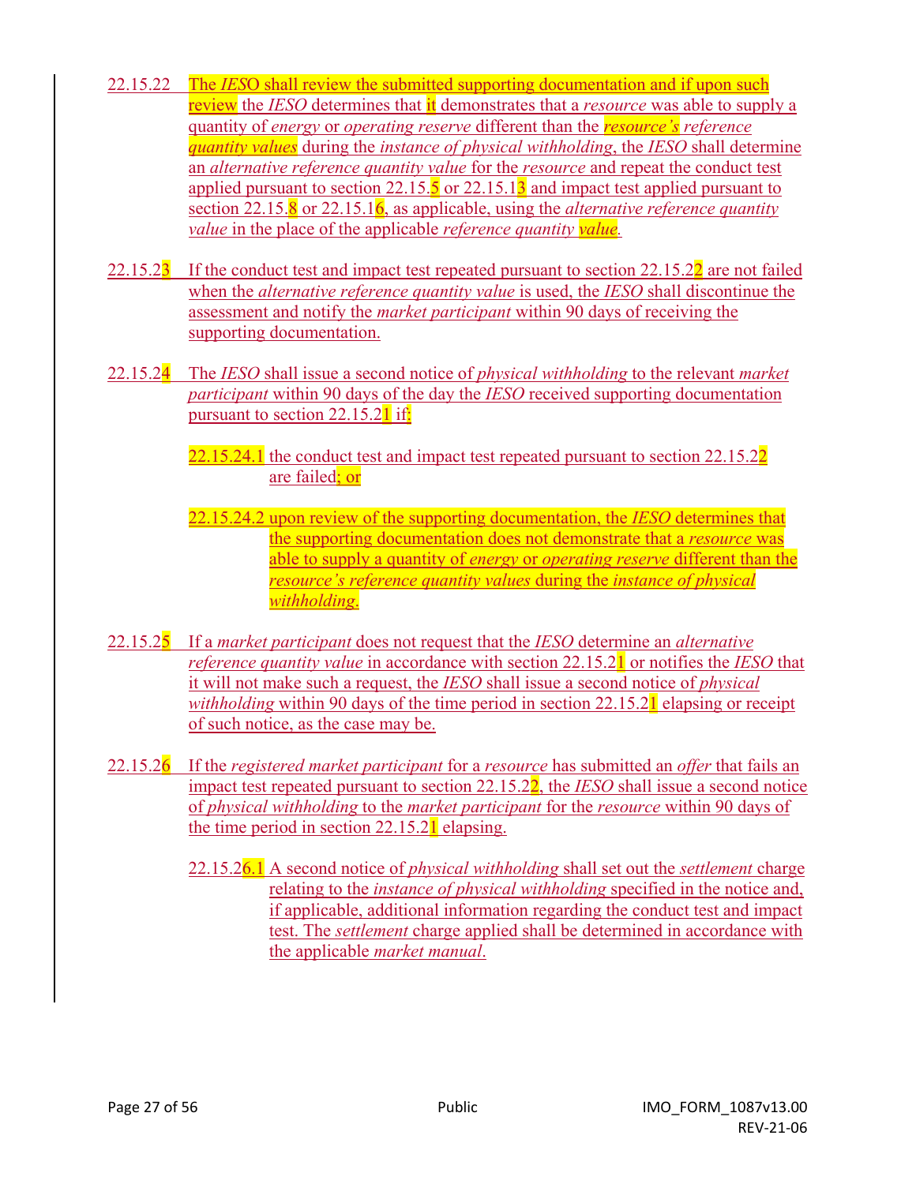22.15.22 The *IESO* shall review the submitted supporting documentation and if upon such review the *IESO* determines that it demonstrates that a *resource* was able to supply a quantity of *energy* or *operating reserve* different than the *resource's reference quantity values* during the *instance of physical withholding*, the *IESO* shall determine an *alternative reference quantity value* for the *resource* and repeat the conduct test applied pursuant to section 22.15.5 or 22.15.13 and impact test applied pursuant to section 22.15.8 or 22.15.16, as applicable, using the *alternative reference quantity value* in the place of the applicable *reference quantity value*.

22.15.23 If the conduct test and impact test repeated pursuant to section 22.15.22 are not failed when the *alternative reference quantity value* is used, the *IESO* shall discontinue the assessment and notify the *market participant* within 90 days of receiving the supporting documentation.

22.15.24 The *IESO* shall issue a second notice of *physical withholding* to the relevant *market participant* within 90 days of the day the *IESO* received supporting documentation pursuant to section 22.15.21 if:

> 22.15.24.1 the conduct test and impact test repeated pursuant to section 22.15.22 are failed; or
>
> 22.15.24.2 upon review of the supporting documentation, the *IESO* determines that the supporting documentation does not demonstrate that a *resource* was able to supply a quantity of *energy* or *operating reserve* different than the *resource's reference quantity values* during the *instance of physical withholding*.

22.15.25 If a *market participant* does not request that the *IESO* determine an *alternative reference quantity value* in accordance with section 22.15.21 or notifies the *IESO* that it will not make such a request, the *IESO* shall issue a second notice of *physical withholding* within 90 days of the time period in section 22.15.21 elapsing or receipt of such notice, as the case may be.

22.15.26 If the *registered market participant* for a *resource* has submitted an *offer* that fails an impact test repeated pursuant to section 22.15.22, the *IESO* shall issue a second notice of *physical withholding* to the *market participant* for the *resource* within 90 days of the time period in section 22.15.21 elapsing.

> 22.15.26.1 A second notice of *physical withholding* shall set out the *settlement* charge relating to the *instance of physical withholding* specified in the notice and, if applicable, additional information regarding the conduct test and impact test. The *settlement* charge applied shall be determined in accordance with the applicable *market manual*.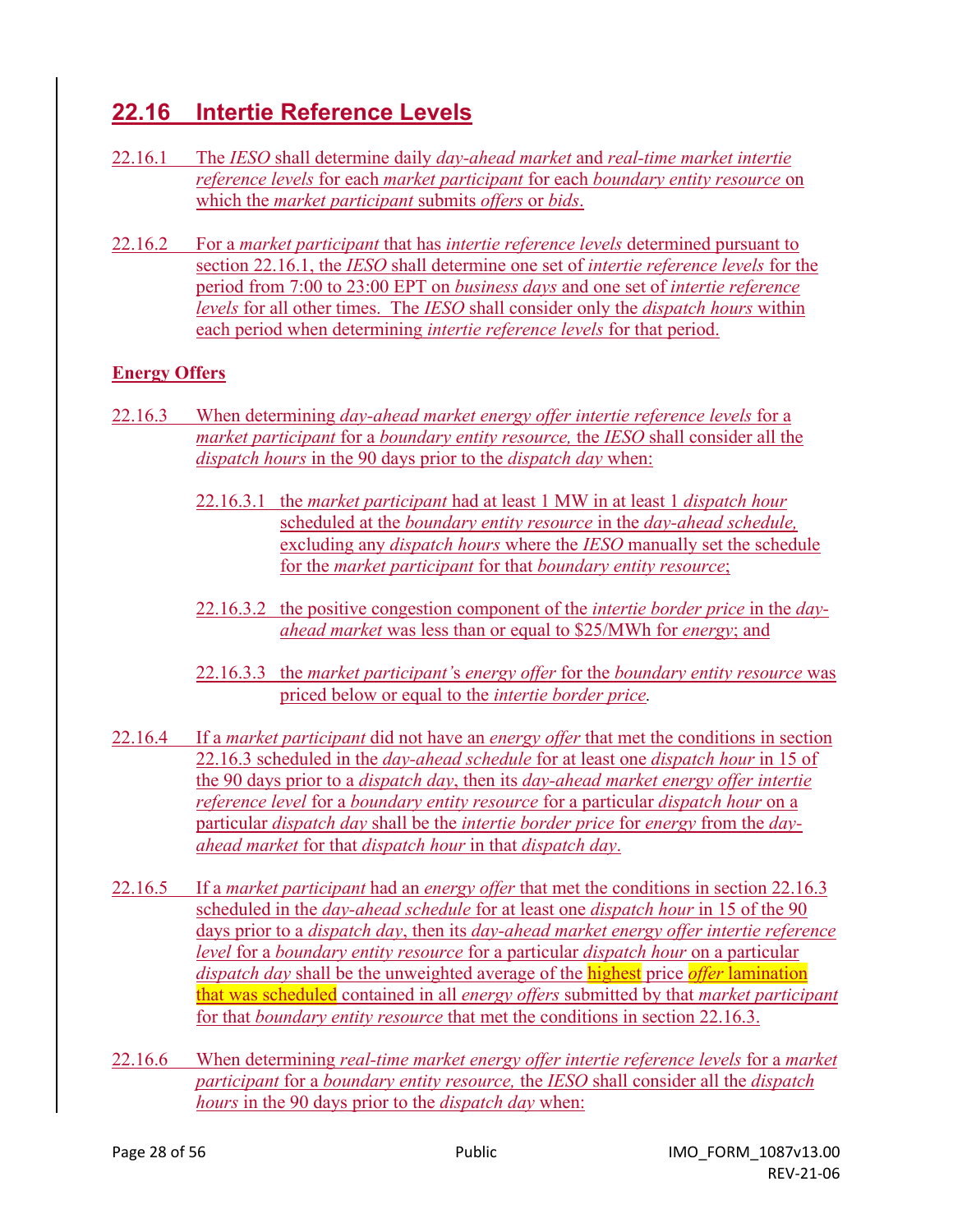## 22.16 Intertie Reference Levels

22.16.1 The *IESO* shall determine daily *day-ahead market* and *real-time market intertie reference levels* for each *market participant* for each *boundary entity resource* on which the *market participant* submits *offers* or *bids*.

22.16.2 For a *market participant* that has *intertie reference levels* determined pursuant to section 22.16.1, the *IESO* shall determine one set of *intertie reference levels* for the period from 7:00 to 23:00 EPT on *business days* and one set of *intertie reference levels* for all other times. The *IESO* shall consider only the *dispatch hours* within each period when determining *intertie reference levels* for that period.

**Energy Offers**

22.16.3 When determining *day-ahead market energy offer intertie reference levels* for a *market participant* for a *boundary entity resource,* the *IESO* shall consider all the *dispatch hours* in the 90 days prior to the *dispatch day* when:

22.16.3.1 the *market participant* had at least 1 MW in at least 1 *dispatch hour* scheduled at the *boundary entity resource* in the *day-ahead schedule,* excluding any *dispatch hours* where the *IESO* manually set the schedule for the *market participant* for that *boundary entity resource*;

22.16.3.2 the positive congestion component of the *intertie border price* in the *day-ahead market* was less than or equal to $25/MWh for *energy*; and

22.16.3.3 the *market participant's energy offer* for the *boundary entity resource* was priced below or equal to the *intertie border price*.

22.16.4 If a *market participant* did not have an *energy offer* that met the conditions in section 22.16.3 scheduled in the *day-ahead schedule* for at least one *dispatch hour* in 15 of the 90 days prior to a *dispatch day*, then its *day-ahead market energy offer intertie reference level* for a *boundary entity resource* for a particular *dispatch hour* on a particular *dispatch day* shall be the *intertie border price* for *energy* from the *day-ahead market* for that *dispatch hour* in that *dispatch day*.

22.16.5 If a *market participant* had an *energy offer* that met the conditions in section 22.16.3 scheduled in the *day-ahead schedule* for at least one *dispatch hour* in 15 of the 90 days prior to a *dispatch day*, then its *day-ahead market energy offer intertie reference level* for a *boundary entity resource* for a particular *dispatch hour* on a particular *dispatch day* shall be the unweighted average of the highest price *offer* lamination that was scheduled contained in all *energy offers* submitted by that *market participant* for that *boundary entity resource* that met the conditions in section 22.16.3.

22.16.6 When determining *real-time market energy offer intertie reference levels* for a *market participant* for a *boundary entity resource,* the *IESO* shall consider all the *dispatch hours* in the 90 days prior to the *dispatch day* when: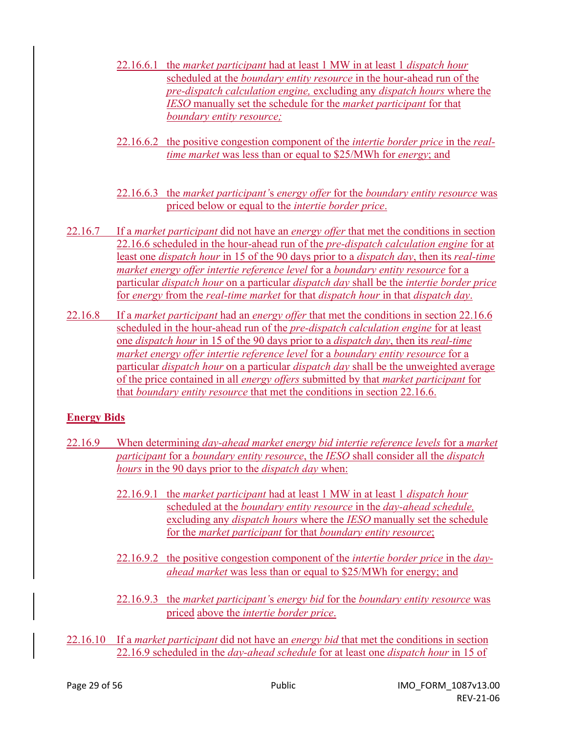22.16.6.1 the *market participant* had at least 1 MW in at least 1 *dispatch hour* scheduled at the *boundary entity resource* in the hour-ahead run of the *pre-dispatch calculation engine,* excluding any *dispatch hours* where the *IESO* manually set the schedule for the *market participant* for that *boundary entity resource;*

22.16.6.2 the positive congestion component of the *intertie border price* in the *real-time market* was less than or equal to $25/MWh for *energy*; and

22.16.6.3 the *market participant's energy offer* for the *boundary entity resource* was priced below or equal to the *intertie border price*.

22.16.7 If a *market participant* did not have an *energy offer* that met the conditions in section 22.16.6 scheduled in the hour-ahead run of the *pre-dispatch calculation engine* for at least one *dispatch hour* in 15 of the 90 days prior to a *dispatch day*, then its *real-time market energy offer intertie reference level* for a *boundary entity resource* for a particular *dispatch hour* on a particular *dispatch day* shall be the *intertie border price* for *energy* from the *real-time market* for that *dispatch hour* in that *dispatch day*.

22.16.8 If a *market participant* had an *energy offer* that met the conditions in section 22.16.6 scheduled in the hour-ahead run of the *pre-dispatch calculation engine* for at least one *dispatch hour* in 15 of the 90 days prior to a *dispatch day*, then its *real-time market energy offer intertie reference level* for a *boundary entity resource* for a particular *dispatch hour* on a particular *dispatch day* shall be the unweighted average of the price contained in all *energy offers* submitted by that *market participant* for that *boundary entity resource* that met the conditions in section 22.16.6.

**Energy Bids**

22.16.9 When determining *day-ahead market energy bid intertie reference levels* for a *market participant* for a *boundary entity resource*, the *IESO* shall consider all the *dispatch hours* in the 90 days prior to the *dispatch day* when:

22.16.9.1 the *market participant* had at least 1 MW in at least 1 *dispatch hour* scheduled at the *boundary entity resource* in the *day-ahead schedule,* excluding any *dispatch hours* where the *IESO* manually set the schedule for the *market participant* for that *boundary entity resource*;

22.16.9.2 the positive congestion component of the *intertie border price* in the *day-ahead market* was less than or equal to $25/MWh for energy; and

22.16.9.3 the *market participant's energy bid* for the *boundary entity resource* was priced above the *intertie border price*.

22.16.10 If a *market participant* did not have an *energy bid* that met the conditions in section 22.16.9 scheduled in the *day-ahead schedule* for at least one *dispatch hour* in 15 of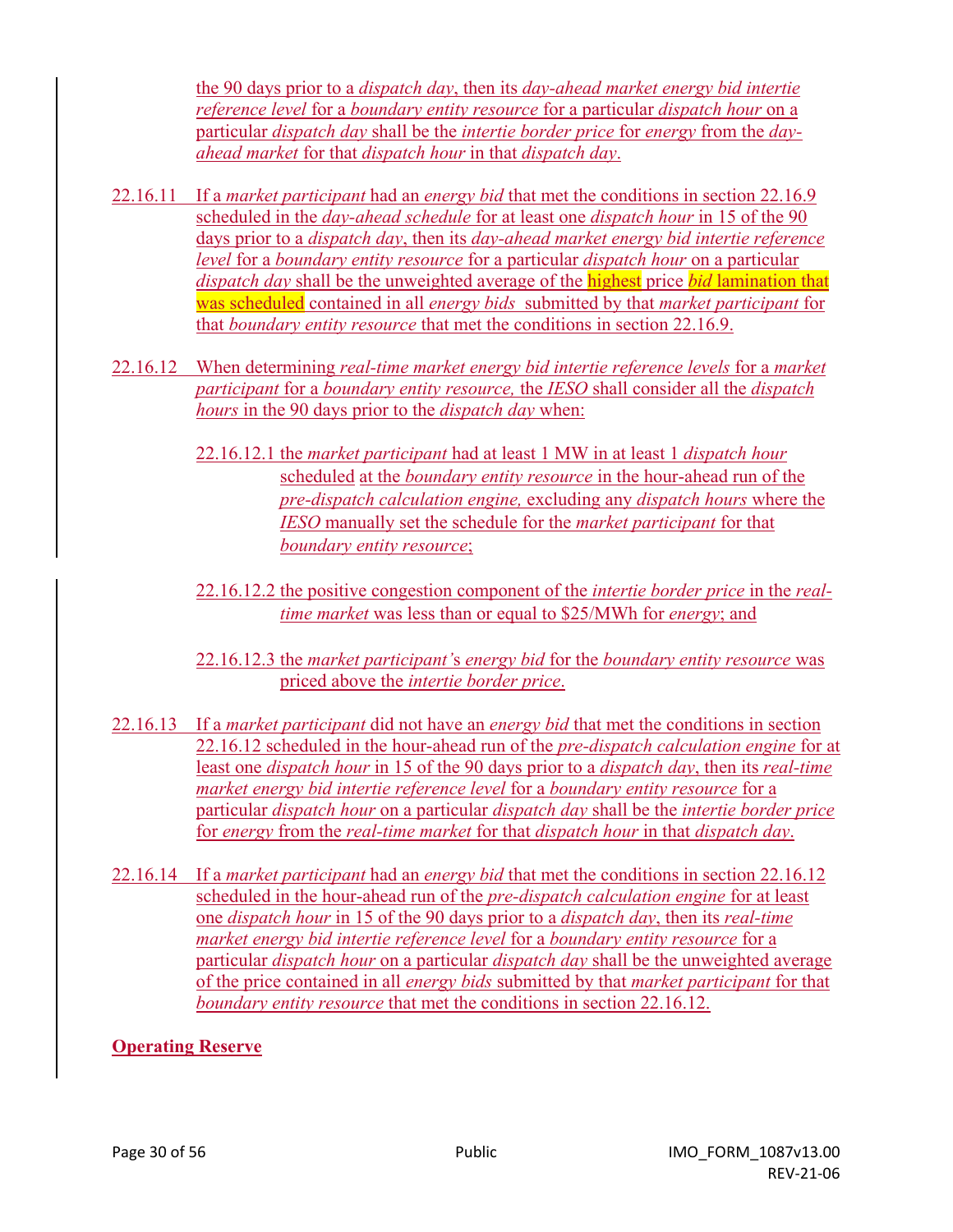the 90 days prior to a *dispatch day*, then its *day-ahead market energy bid intertie reference level* for a *boundary entity resource* for a particular *dispatch hour* on a particular *dispatch day* shall be the *intertie border price* for *energy* from the *day-ahead market* for that *dispatch hour* in that *dispatch day*.

22.16.11 If a *market participant* had an *energy bid* that met the conditions in section 22.16.9 scheduled in the *day-ahead schedule* for at least one *dispatch hour* in 15 of the 90 days prior to a *dispatch day*, then its *day-ahead market energy bid intertie reference level* for a *boundary entity resource* for a particular *dispatch hour* on a particular *dispatch day* shall be the unweighted average of the highest price *bid* lamination that was scheduled contained in all *energy bids* submitted by that *market participant* for that *boundary entity resource* that met the conditions in section 22.16.9.

22.16.12 When determining *real-time market energy bid intertie reference levels* for a *market participant* for a *boundary entity resource,* the *IESO* shall consider all the *dispatch hours* in the 90 days prior to the *dispatch day* when:

22.16.12.1 the *market participant* had at least 1 MW in at least 1 *dispatch hour* scheduled at the *boundary entity resource* in the hour-ahead run of the *pre-dispatch calculation engine,* excluding any *dispatch hours* where the *IESO* manually set the schedule for the *market participant* for that *boundary entity resource*;

22.16.12.2 the positive congestion component of the *intertie border price* in the *real-time market* was less than or equal to $25/MWh for *energy*; and

22.16.12.3 the *market participant'*s *energy bid* for the *boundary entity resource* was priced above the *intertie border price*.

22.16.13 If a *market participant* did not have an *energy bid* that met the conditions in section 22.16.12 scheduled in the hour-ahead run of the *pre-dispatch calculation engine* for at least one *dispatch hour* in 15 of the 90 days prior to a *dispatch day*, then its *real-time market energy bid intertie reference level* for a *boundary entity resource* for a particular *dispatch hour* on a particular *dispatch day* shall be the *intertie border price* for *energy* from the *real-time market* for that *dispatch hour* in that *dispatch day*.

22.16.14 If a *market participant* had an *energy bid* that met the conditions in section 22.16.12 scheduled in the hour-ahead run of the *pre-dispatch calculation engine* for at least one *dispatch hour* in 15 of the 90 days prior to a *dispatch day*, then its *real-time market energy bid intertie reference level* for a *boundary entity resource* for a particular *dispatch hour* on a particular *dispatch day* shall be the unweighted average of the price contained in all *energy bids* submitted by that *market participant* for that *boundary entity resource* that met the conditions in section 22.16.12.

**Operating Reserve**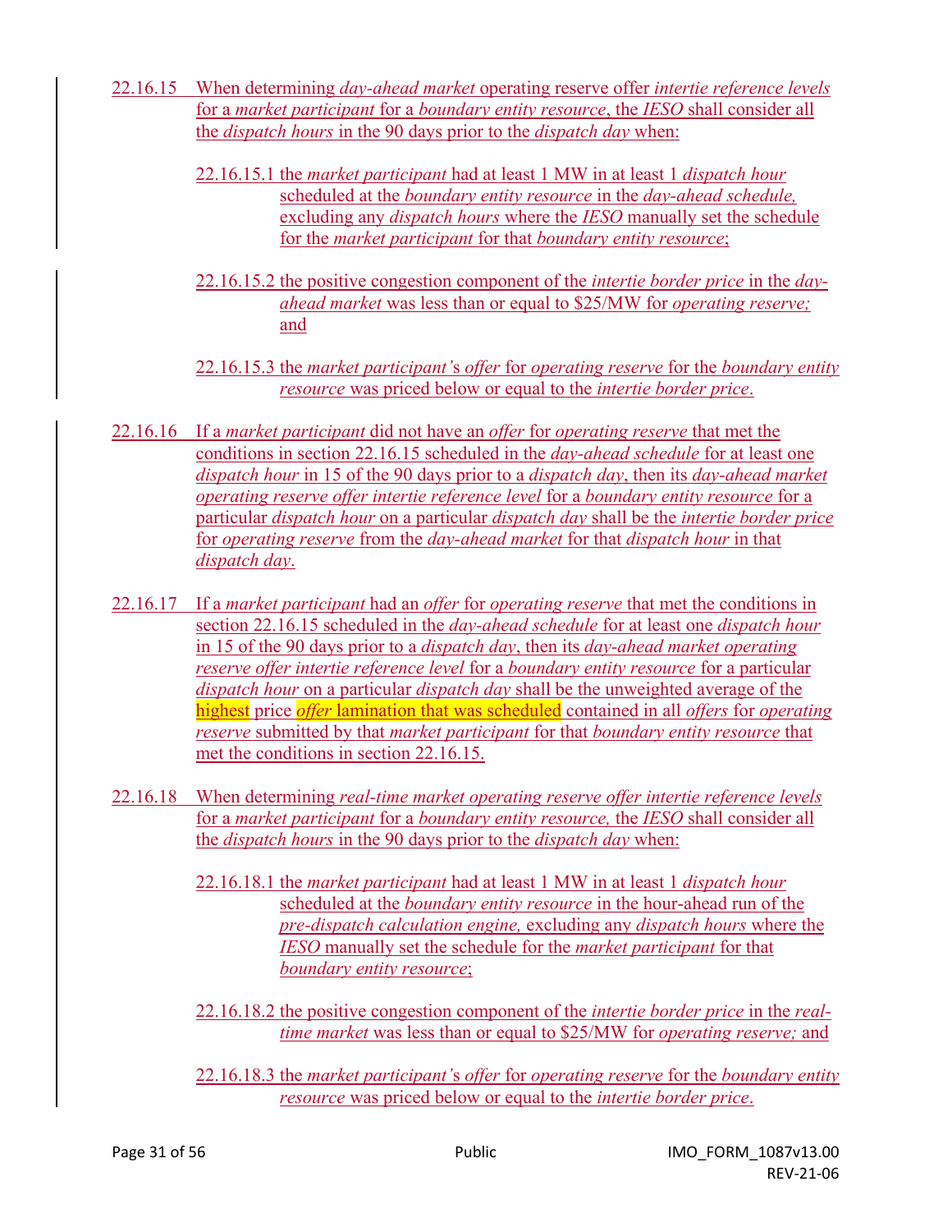22.16.15 When determining *day-ahead market* operating reserve offer *intertie reference levels* for a *market participant* for a *boundary entity resource*, the *IESO* shall consider all the *dispatch hours* in the 90 days prior to the *dispatch day* when:

22.16.15.1 the *market participant* had at least 1 MW in at least 1 *dispatch hour* scheduled at the *boundary entity resource* in the *day-ahead schedule,* excluding any *dispatch hours* where the *IESO* manually set the schedule for the *market participant* for that *boundary entity resource*;

22.16.15.2 the positive congestion component of the *intertie border price* in the *day-ahead market* was less than or equal to $25/MW for *operating reserve;* and

22.16.15.3 the *market participant's offer* for *operating reserve* for the *boundary entity resource* was priced below or equal to the *intertie border price*.

22.16.16 If a *market participant* did not have an *offer* for *operating reserve* that met the conditions in section 22.16.15 scheduled in the *day-ahead schedule* for at least one *dispatch hour* in 15 of the 90 days prior to a *dispatch day*, then its *day-ahead market operating reserve offer intertie reference level* for a *boundary entity resource* for a particular *dispatch hour* on a particular *dispatch day* shall be the *intertie border price* for *operating reserve* from the *day-ahead market* for that *dispatch hour* in that *dispatch day*.

22.16.17 If a *market participant* had an *offer* for *operating reserve* that met the conditions in section 22.16.15 scheduled in the *day-ahead schedule* for at least one *dispatch hour* in 15 of the 90 days prior to a *dispatch day*, then its *day-ahead market operating reserve offer intertie reference level* for a *boundary entity resource* for a particular *dispatch hour* on a particular *dispatch day* shall be the unweighted average of the highest price *offer* lamination that was scheduled contained in all *offers* for *operating reserve* submitted by that *market participant* for that *boundary entity resource* that met the conditions in section 22.16.15.

22.16.18 When determining *real-time market operating reserve offer intertie reference levels* for a *market participant* for a *boundary entity resource,* the *IESO* shall consider all the *dispatch hours* in the 90 days prior to the *dispatch day* when:

22.16.18.1 the *market participant* had at least 1 MW in at least 1 *dispatch hour* scheduled at the *boundary entity resource* in the hour-ahead run of the *pre-dispatch calculation engine,* excluding any *dispatch hours* where the *IESO* manually set the schedule for the *market participant* for that *boundary entity resource*;

22.16.18.2 the positive congestion component of the *intertie border price* in the *real-time market* was less than or equal to $25/MW for *operating reserve;* and

22.16.18.3 the *market participant's offer* for *operating reserve* for the *boundary entity resource* was priced below or equal to the *intertie border price*.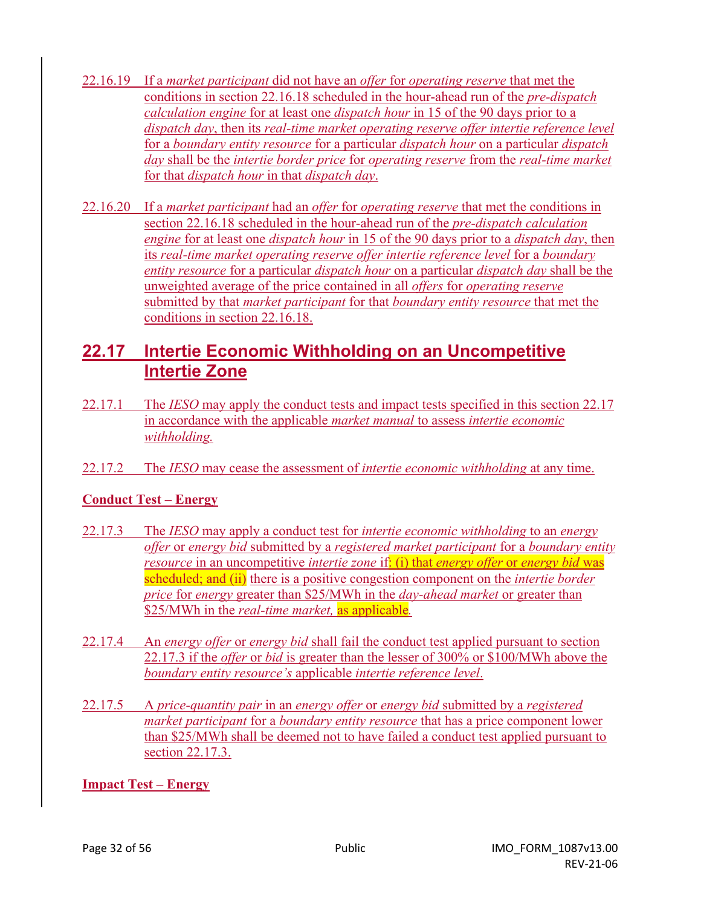22.16.19 If a *market participant* did not have an *offer* for *operating reserve* that met the conditions in section 22.16.18 scheduled in the hour-ahead run of the *pre-dispatch calculation engine* for at least one *dispatch hour* in 15 of the 90 days prior to a *dispatch day*, then its *real-time market operating reserve offer intertie reference level* for a *boundary entity resource* for a particular *dispatch hour* on a particular *dispatch day* shall be the *intertie border price* for *operating reserve* from the *real-time market* for that *dispatch hour* in that *dispatch day*.

22.16.20 If a *market participant* had an *offer* for *operating reserve* that met the conditions in section 22.16.18 scheduled in the hour-ahead run of the *pre-dispatch calculation engine* for at least one *dispatch hour* in 15 of the 90 days prior to a *dispatch day*, then its *real-time market operating reserve offer intertie reference level* for a *boundary entity resource* for a particular *dispatch hour* on a particular *dispatch day* shall be the unweighted average of the price contained in all *offers* for *operating reserve* submitted by that *market participant* for that *boundary entity resource* that met the conditions in section 22.16.18.

## 22.17 Intertie Economic Withholding on an Uncompetitive Intertie Zone

22.17.1 The *IESO* may apply the conduct tests and impact tests specified in this section 22.17 in accordance with the applicable *market manual* to assess *intertie economic withholding.*

22.17.2 The *IESO* may cease the assessment of *intertie economic withholding* at any time.

**Conduct Test – Energy**

22.17.3 The *IESO* may apply a conduct test for *intertie economic withholding* to an *energy offer* or *energy bid* submitted by a *registered market participant* for a *boundary entity resource* in an uncompetitive *intertie zone* if: (i) that *energy offer* or *energy bid* was scheduled; and (ii) there is a positive congestion component on the *intertie border price* for *energy* greater than $25/MWh in the *day-ahead market* or greater than $25/MWh in the *real-time market,* as applicable.

22.17.4 An *energy offer* or *energy bid* shall fail the conduct test applied pursuant to section 22.17.3 if the *offer* or *bid* is greater than the lesser of 300% or $100/MWh above the *boundary entity resource's* applicable *intertie reference level*.

22.17.5 A *price-quantity pair* in an *energy offer* or *energy bid* submitted by a *registered market participant* for a *boundary entity resource* that has a price component lower than $25/MWh shall be deemed not to have failed a conduct test applied pursuant to section 22.17.3.

**Impact Test – Energy**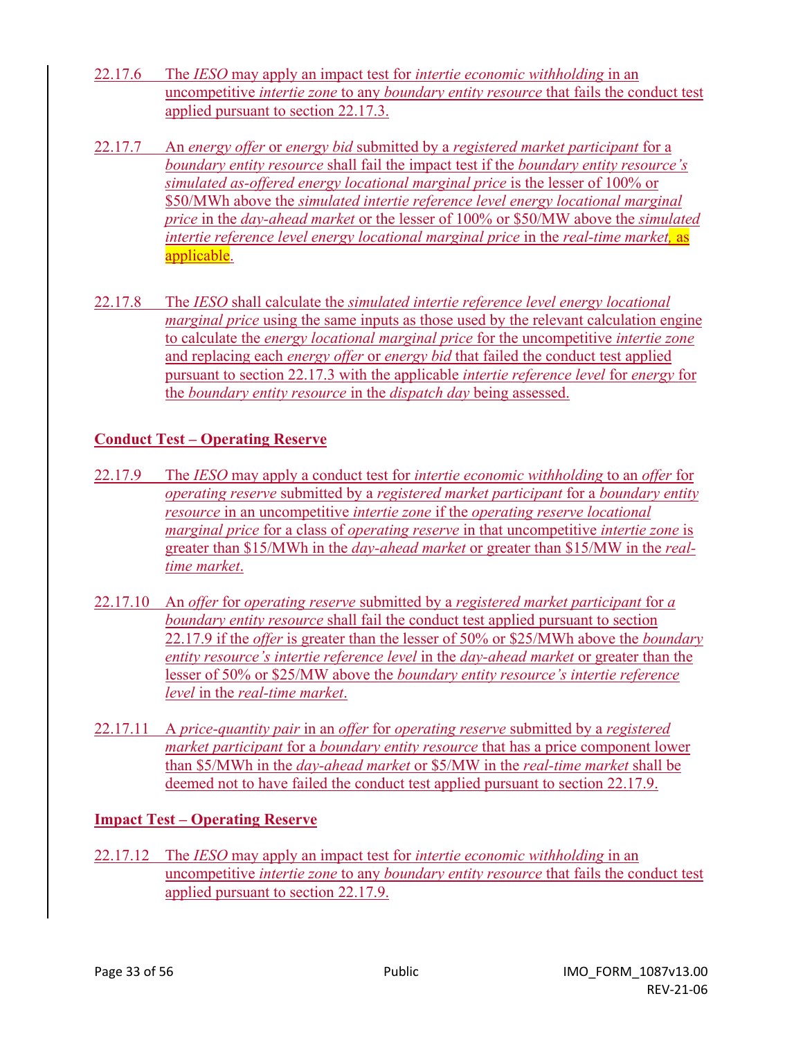22.17.6 The *IESO* may apply an impact test for *intertie economic withholding* in an uncompetitive *intertie zone* to any *boundary entity resource* that fails the conduct test applied pursuant to section 22.17.3.

22.17.7 An *energy offer* or *energy bid* submitted by a *registered market participant* for a *boundary entity resource* shall fail the impact test if the *boundary entity resource's simulated as-offered energy locational marginal price* is the lesser of 100% or $50/MWh above the *simulated intertie reference level energy locational marginal price* in the *day-ahead market* or the lesser of 100% or $50/MW above the *simulated intertie reference level energy locational marginal price* in the *real-time market*, as applicable.

22.17.8 The *IESO* shall calculate the *simulated intertie reference level energy locational marginal price* using the same inputs as those used by the relevant calculation engine to calculate the *energy locational marginal price* for the uncompetitive *intertie zone* and replacing each *energy offer* or *energy bid* that failed the conduct test applied pursuant to section 22.17.3 with the applicable *intertie reference level* for *energy* for the *boundary entity resource* in the *dispatch day* being assessed.

**Conduct Test – Operating Reserve**

22.17.9 The *IESO* may apply a conduct test for *intertie economic withholding* to an *offer* for *operating reserve* submitted by a *registered market participant* for a *boundary entity resource* in an uncompetitive *intertie zone* if the *operating reserve locational marginal price* for a class of *operating reserve* in that uncompetitive *intertie zone* is greater than $15/MWh in the *day-ahead market* or greater than $15/MW in the *real-time market*.

22.17.10 An *offer* for *operating reserve* submitted by a *registered market participant* for *a boundary entity resource* shall fail the conduct test applied pursuant to section 22.17.9 if the *offer* is greater than the lesser of 50% or $25/MWh above the *boundary entity resource's intertie reference level* in the *day-ahead market* or greater than the lesser of 50% or $25/MW above the *boundary entity resource's intertie reference level* in the *real-time market*.

22.17.11 A *price-quantity pair* in an *offer* for *operating reserve* submitted by a *registered market participant* for a *boundary entity resource* that has a price component lower than $5/MWh in the *day-ahead market* or $5/MW in the *real-time market* shall be deemed not to have failed the conduct test applied pursuant to section 22.17.9.

**Impact Test – Operating Reserve**

22.17.12 The *IESO* may apply an impact test for *intertie economic withholding* in an uncompetitive *intertie zone* to any *boundary entity resource* that fails the conduct test applied pursuant to section 22.17.9.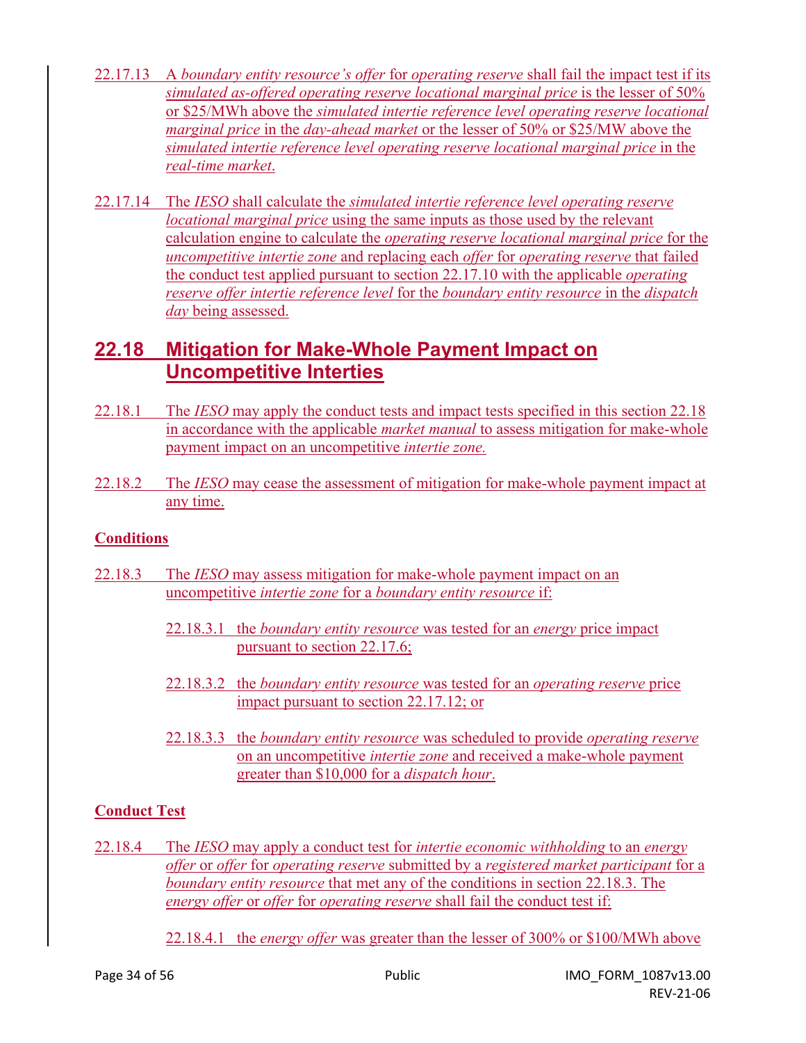22.17.13 A *boundary entity resource's offer* for *operating reserve* shall fail the impact test if its *simulated as-offered operating reserve locational marginal price* is the lesser of 50% or \$25/MWh above the *simulated intertie reference level operating reserve locational marginal price* in the *day-ahead market* or the lesser of 50% or \$25/MW above the *simulated intertie reference level operating reserve locational marginal price* in the *real-time market*.

22.17.14 The *IESO* shall calculate the *simulated intertie reference level operating reserve locational marginal price* using the same inputs as those used by the relevant calculation engine to calculate the *operating reserve locational marginal price* for the *uncompetitive intertie zone* and replacing each *offer* for *operating reserve* that failed the conduct test applied pursuant to section 22.17.10 with the applicable *operating reserve offer intertie reference level* for the *boundary entity resource* in the *dispatch day* being assessed.

## 22.18 Mitigation for Make-Whole Payment Impact on Uncompetitive Interties

22.18.1 The *IESO* may apply the conduct tests and impact tests specified in this section 22.18 in accordance with the applicable *market manual* to assess mitigation for make-whole payment impact on an uncompetitive *intertie zone.*

22.18.2 The *IESO* may cease the assessment of mitigation for make-whole payment impact at any time.

**Conditions**

22.18.3 The *IESO* may assess mitigation for make-whole payment impact on an uncompetitive *intertie zone* for a *boundary entity resource* if:

22.18.3.1 the *boundary entity resource* was tested for an *energy* price impact pursuant to section 22.17.6;

22.18.3.2 the *boundary entity resource* was tested for an *operating reserve* price impact pursuant to section 22.17.12; or

22.18.3.3 the *boundary entity resource* was scheduled to provide *operating reserve* on an uncompetitive *intertie zone* and received a make-whole payment greater than \$10,000 for a *dispatch hour*.

**Conduct Test**

22.18.4 The *IESO* may apply a conduct test for *intertie economic withholding* to an *energy offer* or *offer* for *operating reserve* submitted by a *registered market participant* for a *boundary entity resource* that met any of the conditions in section 22.18.3. The *energy offer* or *offer* for *operating reserve* shall fail the conduct test if:

22.18.4.1 the *energy offer* was greater than the lesser of 300% or \$100/MWh above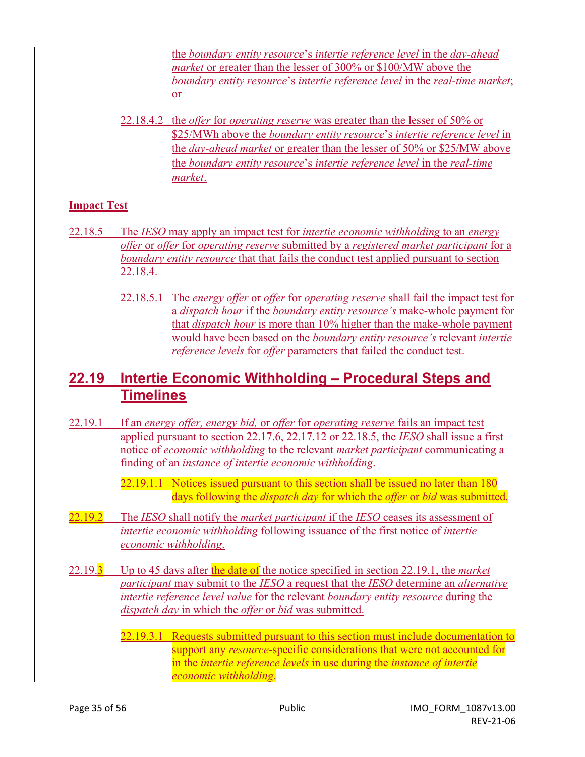the *boundary entity resource*'s *intertie reference level* in the *day-ahead market* or greater than the lesser of 300% or $100/MW above the *boundary entity resource*'s *intertie reference level* in the *real-time market*; or

22.18.4.2 the *offer* for *operating reserve* was greater than the lesser of 50% or $25/MWh above the *boundary entity resource*'s *intertie reference level* in the *day-ahead market* or greater than the lesser of 50% or $25/MW above the *boundary entity resource*'s *intertie reference level* in the *real-time market*.

**Impact Test**

22.18.5 The *IESO* may apply an impact test for *intertie economic withholding* to an *energy offer* or *offer* for *operating reserve* submitted by a *registered market participant* for a *boundary entity resource* that that fails the conduct test applied pursuant to section 22.18.4.

22.18.5.1 The *energy offer* or *offer* for *operating reserve* shall fail the impact test for a *dispatch hour* if the *boundary entity resource's* make-whole payment for that *dispatch hour* is more than 10% higher than the make-whole payment would have been based on the *boundary entity resource's* relevant *intertie reference levels* for *offer* parameters that failed the conduct test.

## 22.19 Intertie Economic Withholding – Procedural Steps and Timelines

22.19.1 If an *energy offer, energy bid,* or *offer* for *operating reserve* fails an impact test applied pursuant to section 22.17.6, 22.17.12 or 22.18.5, the *IESO* shall issue a first notice of *economic withholding* to the relevant *market participant* communicating a finding of an *instance of intertie economic withholding*.

22.19.1.1 Notices issued pursuant to this section shall be issued no later than 180 days following the *dispatch day* for which the *offer* or *bid* was submitted.

22.19.2 The *IESO* shall notify the *market participant* if the *IESO* ceases its assessment of *intertie economic withholding* following issuance of the first notice of *intertie economic withholding*.

22.19.3 Up to 45 days after the date of the notice specified in section 22.19.1, the *market participant* may submit to the *IESO* a request that the *IESO* determine an *alternative intertie reference level value* for the relevant *boundary entity resource* during the *dispatch day* in which the *offer* or *bid* was submitted.

22.19.3.1 Requests submitted pursuant to this section must include documentation to support any *resource*-specific considerations that were not accounted for in the *intertie reference levels* in use during the *instance of intertie economic withholding*.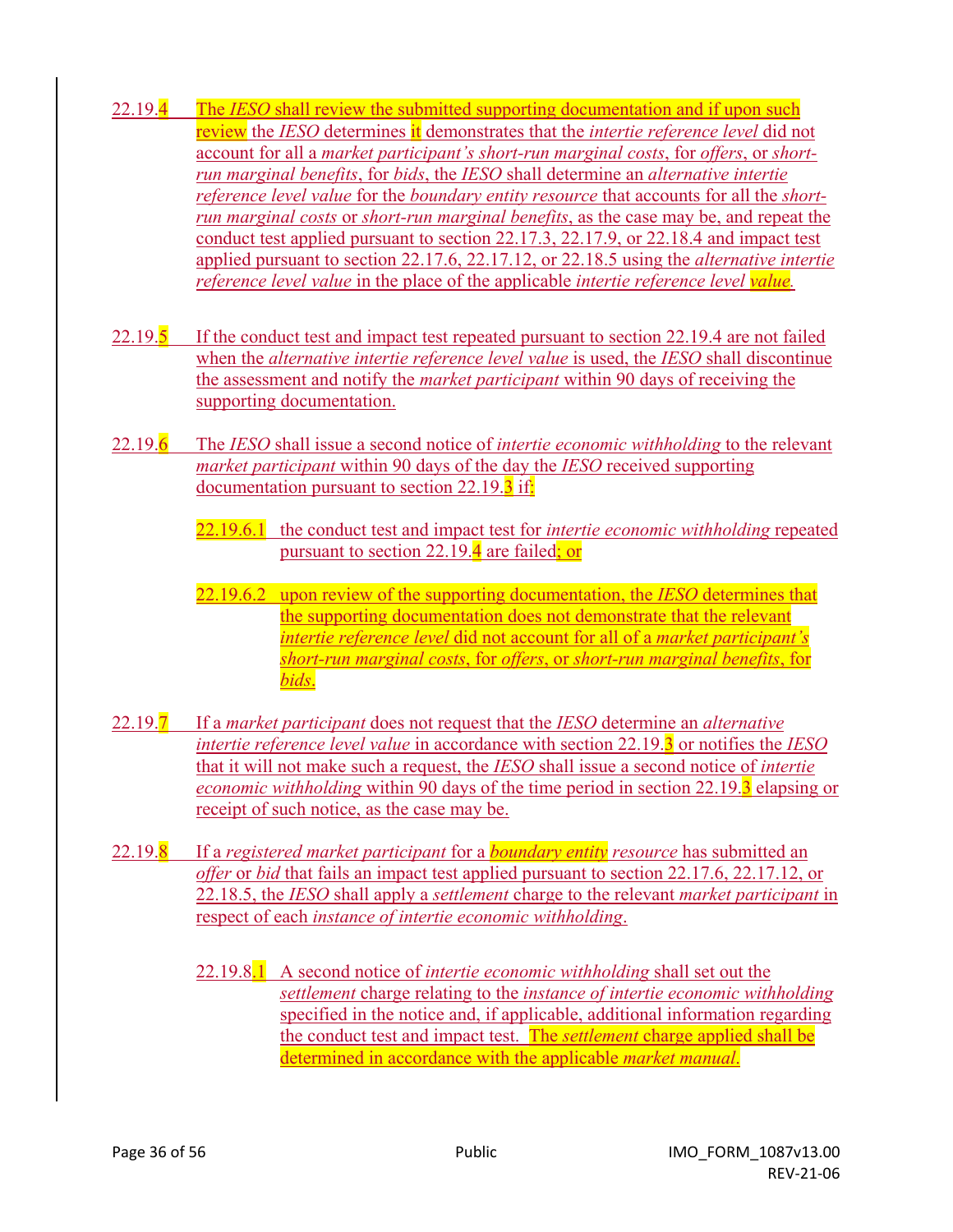22.19.4 The *IESO* shall review the submitted supporting documentation and if upon such review the *IESO* determines it demonstrates that the *intertie reference level* did not account for all a *market participant's short-run marginal costs*, for *offers*, or *short-run marginal benefits*, for *bids*, the *IESO* shall determine an *alternative intertie reference level value* for the *boundary entity resource* that accounts for all the *short-run marginal costs* or *short-run marginal benefits*, as the case may be, and repeat the conduct test applied pursuant to section 22.17.3, 22.17.9, or 22.18.4 and impact test applied pursuant to section 22.17.6, 22.17.12, or 22.18.5 using the *alternative intertie reference level value* in the place of the applicable *intertie reference level value*.

22.19.5 If the conduct test and impact test repeated pursuant to section 22.19.4 are not failed when the *alternative intertie reference level value* is used, the *IESO* shall discontinue the assessment and notify the *market participant* within 90 days of receiving the supporting documentation.

22.19.6 The *IESO* shall issue a second notice of *intertie economic withholding* to the relevant *market participant* within 90 days of the day the *IESO* received supporting documentation pursuant to section 22.19.3 if:

> 22.19.6.1 the conduct test and impact test for *intertie economic withholding* repeated pursuant to section 22.19.4 are failed; or
>
> 22.19.6.2 upon review of the supporting documentation, the *IESO* determines that the supporting documentation does not demonstrate that the relevant *intertie reference level* did not account for all of a *market participant's short-run marginal costs*, for *offers*, or *short-run marginal benefits*, for *bids*.

22.19.7 If a *market participant* does not request that the *IESO* determine an *alternative intertie reference level value* in accordance with section 22.19.3 or notifies the *IESO* that it will not make such a request, the *IESO* shall issue a second notice of *intertie economic withholding* within 90 days of the time period in section 22.19.3 elapsing or receipt of such notice, as the case may be.

22.19.8 If a *registered market participant* for a *boundary entity resource* has submitted an *offer* or *bid* that fails an impact test applied pursuant to section 22.17.6, 22.17.12, or 22.18.5, the *IESO* shall apply a *settlement* charge to the relevant *market participant* in respect of each *instance of intertie economic withholding*.

> 22.19.8.1 A second notice of *intertie economic withholding* shall set out the *settlement* charge relating to the *instance of intertie economic withholding* specified in the notice and, if applicable, additional information regarding the conduct test and impact test. The *settlement* charge applied shall be determined in accordance with the applicable *market manual*.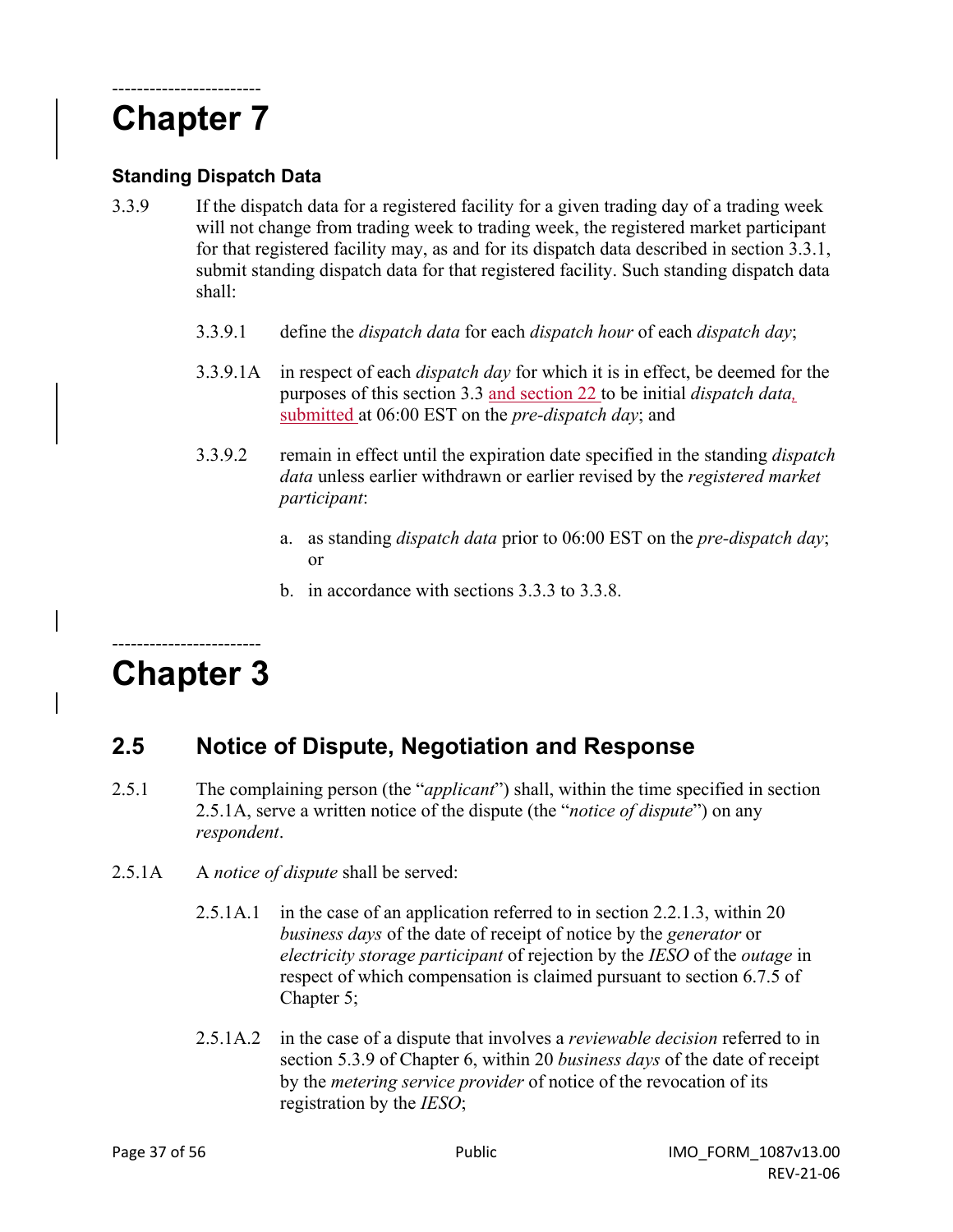------------------------

# Chapter 7

### Standing Dispatch Data

3.3.9 If the dispatch data for a registered facility for a given trading day of a trading week will not change from trading week to trading week, the registered market participant for that registered facility may, as and for its dispatch data described in section 3.3.1, submit standing dispatch data for that registered facility. Such standing dispatch data shall:

3.3.9.1 define the *dispatch data* for each *dispatch hour* of each *dispatch day*;

3.3.9.1A in respect of each *dispatch day* for which it is in effect, be deemed for the purposes of this section 3.3 and section 22 to be initial *dispatch data*, submitted at 06:00 EST on the *pre-dispatch day*; and

3.3.9.2 remain in effect until the expiration date specified in the standing *dispatch data* unless earlier withdrawn or earlier revised by the *registered market participant*:

a. as standing *dispatch data* prior to 06:00 EST on the *pre-dispatch day*; or

b. in accordance with sections 3.3.3 to 3.3.8.

------------------------

# Chapter 3

## 2.5 Notice of Dispute, Negotiation and Response

2.5.1 The complaining person (the "*applicant*") shall, within the time specified in section 2.5.1A, serve a written notice of the dispute (the "*notice of dispute*") on any *respondent*.

2.5.1A A *notice of dispute* shall be served:

2.5.1A.1 in the case of an application referred to in section 2.2.1.3, within 20 *business days* of the date of receipt of notice by the *generator* or *electricity storage participant* of rejection by the *IESO* of the *outage* in respect of which compensation is claimed pursuant to section 6.7.5 of Chapter 5;

2.5.1A.2 in the case of a dispute that involves a *reviewable decision* referred to in section 5.3.9 of Chapter 6, within 20 *business days* of the date of receipt by the *metering service provider* of notice of the revocation of its registration by the *IESO*;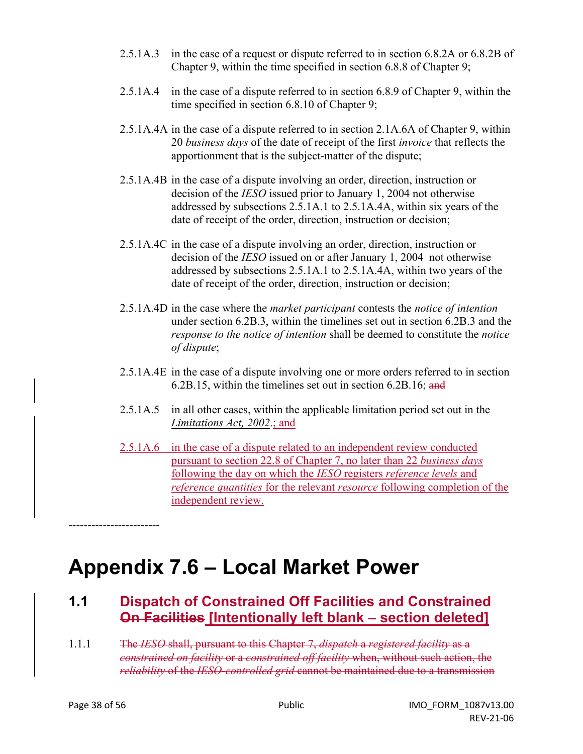2.5.1A.3 in the case of a request or dispute referred to in section 6.8.2A or 6.8.2B of Chapter 9, within the time specified in section 6.8.8 of Chapter 9;

2.5.1A.4 in the case of a dispute referred to in section 6.8.9 of Chapter 9, within the time specified in section 6.8.10 of Chapter 9;

2.5.1A.4A in the case of a dispute referred to in section 2.1A.6A of Chapter 9, within 20 *business days* of the date of receipt of the first *invoice* that reflects the apportionment that is the subject-matter of the dispute;

2.5.1A.4B in the case of a dispute involving an order, direction, instruction or decision of the *IESO* issued prior to January 1, 2004 not otherwise addressed by subsections 2.5.1A.1 to 2.5.1A.4A, within six years of the date of receipt of the order, direction, instruction or decision;

2.5.1A.4C in the case of a dispute involving an order, direction, instruction or decision of the *IESO* issued on or after January 1, 2004 not otherwise addressed by subsections 2.5.1A.1 to 2.5.1A.4A, within two years of the date of receipt of the order, direction, instruction or decision;

2.5.1A.4D in the case where the *market participant* contests the *notice of intention* under section 6.2B.3, within the timelines set out in section 6.2B.3 and the *response to the notice of intention* shall be deemed to constitute the *notice of dispute*;

2.5.1A.4E in the case of a dispute involving one or more orders referred to in section 6.2B.15, within the timelines set out in section 6.2B.16; ~~and~~

2.5.1A.5 in all other cases, within the applicable limitation period set out in the *Limitations Act, 2002*~~.~~; and

2.5.1A.6 in the case of a dispute related to an independent review conducted pursuant to section 22.8 of Chapter 7, no later than 22 *business days* following the day on which the *IESO* registers *reference levels* and *reference quantities* for the relevant *resource* following completion of the independent review.

------------------------

# Appendix 7.6 – Local Market Power

## 1.1 ~~Dispatch of Constrained Off Facilities and Constrained On Facilities~~ [Intentionally left blank – section deleted]

1.1.1 ~~The *IESO* shall, pursuant to this Chapter 7, *dispatch* a *registered facility* as a *constrained on facility* or a *constrained off facility* when, without such action, the *reliability* of the *IESO-controlled grid* cannot be maintained due to a transmission~~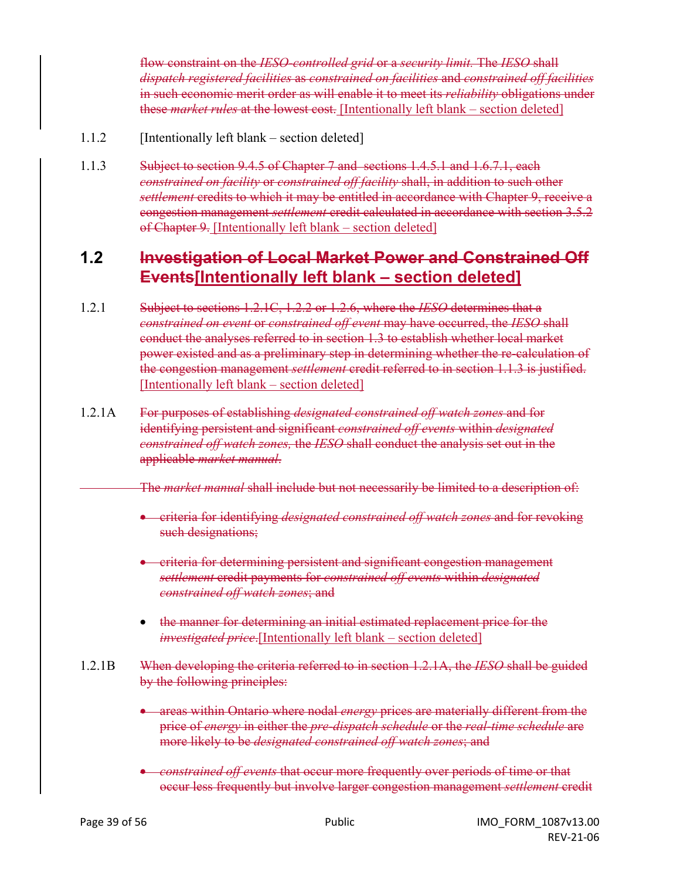~~flow constraint on the *IESO-controlled grid* or a *security limit*. The *IESO* shall *dispatch registered facilities* as *constrained on facilities* and *constrained off facilities* in such economic merit order as will enable it to meet its *reliability* obligations under these *market rules* at the lowest cost.~~ [Intentionally left blank – section deleted]

1.1.2 [Intentionally left blank – section deleted]

1.1.3 ~~Subject to section 9.4.5 of Chapter 7 and sections 1.4.5.1 and 1.6.7.1, each *constrained on facility* or *constrained off facility* shall, in addition to such other *settlement* credits to which it may be entitled in accordance with Chapter 9, receive a congestion management *settlement* credit calculated in accordance with section 3.5.2 of Chapter 9.~~ [Intentionally left blank – section deleted]

## 1.2 ~~Investigation of Local Market Power and Constrained Off Events~~[Intentionally left blank – section deleted]

1.2.1 ~~Subject to sections 1.2.1C, 1.2.2 or 1.2.6, where the *IESO* determines that a *constrained on event* or *constrained off event* may have occurred, the *IESO* shall conduct the analyses referred to in section 1.3 to establish whether local market power existed and as a preliminary step in determining whether the re-calculation of the congestion management *settlement* credit referred to in section 1.1.3 is justified.~~ [Intentionally left blank – section deleted]

1.2.1A ~~For purposes of establishing *designated constrained off watch zones* and for identifying persistent and significant *constrained off events* within *designated constrained off watch zones,* the *IESO* shall conduct the analysis set out in the applicable *market manual*.~~

~~The *market manual* shall include but not necessarily be limited to a description of:~~

- ~~criteria for identifying *designated constrained off watch zones* and for revoking such designations;~~
- ~~criteria for determining persistent and significant congestion management *settlement* credit payments for *constrained off events* within *designated constrained off watch zones*; and~~
- ~~the manner for determining an initial estimated replacement price for the *investigated price*.~~[Intentionally left blank – section deleted]

1.2.1B ~~When developing the criteria referred to in section 1.2.1A, the *IESO* shall be guided by the following principles:~~

- ~~areas within Ontario where nodal *energy* prices are materially different from the price of *energy* in either the *pre-dispatch schedule* or the *real-time schedule* are more likely to be *designated constrained off watch zones*; and~~
- ~~*constrained off events* that occur more frequently over periods of time or that occur less frequently but involve larger congestion management *settlement* credit~~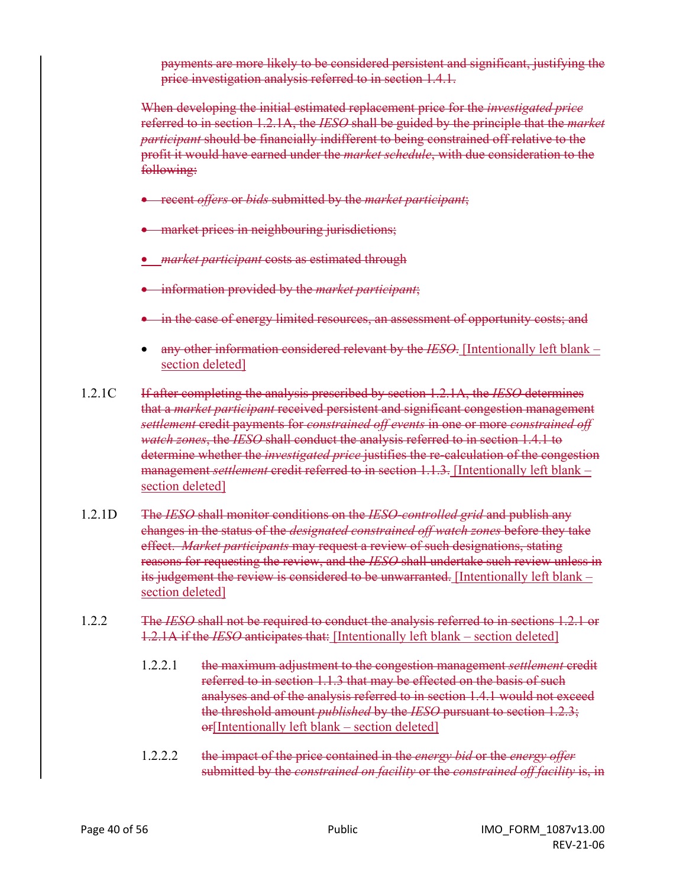~~payments are more likely to be considered persistent and significant, justifying the price investigation analysis referred to in section 1.4.1.~~

~~When developing the initial estimated replacement price for the *investigated price* referred to in section 1.2.1A, the *IESO* shall be guided by the principle that the *market participant* should be financially indifferent to being constrained off relative to the profit it would have earned under the *market schedule*, with due consideration to the following:~~

- ~~recent *offers* or *bids* submitted by the *market participant*;~~
- ~~market prices in neighbouring jurisdictions;~~
- ~~*market participant* costs as estimated through~~
- ~~information provided by the *market participant*;~~
- ~~in the case of energy limited resources, an assessment of opportunity costs; and~~
- ~~any other information considered relevant by the *IESO*.~~ [Intentionally left blank – section deleted]

1.2.1C ~~If after completing the analysis prescribed by section 1.2.1A, the *IESO* determines that a *market participant* received persistent and significant congestion management *settlement* credit payments for *constrained off events* in one or more *constrained off watch zones*, the *IESO* shall conduct the analysis referred to in section 1.4.1 to determine whether the *investigated price* justifies the re-calculation of the congestion management *settlement* credit referred to in section 1.1.3.~~ [Intentionally left blank – section deleted]

1.2.1D ~~The *IESO* shall monitor conditions on the *IESO-controlled grid* and publish any changes in the status of the *designated constrained off watch zones* before they take effect. *Market participants* may request a review of such designations, stating reasons for requesting the review, and the *IESO* shall undertake such review unless in its judgement the review is considered to be unwarranted.~~ [Intentionally left blank – section deleted]

1.2.2 ~~The *IESO* shall not be required to conduct the analysis referred to in sections 1.2.1 or 1.2.1A if the *IESO* anticipates that:~~ [Intentionally left blank – section deleted]

1.2.2.1 ~~the maximum adjustment to the congestion management *settlement* credit referred to in section 1.1.3 that may be effected on the basis of such analyses and of the analysis referred to in section 1.4.1 would not exceed the threshold amount *published* by the *IESO* pursuant to section 1.2.3; or~~[Intentionally left blank – section deleted]

1.2.2.2 ~~the impact of the price contained in the *energy bid* or the *energy offer* submitted by the *constrained on facility* or the *constrained off facility* is, in~~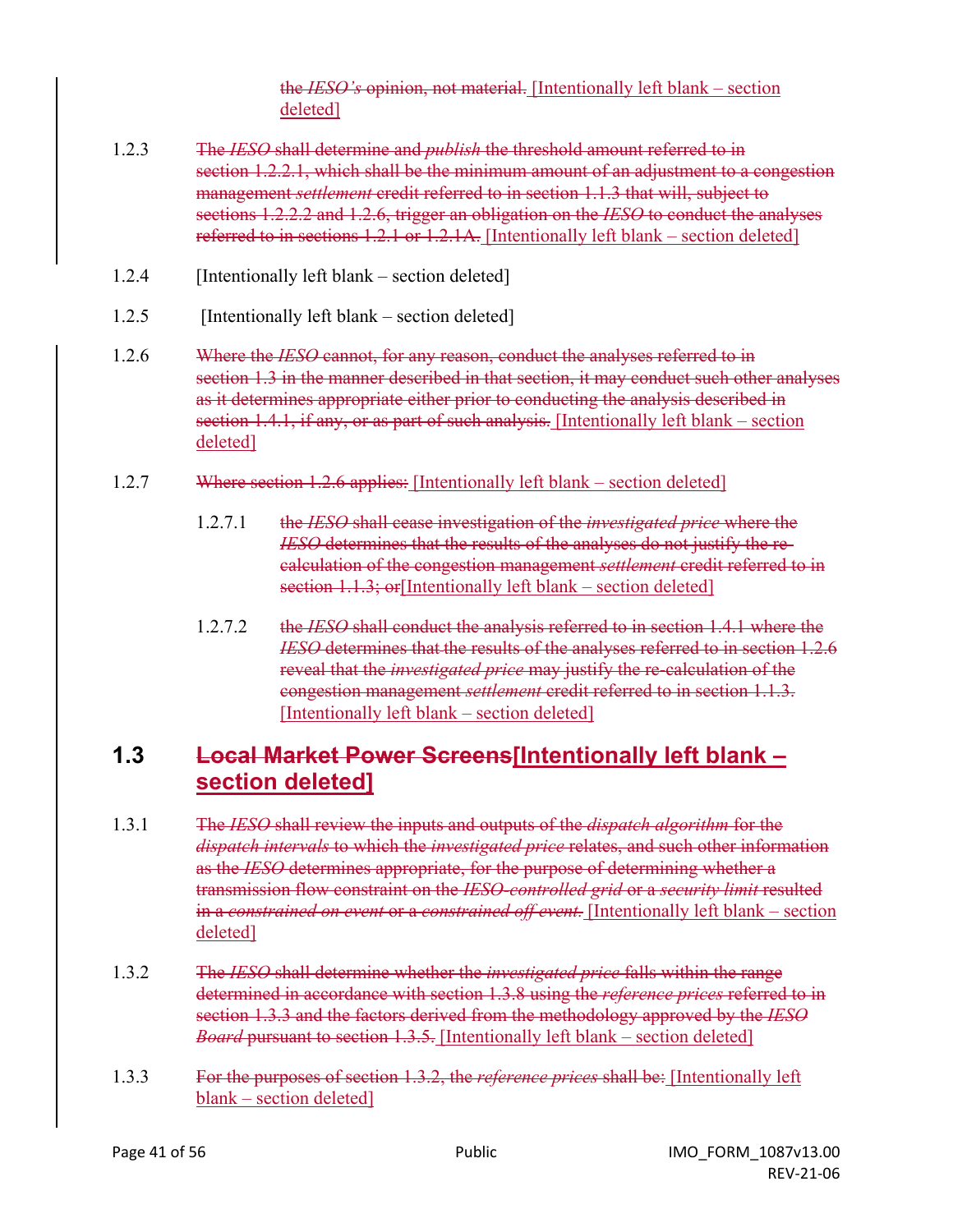the *IESO's* opinion, not material. [Intentionally left blank – section deleted]

1.2.3 The *IESO* shall determine and *publish* the threshold amount referred to in section 1.2.2.1, which shall be the minimum amount of an adjustment to a congestion management *settlement* credit referred to in section 1.1.3 that will, subject to sections 1.2.2.2 and 1.2.6, trigger an obligation on the *IESO* to conduct the analyses referred to in sections 1.2.1 or 1.2.1A. [Intentionally left blank – section deleted]

1.2.4 [Intentionally left blank – section deleted]

1.2.5 [Intentionally left blank – section deleted]

1.2.6 Where the *IESO* cannot, for any reason, conduct the analyses referred to in section 1.3 in the manner described in that section, it may conduct such other analyses as it determines appropriate either prior to conducting the analysis described in section 1.4.1, if any, or as part of such analysis. [Intentionally left blank – section deleted]

1.2.7 Where section 1.2.6 applies: [Intentionally left blank – section deleted]

1.2.7.1 the *IESO* shall cease investigation of the *investigated price* where the *IESO* determines that the results of the analyses do not justify the re-calculation of the congestion management *settlement* credit referred to in section 1.1.3; or[Intentionally left blank – section deleted]

1.2.7.2 the *IESO* shall conduct the analysis referred to in section 1.4.1 where the *IESO* determines that the results of the analyses referred to in section 1.2.6 reveal that the *investigated price* may justify the re-calculation of the congestion management *settlement* credit referred to in section 1.1.3. [Intentionally left blank – section deleted]

## 1.3 Local Market Power Screens[Intentionally left blank – section deleted]

1.3.1 The *IESO* shall review the inputs and outputs of the *dispatch algorithm* for the *dispatch intervals* to which the *investigated price* relates, and such other information as the *IESO* determines appropriate, for the purpose of determining whether a transmission flow constraint on the *IESO-controlled grid* or a *security limit* resulted in a *constrained on event* or a *constrained off event*. [Intentionally left blank – section deleted]

1.3.2 The *IESO* shall determine whether the *investigated price* falls within the range determined in accordance with section 1.3.8 using the *reference prices* referred to in section 1.3.3 and the factors derived from the methodology approved by the *IESO Board* pursuant to section 1.3.5. [Intentionally left blank – section deleted]

1.3.3 For the purposes of section 1.3.2, the *reference prices* shall be: [Intentionally left blank – section deleted]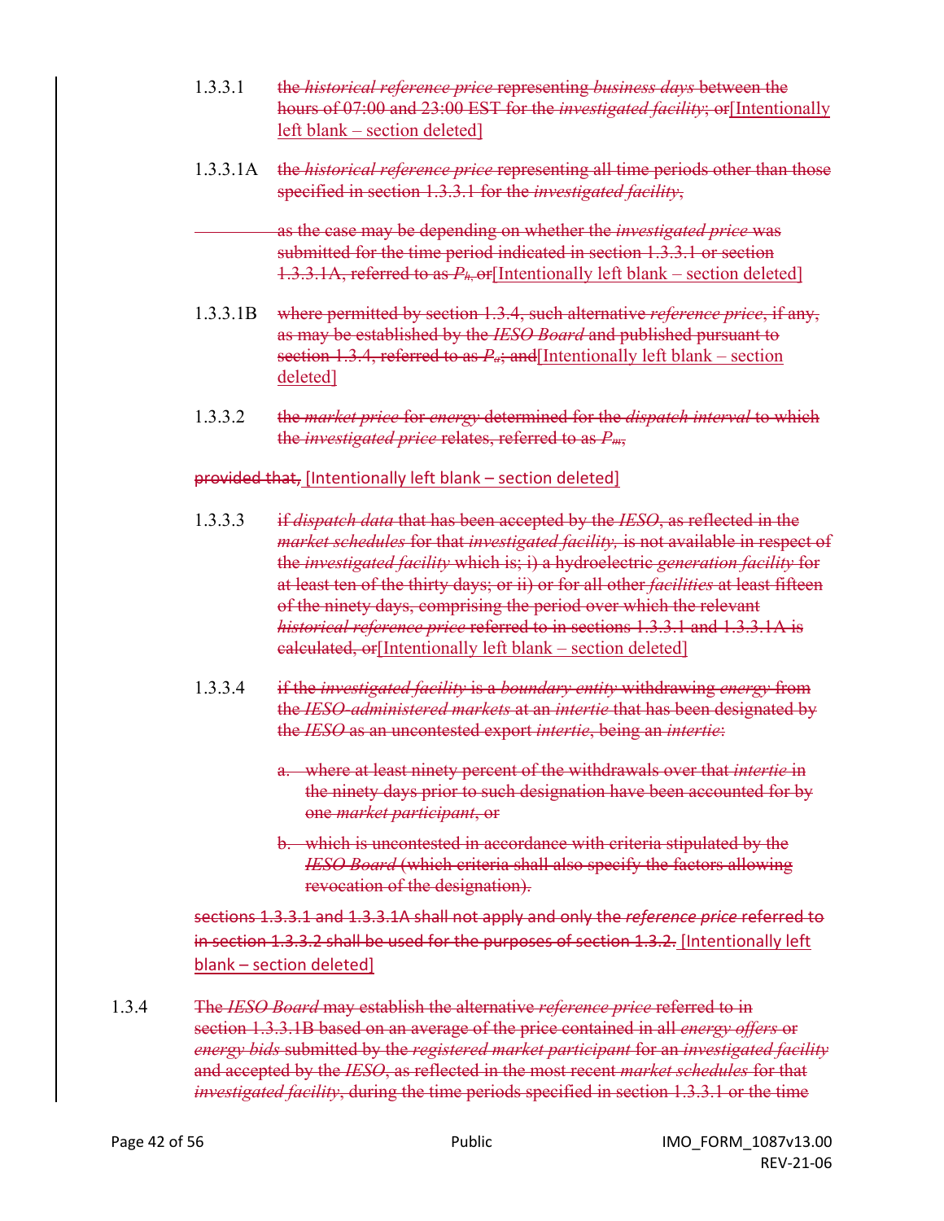1.3.3.1 ~~the *historical reference price* representing *business days* between the hours of 07:00 and 23:00 EST for the *investigated facility*; or~~[Intentionally left blank – section deleted]

1.3.3.1A ~~the *historical reference price* representing all time periods other than those specified in section 1.3.3.1 for the *investigated facility*,~~

~~as the case may be depending on whether the *investigated price* was submitted for the time period indicated in section 1.3.3.1 or section 1.3.3.1A, referred to as $P_h$, or~~[Intentionally left blank – section deleted]

1.3.3.1B ~~where permitted by section 1.3.4, such alternative *reference price*, if any, as may be established by the *IESO Board* and published pursuant to section 1.3.4, referred to as $P_a$; and~~[Intentionally left blank – section deleted]

1.3.3.2 ~~the *market price* for *energy* determined for the *dispatch interval* to which the *investigated price* relates, referred to as $P_m$,~~

~~provided that,~~ [Intentionally left blank – section deleted]

1.3.3.3 ~~if *dispatch data* that has been accepted by the *IESO*, as reflected in the *market schedules* for that *investigated facility*, is not available in respect of the *investigated facility* which is; i) a hydroelectric *generation facility* for at least ten of the thirty days; or ii) or for all other *facilities* at least fifteen of the ninety days, comprising the period over which the relevant *historical reference price* referred to in sections 1.3.3.1 and 1.3.3.1A is calculated, or~~[Intentionally left blank – section deleted]

1.3.3.4 ~~if the *investigated facility* is a *boundary entity* withdrawing *energy* from the *IESO-administered markets* at an *intertie* that has been designated by the *IESO* as an uncontested export *intertie*, being an *intertie*:~~

~~a. where at least ninety percent of the withdrawals over that *intertie* in the ninety days prior to such designation have been accounted for by one *market participant*, or~~

~~b. which is uncontested in accordance with criteria stipulated by the *IESO Board* (which criteria shall also specify the factors allowing revocation of the designation).~~

~~sections 1.3.3.1 and 1.3.3.1A shall not apply and only the *reference price* referred to in section 1.3.3.2 shall be used for the purposes of section 1.3.2.~~ [Intentionally left blank – section deleted]

1.3.4 ~~The *IESO Board* may establish the alternative *reference price* referred to in section 1.3.3.1B based on an average of the price contained in all *energy offers* or *energy bids* submitted by the *registered market participant* for an *investigated facility* and accepted by the *IESO*, as reflected in the most recent *market schedules* for that *investigated facility*, during the time periods specified in section 1.3.3.1 or the time~~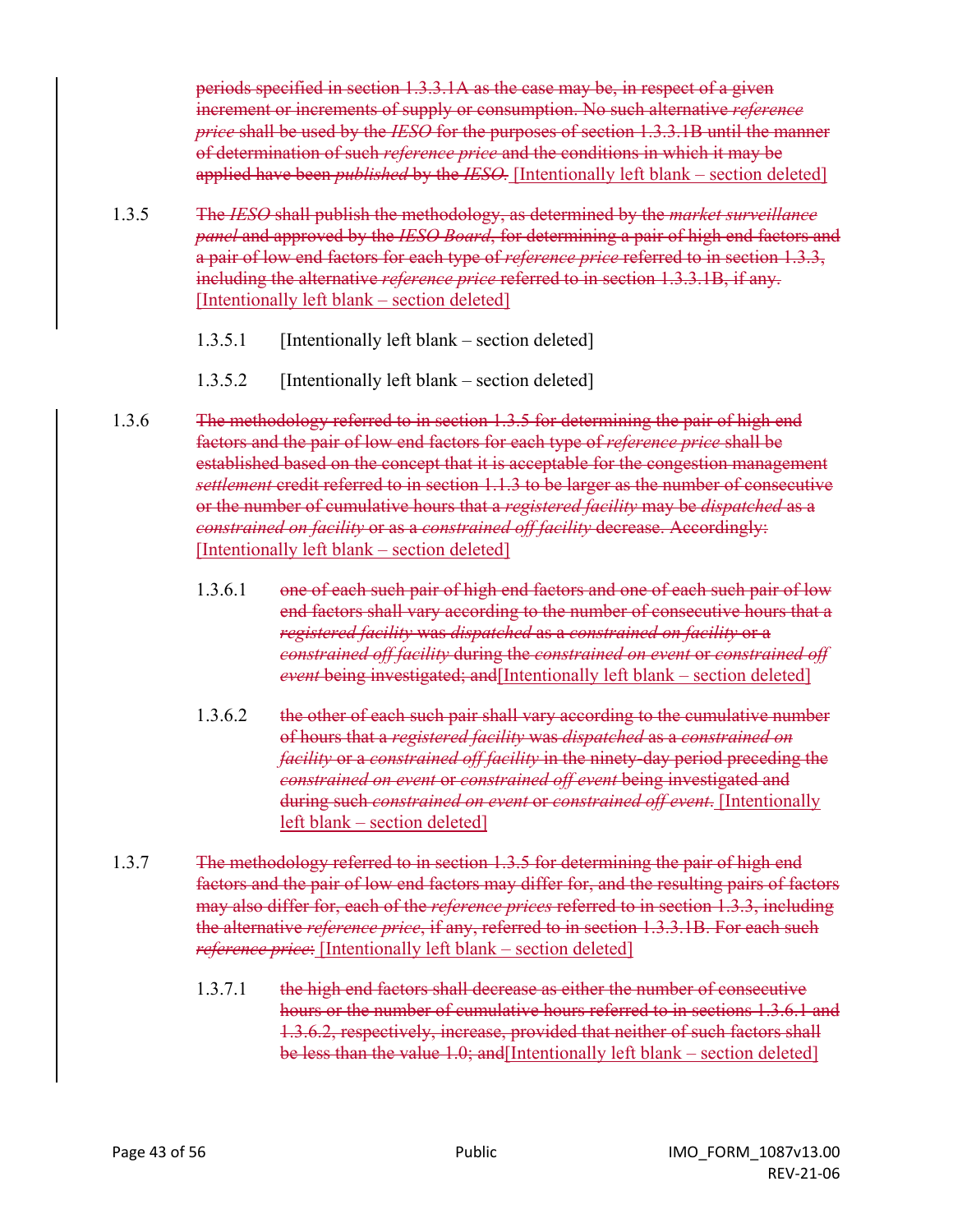~~periods specified in section 1.3.3.1A as the case may be, in respect of a given increment or increments of supply or consumption. No such alternative *reference price* shall be used by the *IESO* for the purposes of section 1.3.3.1B until the manner of determination of such *reference price* and the conditions in which it may be applied have been *published* by the *IESO*.~~ [Intentionally left blank – section deleted]

1.3.5 ~~The *IESO* shall publish the methodology, as determined by the *market surveillance panel* and approved by the *IESO Board*, for determining a pair of high end factors and a pair of low end factors for each type of *reference price* referred to in section 1.3.3, including the alternative *reference price* referred to in section 1.3.3.1B, if any.~~ [Intentionally left blank – section deleted]

1.3.5.1 [Intentionally left blank – section deleted]

1.3.5.2 [Intentionally left blank – section deleted]

1.3.6 ~~The methodology referred to in section 1.3.5 for determining the pair of high end factors and the pair of low end factors for each type of *reference price* shall be established based on the concept that it is acceptable for the congestion management *settlement* credit referred to in section 1.1.3 to be larger as the number of consecutive or the number of cumulative hours that a *registered facility* may be *dispatched* as a *constrained on facility* or as a *constrained off facility* decrease. Accordingly:~~ [Intentionally left blank – section deleted]

1.3.6.1 ~~one of each such pair of high end factors and one of each such pair of low end factors shall vary according to the number of consecutive hours that a *registered facility* was *dispatched* as a *constrained on facility* or a *constrained off facility* during the *constrained on event* or *constrained off event* being investigated; and~~[Intentionally left blank – section deleted]

1.3.6.2 ~~the other of each such pair shall vary according to the cumulative number of hours that a *registered facility* was *dispatched* as a *constrained on facility* or a *constrained off facility* in the ninety-day period preceding the *constrained on event* or *constrained off event* being investigated and during such *constrained on event* or *constrained off event*.~~ [Intentionally left blank – section deleted]

1.3.7 ~~The methodology referred to in section 1.3.5 for determining the pair of high end factors and the pair of low end factors may differ for, and the resulting pairs of factors may also differ for, each of the *reference prices* referred to in section 1.3.3, including the alternative *reference price*, if any, referred to in section 1.3.3.1B. For each such *reference price*:~~ [Intentionally left blank – section deleted]

1.3.7.1 ~~the high end factors shall decrease as either the number of consecutive hours or the number of cumulative hours referred to in sections 1.3.6.1 and 1.3.6.2, respectively, increase, provided that neither of such factors shall be less than the value 1.0; and~~[Intentionally left blank – section deleted]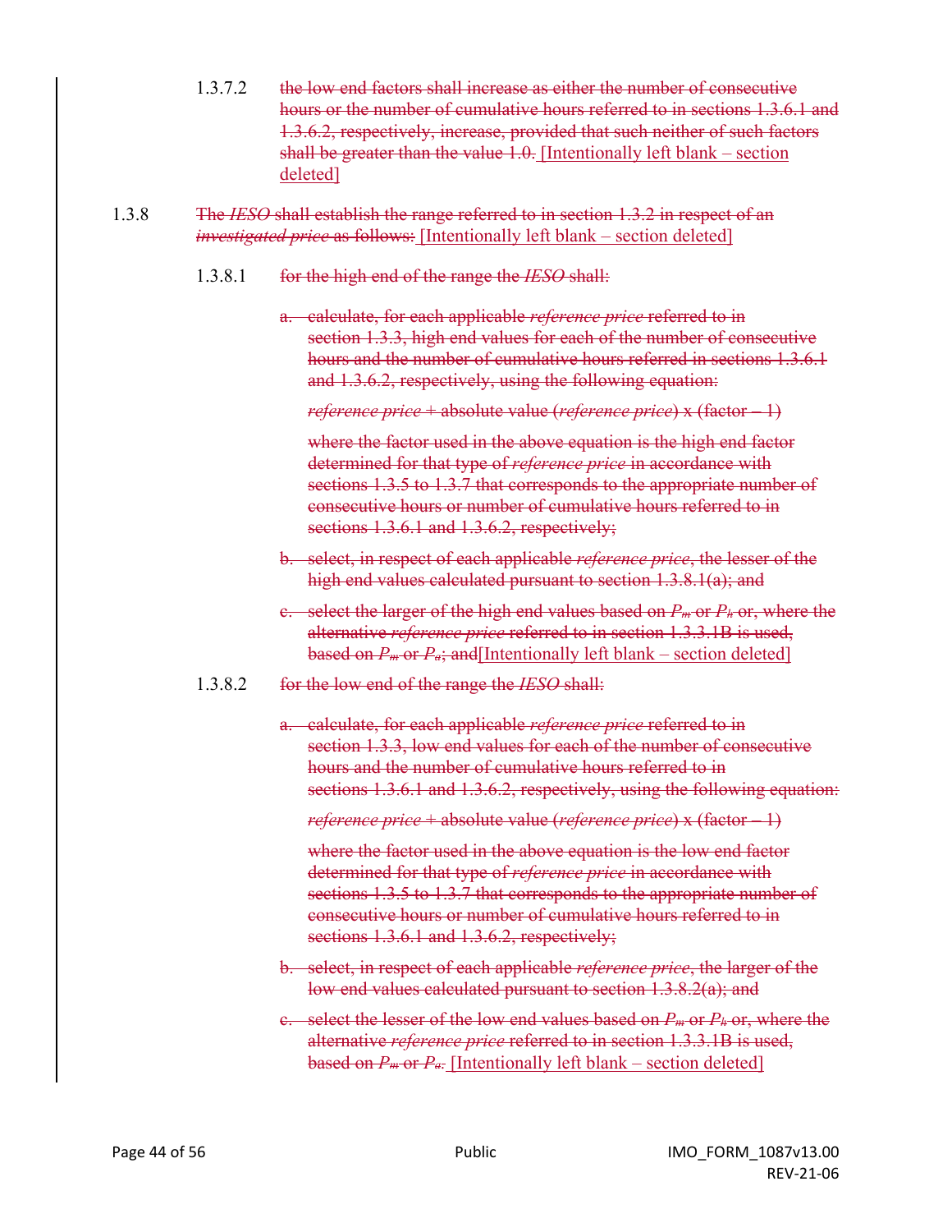1.3.7.2 ~~the low end factors shall increase as either the number of consecutive hours or the number of cumulative hours referred to in sections 1.3.6.1 and 1.3.6.2, respectively, increase, provided that such neither of such factors shall be greater than the value 1.0.~~ [Intentionally left blank – section deleted]

1.3.8 ~~The *IESO* shall establish the range referred to in section 1.3.2 in respect of an *investigated price* as follows:~~ [Intentionally left blank – section deleted]

1.3.8.1 ~~for the high end of the range the *IESO* shall:~~

~~a. calculate, for each applicable *reference price* referred to in section 1.3.3, high end values for each of the number of consecutive hours and the number of cumulative hours referred in sections 1.3.6.1 and 1.3.6.2, respectively, using the following equation:~~

~~*reference price* + absolute value (*reference price*) x (factor – 1)~~

~~where the factor used in the above equation is the high end factor determined for that type of *reference price* in accordance with sections 1.3.5 to 1.3.7 that corresponds to the appropriate number of consecutive hours or number of cumulative hours referred to in sections 1.3.6.1 and 1.3.6.2, respectively;~~

~~b. select, in respect of each applicable *reference price*, the lesser of the high end values calculated pursuant to section 1.3.8.1(a); and~~

~~c. select the larger of the high end values based on $P_m$ or $P_h$ or, where the alternative *reference price* referred to in section 1.3.3.1B is used, based on $P_m$ or $P_a$; and~~[Intentionally left blank – section deleted]

1.3.8.2 ~~for the low end of the range the *IESO* shall:~~

~~a. calculate, for each applicable *reference price* referred to in section 1.3.3, low end values for each of the number of consecutive hours and the number of cumulative hours referred to in sections 1.3.6.1 and 1.3.6.2, respectively, using the following equation:~~

~~*reference price* + absolute value (*reference price*) x (factor – 1)~~

~~where the factor used in the above equation is the low end factor determined for that type of *reference price* in accordance with sections 1.3.5 to 1.3.7 that corresponds to the appropriate number of consecutive hours or number of cumulative hours referred to in sections 1.3.6.1 and 1.3.6.2, respectively;~~

~~b. select, in respect of each applicable *reference price*, the larger of the low end values calculated pursuant to section 1.3.8.2(a); and~~

~~c. select the lesser of the low end values based on $P_m$ or $P_h$ or, where the alternative *reference price* referred to in section 1.3.3.1B is used, based on $P_m$ or $P_a$.~~ [Intentionally left blank – section deleted]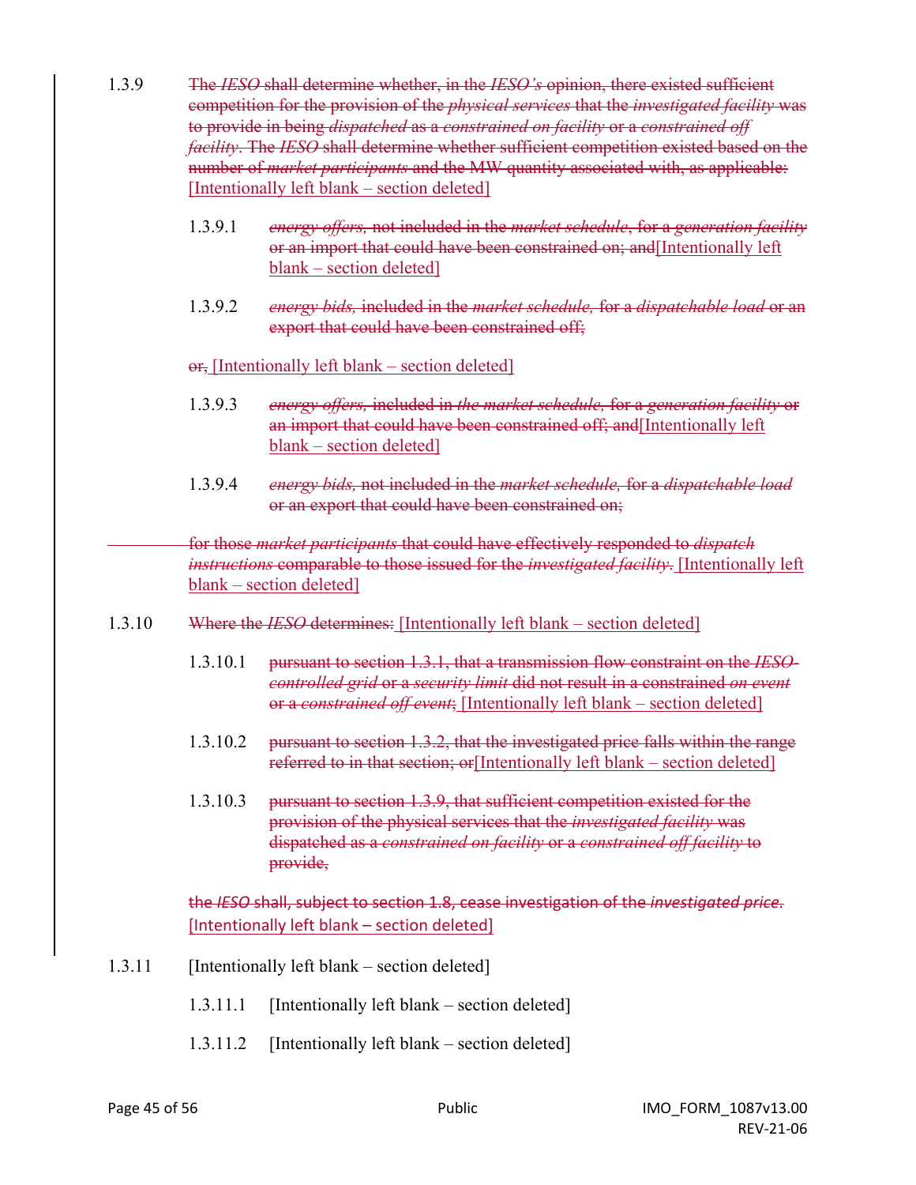1.3.9 ~~The *IESO* shall determine whether, in the *IESO's* opinion, there existed sufficient competition for the provision of the *physical services* that the *investigated facility* was to provide in being *dispatched* as a *constrained on facility* or a *constrained off facility*. The *IESO* shall determine whether sufficient competition existed based on the number of *market participants* and the MW quantity associated with, as applicable:~~ [Intentionally left blank – section deleted]

1.3.9.1 ~~*energy offers*, not included in the *market schedule*, for a *generation facility* or an import that could have been constrained on; and~~[Intentionally left blank – section deleted]

1.3.9.2 ~~*energy bids*, included in the *market schedule*, for a *dispatchable load* or an export that could have been constrained off;~~

~~or,~~ [Intentionally left blank – section deleted]

1.3.9.3 ~~*energy offers*, included in *the market schedule*, for a *generation facility* or an import that could have been constrained off; and~~[Intentionally left blank – section deleted]

1.3.9.4 ~~*energy bids*, not included in the *market schedule*, for a *dispatchable load* or an export that could have been constrained on;~~

~~for those *market participants* that could have effectively responded to *dispatch instructions* comparable to those issued for the *investigated facility*.~~ [Intentionally left blank – section deleted]

1.3.10 ~~Where the *IESO* determines:~~ [Intentionally left blank – section deleted]

1.3.10.1 ~~pursuant to section 1.3.1, that a transmission flow constraint on the *IESO-controlled grid* or a *security limit* did not result in a constrained *on event* or a *constrained off event*;~~ [Intentionally left blank – section deleted]

1.3.10.2 ~~pursuant to section 1.3.2, that the investigated price falls within the range referred to in that section; or~~[Intentionally left blank – section deleted]

1.3.10.3 ~~pursuant to section 1.3.9, that sufficient competition existed for the provision of the physical services that the *investigated facility* was dispatched as a *constrained on facility* or a *constrained off facility* to provide,~~

~~the *IESO* shall, subject to section 1.8, cease investigation of the *investigated price*.~~ [Intentionally left blank – section deleted]

1.3.11 [Intentionally left blank – section deleted]

1.3.11.1 [Intentionally left blank – section deleted]

1.3.11.2 [Intentionally left blank – section deleted]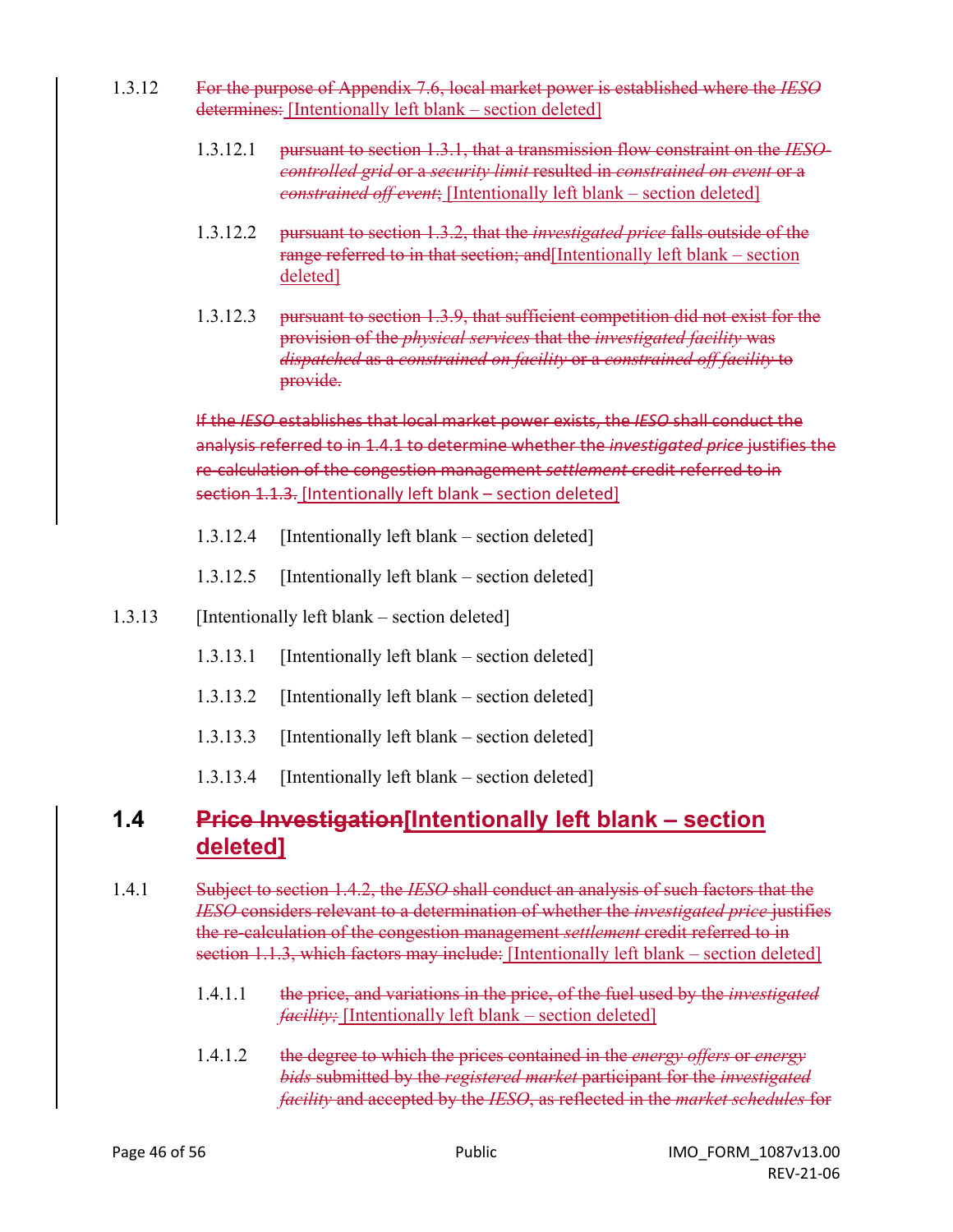1.3.12 ~~For the purpose of Appendix 7.6, local market power is established where the *IESO* determines:~~ [Intentionally left blank – section deleted]

1.3.12.1 ~~pursuant to section 1.3.1, that a transmission flow constraint on the *IESO-controlled grid* or a *security limit* resulted in *constrained on event* or a *constrained off event*;~~ [Intentionally left blank – section deleted]

1.3.12.2 ~~pursuant to section 1.3.2, that the *investigated price* falls outside of the range referred to in that section; and~~[Intentionally left blank – section deleted]

1.3.12.3 ~~pursuant to section 1.3.9, that sufficient competition did not exist for the provision of the *physical services* that the *investigated facility* was *dispatched* as a *constrained on facility* or a *constrained off facility* to provide.~~

~~If the *IESO* establishes that local market power exists, the *IESO* shall conduct the analysis referred to in 1.4.1 to determine whether the *investigated price* justifies the re-calculation of the congestion management *settlement* credit referred to in section 1.1.3.~~ [Intentionally left blank – section deleted]

1.3.12.4 [Intentionally left blank – section deleted]

1.3.12.5 [Intentionally left blank – section deleted]

1.3.13 [Intentionally left blank – section deleted]

1.3.13.1 [Intentionally left blank – section deleted]

1.3.13.2 [Intentionally left blank – section deleted]

1.3.13.3 [Intentionally left blank – section deleted]

1.3.13.4 [Intentionally left blank – section deleted]

## 1.4 ~~Price Investigation~~[Intentionally left blank – section deleted]

1.4.1 ~~Subject to section 1.4.2, the *IESO* shall conduct an analysis of such factors that the *IESO* considers relevant to a determination of whether the *investigated price* justifies the re-calculation of the congestion management *settlement* credit referred to in section 1.1.3, which factors may include:~~ [Intentionally left blank – section deleted]

1.4.1.1 ~~the price, and variations in the price, of the fuel used by the *investigated facility*;~~ [Intentionally left blank – section deleted]

1.4.1.2 ~~the degree to which the prices contained in the *energy offers* or *energy bids* submitted by the *registered market* participant for the *investigated facility* and accepted by the *IESO*, as reflected in the *market schedules* for~~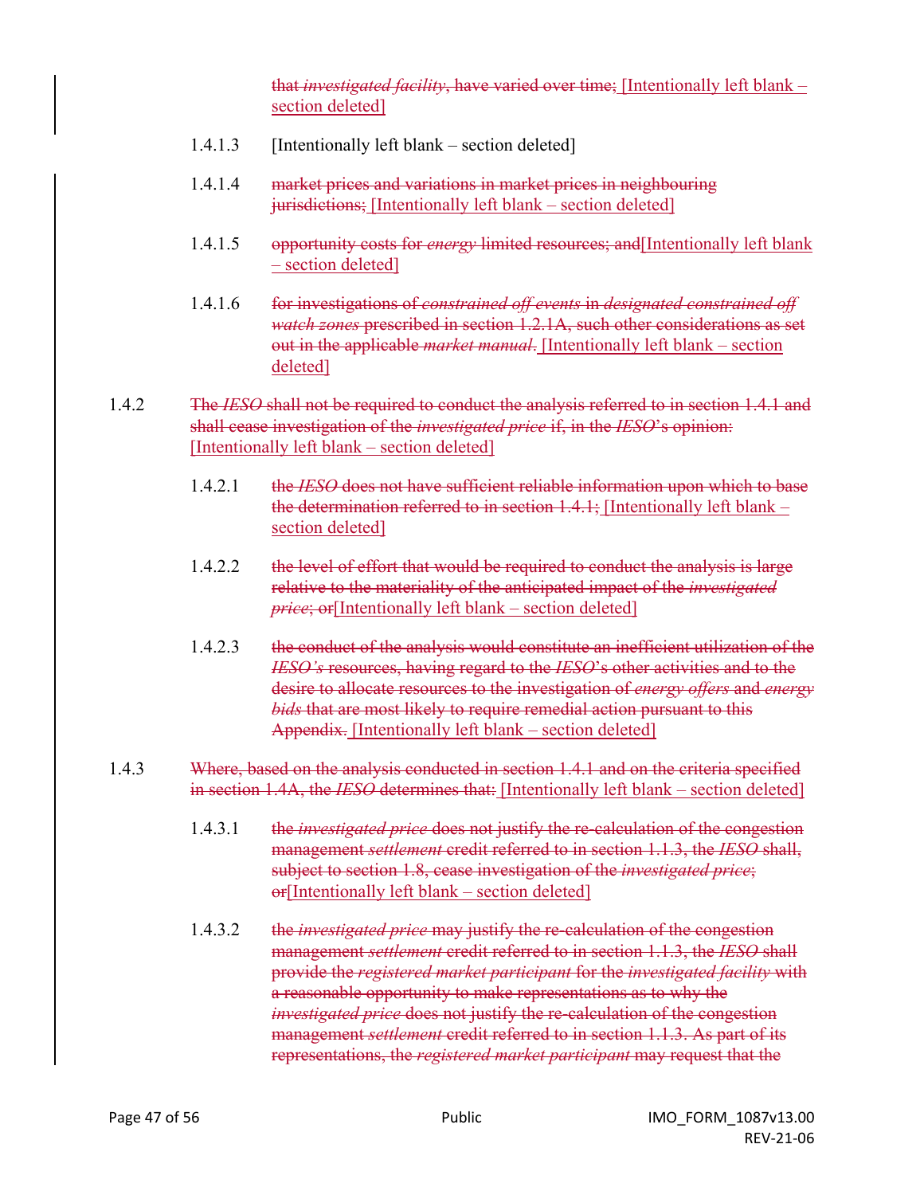~~that *investigated facility*, have varied over time;~~ [Intentionally left blank – section deleted]

1.4.1.3 [Intentionally left blank – section deleted]

1.4.1.4 ~~market prices and variations in market prices in neighbouring jurisdictions;~~ [Intentionally left blank – section deleted]

1.4.1.5 ~~opportunity costs for *energy* limited resources; and~~[Intentionally left blank – section deleted]

1.4.1.6 ~~for investigations of *constrained off events* in *designated constrained off watch zones* prescribed in section 1.2.1A, such other considerations as set out in the applicable *market manual*.~~ [Intentionally left blank – section deleted]

1.4.2 ~~The *IESO* shall not be required to conduct the analysis referred to in section 1.4.1 and shall cease investigation of the *investigated price* if, in the *IESO*'s opinion:~~ [Intentionally left blank – section deleted]

1.4.2.1 ~~the *IESO* does not have sufficient reliable information upon which to base the determination referred to in section 1.4.1;~~ [Intentionally left blank – section deleted]

1.4.2.2 ~~the level of effort that would be required to conduct the analysis is large relative to the materiality of the anticipated impact of the *investigated price*; or~~[Intentionally left blank – section deleted]

1.4.2.3 ~~the conduct of the analysis would constitute an inefficient utilization of the *IESO's* resources, having regard to the *IESO*'s other activities and to the desire to allocate resources to the investigation of *energy offers* and *energy bids* that are most likely to require remedial action pursuant to this Appendix.~~ [Intentionally left blank – section deleted]

1.4.3 ~~Where, based on the analysis conducted in section 1.4.1 and on the criteria specified in section 1.4A, the *IESO* determines that:~~ [Intentionally left blank – section deleted]

1.4.3.1 ~~the *investigated price* does not justify the re-calculation of the congestion management *settlement* credit referred to in section 1.1.3, the *IESO* shall, subject to section 1.8, cease investigation of the *investigated price*; or~~[Intentionally left blank – section deleted]

1.4.3.2 ~~the *investigated price* may justify the re-calculation of the congestion management *settlement* credit referred to in section 1.1.3, the *IESO* shall provide the *registered market participant* for the *investigated facility* with a reasonable opportunity to make representations as to why the *investigated price* does not justify the re-calculation of the congestion management *settlement* credit referred to in section 1.1.3. As part of its representations, the *registered market participant* may request that the~~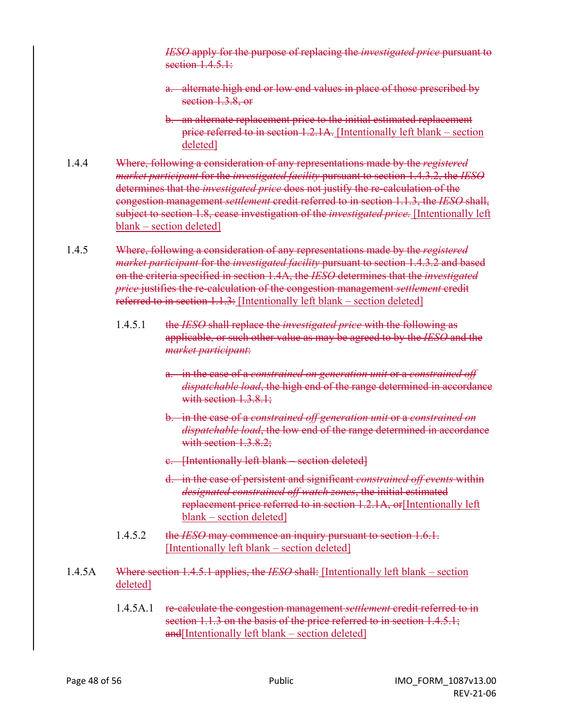~~*IESO* apply for the purpose of replacing the *investigated price* pursuant to section 1.4.5.1:~~

~~a. alternate high end or low end values in place of those prescribed by section 1.3.8, or~~

~~b. an alternate replacement price to the initial estimated replacement price referred to in section 1.2.1A.~~ [Intentionally left blank – section deleted]

1.4.4 ~~Where, following a consideration of any representations made by the *registered market participant* for the *investigated facility* pursuant to section 1.4.3.2, the *IESO* determines that the *investigated price* does not justify the re-calculation of the congestion management *settlement* credit referred to in section 1.1.3, the *IESO* shall, subject to section 1.8, cease investigation of the *investigated price*.~~ [Intentionally left blank – section deleted]

1.4.5 ~~Where, following a consideration of any representations made by the *registered market participant* for the *investigated facility* pursuant to section 1.4.3.2 and based on the criteria specified in section 1.4A, the *IESO* determines that the *investigated price* justifies the re-calculation of the congestion management *settlement* credit referred to in section 1.1.3:~~ [Intentionally left blank – section deleted]

1.4.5.1 ~~the *IESO* shall replace the *investigated price* with the following as applicable, or such other value as may be agreed to by the *IESO* and the *market participant*:~~

~~a. in the case of a *constrained on generation unit* or a *constrained off dispatchable load*, the high end of the range determined in accordance with section 1.3.8.1;~~

~~b. in the case of a *constrained off generation unit* or a *constrained on dispatchable load*, the low end of the range determined in accordance with section 1.3.8.2;~~

~~c. [Intentionally left blank – section deleted]~~

~~d. in the case of persistent and significant *constrained off events* within *designated constrained off watch zones*, the initial estimated replacement price referred to in section 1.2.1A, or~~[Intentionally left blank – section deleted]

1.4.5.2 ~~the *IESO* may commence an inquiry pursuant to section 1.6.1.~~ [Intentionally left blank – section deleted]

1.4.5A ~~Where section 1.4.5.1 applies, the *IESO* shall:~~ [Intentionally left blank – section deleted]

1.4.5A.1 ~~re-calculate the congestion management *settlement* credit referred to in section 1.1.3 on the basis of the price referred to in section 1.4.5.1; and~~[Intentionally left blank – section deleted]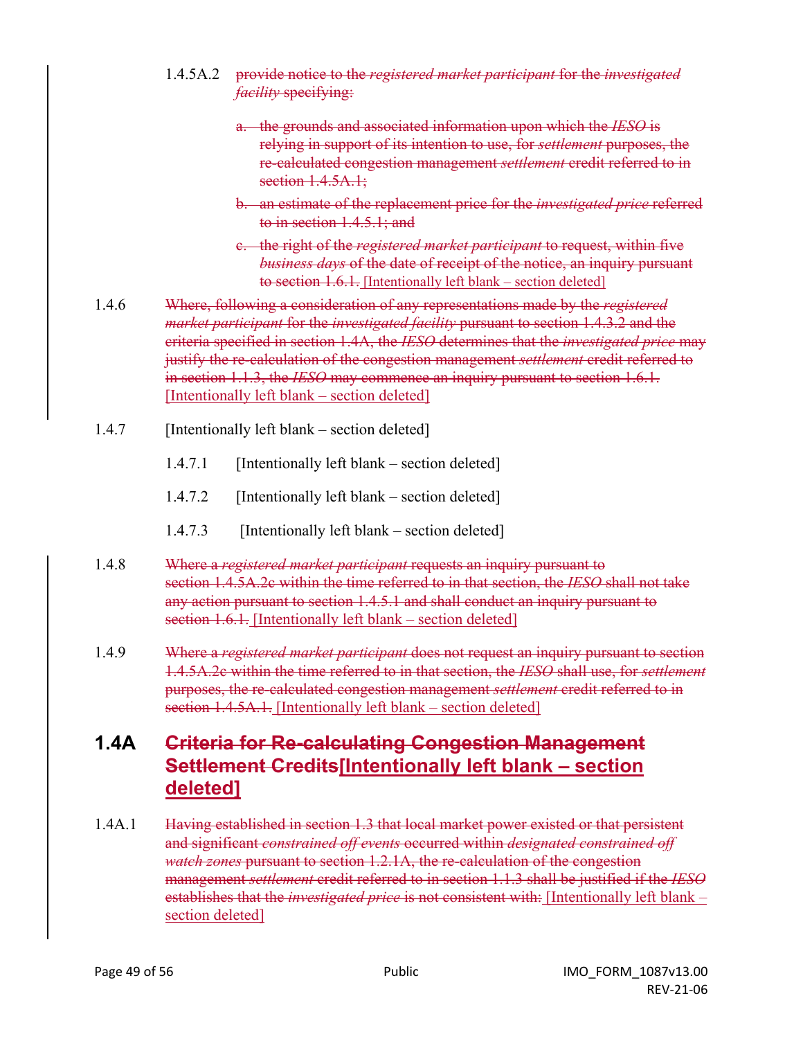1.4.5A.2 ~~provide notice to the *registered market participant* for the *investigated facility* specifying:~~

~~a. the grounds and associated information upon which the *IESO* is relying in support of its intention to use, for *settlement* purposes, the re-calculated congestion management *settlement* credit referred to in section 1.4.5A.1;~~

~~b. an estimate of the replacement price for the *investigated price* referred to in section 1.4.5.1; and~~

~~c. the right of the *registered market participant* to request, within five *business days* of the date of receipt of the notice, an inquiry pursuant to section 1.6.1.~~ [Intentionally left blank – section deleted]

1.4.6 ~~Where, following a consideration of any representations made by the *registered market participant* for the *investigated facility* pursuant to section 1.4.3.2 and the criteria specified in section 1.4A, the *IESO* determines that the *investigated price* may justify the re-calculation of the congestion management *settlement* credit referred to in section 1.1.3, the *IESO* may commence an inquiry pursuant to section 1.6.1.~~ [Intentionally left blank – section deleted]

1.4.7 [Intentionally left blank – section deleted]

1.4.7.1 [Intentionally left blank – section deleted]

1.4.7.2 [Intentionally left blank – section deleted]

1.4.7.3 [Intentionally left blank – section deleted]

1.4.8 ~~Where a *registered market participant* requests an inquiry pursuant to section 1.4.5A.2c within the time referred to in that section, the *IESO* shall not take any action pursuant to section 1.4.5.1 and shall conduct an inquiry pursuant to section 1.6.1.~~ [Intentionally left blank – section deleted]

1.4.9 ~~Where a *registered market participant* does not request an inquiry pursuant to section 1.4.5A.2c within the time referred to in that section, the *IESO* shall use, for *settlement* purposes, the re-calculated congestion management *settlement* credit referred to in section 1.4.5A.1.~~ [Intentionally left blank – section deleted]

## 1.4A ~~Criteria for Re-calculating Congestion Management Settlement Credits~~[Intentionally left blank – section deleted]

1.4A.1 ~~Having established in section 1.3 that local market power existed or that persistent and significant *constrained off events* occurred within *designated constrained off watch zones* pursuant to section 1.2.1A, the re-calculation of the congestion management *settlement* credit referred to in section 1.1.3 shall be justified if the *IESO* establishes that the *investigated price* is not consistent with:~~ [Intentionally left blank – section deleted]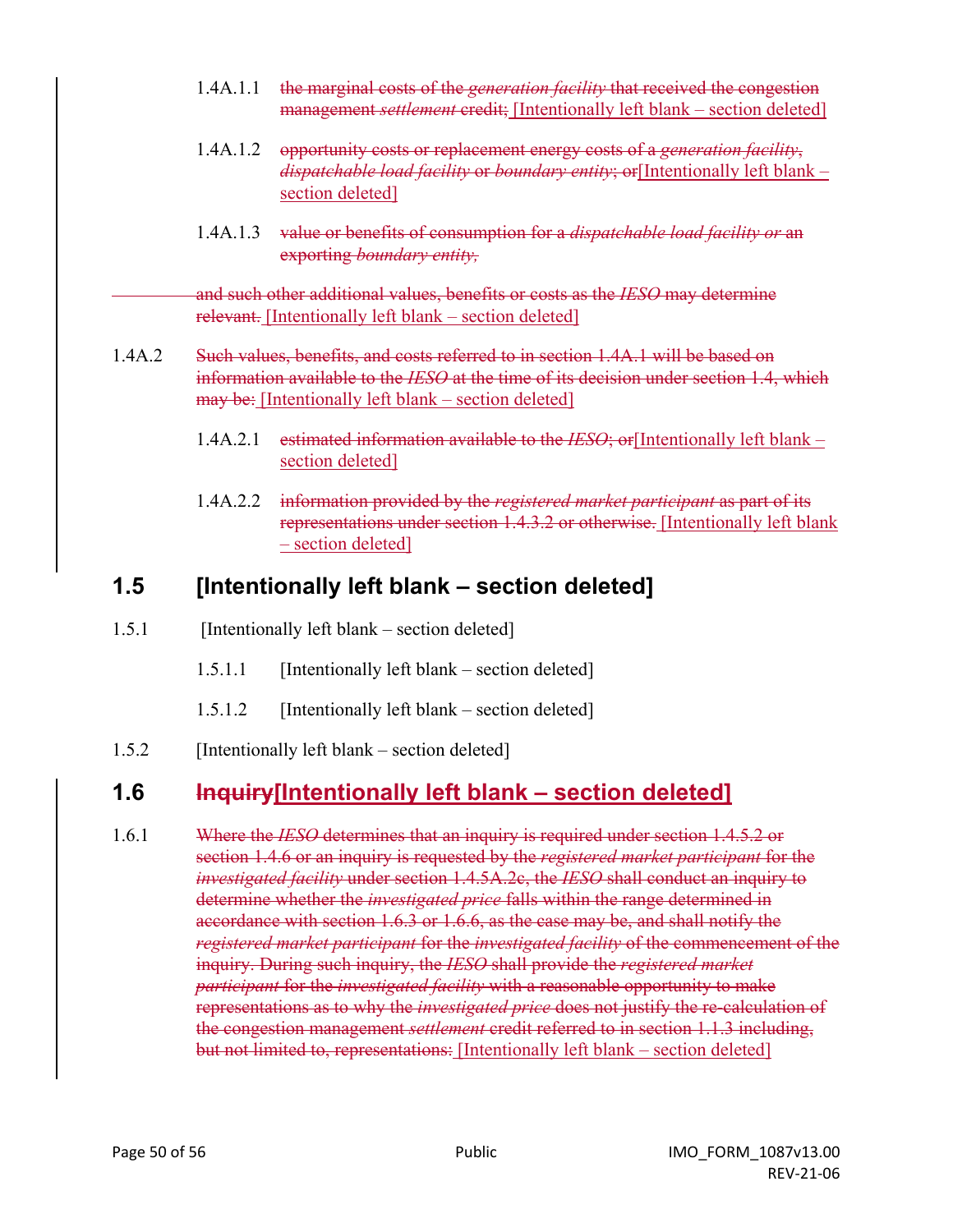1.4A.1.1 ~~the marginal costs of the *generation facility* that received the congestion management *settlement* credit;~~ [Intentionally left blank – section deleted]

1.4A.1.2 ~~opportunity costs or replacement energy costs of a *generation facility*, *dispatchable load facility* or *boundary entity*; or~~[Intentionally left blank – section deleted]

1.4A.1.3 ~~value or benefits of consumption for a *dispatchable load facility or* an exporting *boundary entity*,~~

~~and such other additional values, benefits or costs as the *IESO* may determine relevant.~~ [Intentionally left blank – section deleted]

1.4A.2 ~~Such values, benefits, and costs referred to in section 1.4A.1 will be based on information available to the *IESO* at the time of its decision under section 1.4, which may be:~~ [Intentionally left blank – section deleted]

1.4A.2.1 ~~estimated information available to the *IESO*; or~~[Intentionally left blank – section deleted]

1.4A.2.2 ~~information provided by the *registered market participant* as part of its representations under section 1.4.3.2 or otherwise.~~ [Intentionally left blank – section deleted]

## 1.5 [Intentionally left blank – section deleted]

1.5.1 [Intentionally left blank – section deleted]

1.5.1.1 [Intentionally left blank – section deleted]

1.5.1.2 [Intentionally left blank – section deleted]

1.5.2 [Intentionally left blank – section deleted]

## 1.6 ~~Inquiry~~[Intentionally left blank – section deleted]

1.6.1 ~~Where the *IESO* determines that an inquiry is required under section 1.4.5.2 or section 1.4.6 or an inquiry is requested by the *registered market participant* for the *investigated facility* under section 1.4.5A.2c, the *IESO* shall conduct an inquiry to determine whether the *investigated price* falls within the range determined in accordance with section 1.6.3 or 1.6.6, as the case may be, and shall notify the *registered market participant* for the *investigated facility* of the commencement of the inquiry. During such inquiry, the *IESO* shall provide the *registered market participant* for the *investigated facility* with a reasonable opportunity to make representations as to why the *investigated price* does not justify the re-calculation of the congestion management *settlement* credit referred to in section 1.1.3 including, but not limited to, representations:~~ [Intentionally left blank – section deleted]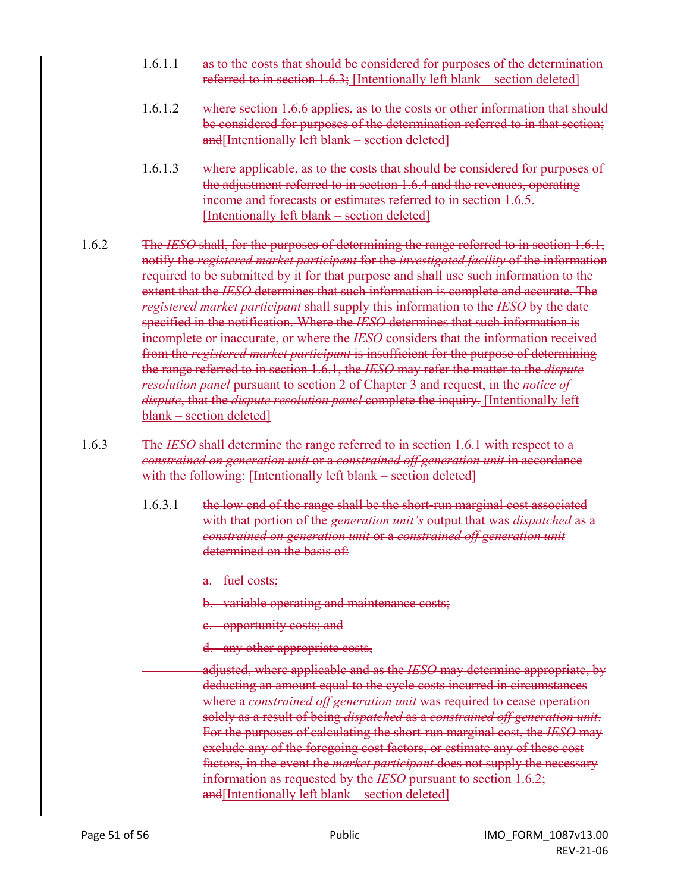1.6.1.1 ~~as to the costs that should be considered for purposes of the determination referred to in section 1.6.3;~~ [Intentionally left blank – section deleted]

1.6.1.2 ~~where section 1.6.6 applies, as to the costs or other information that should be considered for purposes of the determination referred to in that section; and~~[Intentionally left blank – section deleted]

1.6.1.3 ~~where applicable, as to the costs that should be considered for purposes of the adjustment referred to in section 1.6.4 and the revenues, operating income and forecasts or estimates referred to in section 1.6.5.~~ [Intentionally left blank – section deleted]

1.6.2 ~~The *IESO* shall, for the purposes of determining the range referred to in section 1.6.1, notify the *registered market participant* for the *investigated facility* of the information required to be submitted by it for that purpose and shall use such information to the extent that the *IESO* determines that such information is complete and accurate. The *registered market participant* shall supply this information to the *IESO* by the date specified in the notification. Where the *IESO* determines that such information is incomplete or inaccurate, or where the *IESO* considers that the information received from the *registered market participant* is insufficient for the purpose of determining the range referred to in section 1.6.1, the *IESO* may refer the matter to the *dispute resolution panel* pursuant to section 2 of Chapter 3 and request, in the *notice of dispute*, that the *dispute resolution panel* complete the inquiry.~~ [Intentionally left blank – section deleted]

1.6.3 ~~The *IESO* shall determine the range referred to in section 1.6.1 with respect to a *constrained on generation unit* or a *constrained off generation unit* in accordance with the following:~~ [Intentionally left blank – section deleted]

1.6.3.1 ~~the low end of the range shall be the short-run marginal cost associated with that portion of the *generation unit's* output that was *dispatched* as a *constrained on generation unit* or a *constrained off generation unit* determined on the basis of:~~

~~a. fuel costs;~~

~~b. variable operating and maintenance costs;~~

~~c. opportunity costs; and~~

~~d. any other appropriate costs,~~

~~adjusted, where applicable and as the *IESO* may determine appropriate, by deducting an amount equal to the cycle costs incurred in circumstances where a *constrained off generation unit* was required to cease operation solely as a result of being *dispatched* as a *constrained off generation unit*. For the purposes of calculating the short-run marginal cost, the *IESO* may exclude any of the foregoing cost factors, or estimate any of these cost factors, in the event the *market participant* does not supply the necessary information as requested by the *IESO* pursuant to section 1.6.2; and~~[Intentionally left blank – section deleted]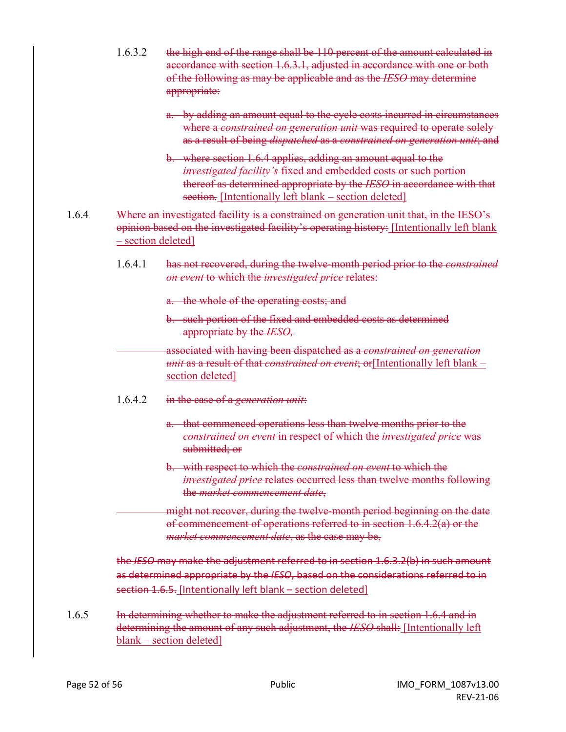1.6.3.2 ~~the high end of the range shall be 110 percent of the amount calculated in accordance with section 1.6.3.1, adjusted in accordance with one or both of the following as may be applicable and as the *IESO* may determine appropriate:~~

~~a. by adding an amount equal to the cycle costs incurred in circumstances where a *constrained on generation unit* was required to operate solely as a result of being *dispatched* as a *constrained on generation unit*; and~~

~~b. where section 1.6.4 applies, adding an amount equal to the *investigated facility's* fixed and embedded costs or such portion thereof as determined appropriate by the *IESO* in accordance with that section.~~ [Intentionally left blank – section deleted]

1.6.4 ~~Where an investigated facility is a constrained on generation unit that, in the IESO's opinion based on the investigated facility's operating history:~~ [Intentionally left blank – section deleted]

1.6.4.1 ~~has not recovered, during the twelve-month period prior to the *constrained on event* to which the *investigated price* relates:~~

~~a. the whole of the operating costs; and~~

~~b. such portion of the fixed and embedded costs as determined appropriate by the *IESO*,~~

~~associated with having been dispatched as a *constrained on generation unit* as a result of that *constrained on event*; or~~[Intentionally left blank – section deleted]

1.6.4.2 ~~in the case of a *generation unit*:~~

~~a. that commenced operations less than twelve months prior to the *constrained on event* in respect of which the *investigated price* was submitted; or~~

~~b. with respect to which the *constrained on event* to which the *investigated price* relates occurred less than twelve months following the *market commencement date*,~~

~~might not recover, during the twelve-month period beginning on the date of commencement of operations referred to in section 1.6.4.2(a) or the *market commencement date*, as the case may be,~~

~~the *IESO* may make the adjustment referred to in section 1.6.3.2(b) in such amount as determined appropriate by the *IESO*, based on the considerations referred to in section 1.6.5.~~ [Intentionally left blank – section deleted]

1.6.5 ~~In determining whether to make the adjustment referred to in section 1.6.4 and in determining the amount of any such adjustment, the *IESO* shall:~~ [Intentionally left blank – section deleted]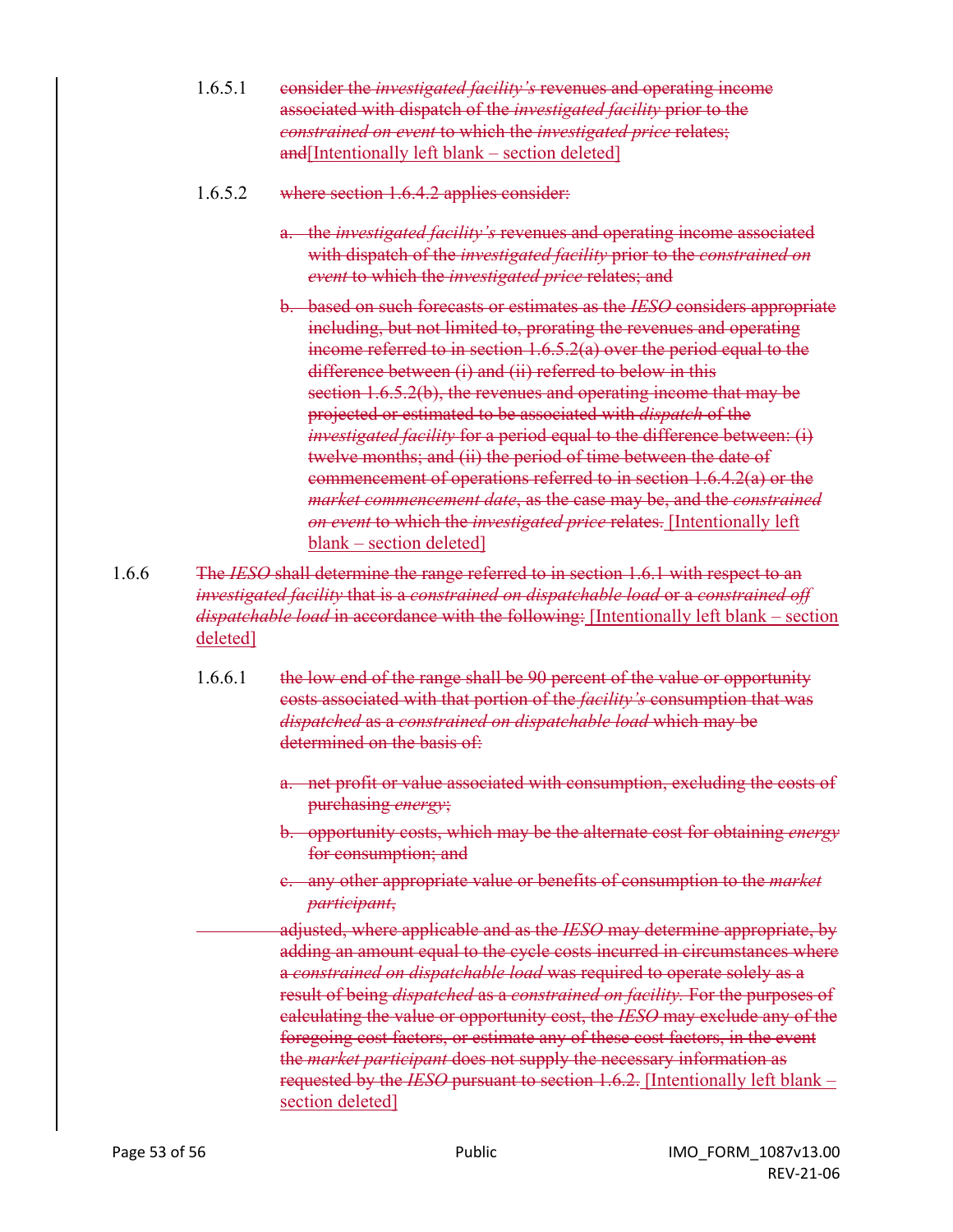1.6.5.1 ~~consider the *investigated facility's* revenues and operating income associated with dispatch of the *investigated facility* prior to the *constrained on event* to which the *investigated price* relates; and~~[Intentionally left blank – section deleted]

1.6.5.2 ~~where section 1.6.4.2 applies consider:~~

~~a. the *investigated facility's* revenues and operating income associated with dispatch of the *investigated facility* prior to the *constrained on event* to which the *investigated price* relates; and~~

~~b. based on such forecasts or estimates as the *IESO* considers appropriate including, but not limited to, prorating the revenues and operating income referred to in section 1.6.5.2(a) over the period equal to the difference between (i) and (ii) referred to below in this section 1.6.5.2(b), the revenues and operating income that may be projected or estimated to be associated with *dispatch* of the *investigated facility* for a period equal to the difference between: (i) twelve months; and (ii) the period of time between the date of commencement of operations referred to in section 1.6.4.2(a) or the *market commencement date*, as the case may be, and the *constrained on event* to which the *investigated price* relates.~~ [Intentionally left blank – section deleted]

1.6.6 ~~The *IESO* shall determine the range referred to in section 1.6.1 with respect to an *investigated facility* that is a *constrained on dispatchable load* or a *constrained off dispatchable load* in accordance with the following:~~ [Intentionally left blank – section deleted]

1.6.6.1 ~~the low end of the range shall be 90 percent of the value or opportunity costs associated with that portion of the *facility's* consumption that was *dispatched* as a *constrained on dispatchable load* which may be determined on the basis of:~~

~~a. net profit or value associated with consumption, excluding the costs of purchasing *energy*;~~

~~b. opportunity costs, which may be the alternate cost for obtaining *energy* for consumption; and~~

~~c. any other appropriate value or benefits of consumption to the *market participant*,~~

~~adjusted, where applicable and as the *IESO* may determine appropriate, by adding an amount equal to the cycle costs incurred in circumstances where a *constrained on dispatchable load* was required to operate solely as a result of being *dispatched* as a *constrained on facility*. For the purposes of calculating the value or opportunity cost, the *IESO* may exclude any of the foregoing cost factors, or estimate any of these cost factors, in the event the *market participant* does not supply the necessary information as requested by the *IESO* pursuant to section 1.6.2.~~ [Intentionally left blank – section deleted]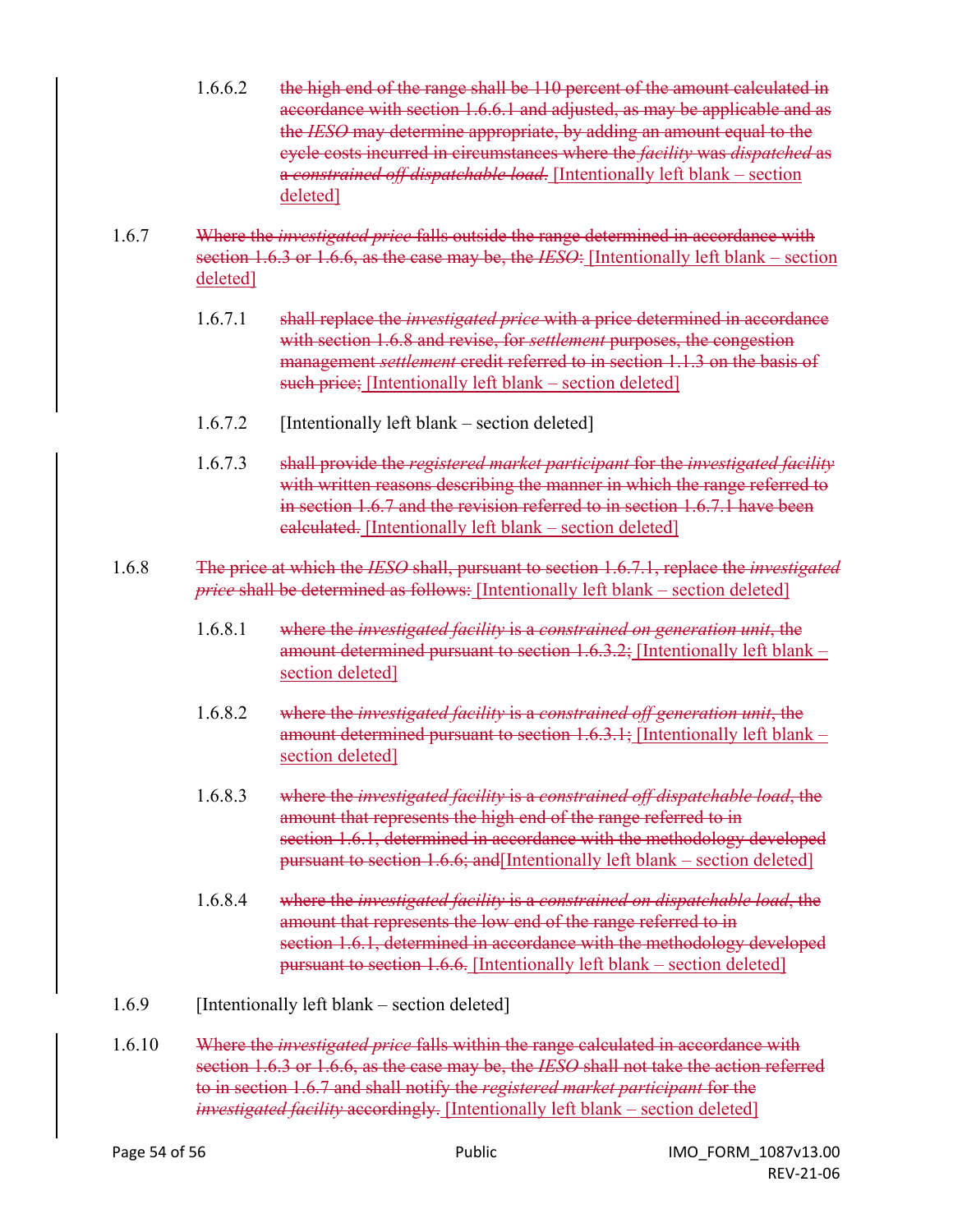1.6.6.2 ~~the high end of the range shall be 110 percent of the amount calculated in accordance with section 1.6.6.1 and adjusted, as may be applicable and as the *IESO* may determine appropriate, by adding an amount equal to the cycle costs incurred in circumstances where the *facility* was *dispatched* as a *constrained off dispatchable load*.~~ [Intentionally left blank – section deleted]

1.6.7 ~~Where the *investigated price* falls outside the range determined in accordance with section 1.6.3 or 1.6.6, as the case may be, the *IESO*:~~ [Intentionally left blank – section deleted]

1.6.7.1 ~~shall replace the *investigated price* with a price determined in accordance with section 1.6.8 and revise, for *settlement* purposes, the congestion management *settlement* credit referred to in section 1.1.3 on the basis of such price;~~ [Intentionally left blank – section deleted]

1.6.7.2 [Intentionally left blank – section deleted]

1.6.7.3 ~~shall provide the *registered market participant* for the *investigated facility* with written reasons describing the manner in which the range referred to in section 1.6.7 and the revision referred to in section 1.6.7.1 have been calculated.~~ [Intentionally left blank – section deleted]

1.6.8 ~~The price at which the *IESO* shall, pursuant to section 1.6.7.1, replace the *investigated price* shall be determined as follows:~~ [Intentionally left blank – section deleted]

1.6.8.1 ~~where the *investigated facility* is a *constrained on generation unit*, the amount determined pursuant to section 1.6.3.2;~~ [Intentionally left blank – section deleted]

1.6.8.2 ~~where the *investigated facility* is a *constrained off generation unit*, the amount determined pursuant to section 1.6.3.1;~~ [Intentionally left blank – section deleted]

1.6.8.3 ~~where the *investigated facility* is a *constrained off dispatchable load*, the amount that represents the high end of the range referred to in section 1.6.1, determined in accordance with the methodology developed pursuant to section 1.6.6; and~~[Intentionally left blank – section deleted]

1.6.8.4 ~~where the *investigated facility* is a *constrained on dispatchable load*, the amount that represents the low end of the range referred to in section 1.6.1, determined in accordance with the methodology developed pursuant to section 1.6.6.~~ [Intentionally left blank – section deleted]

1.6.9 [Intentionally left blank – section deleted]

1.6.10 ~~Where the *investigated price* falls within the range calculated in accordance with section 1.6.3 or 1.6.6, as the case may be, the *IESO* shall not take the action referred to in section 1.6.7 and shall notify the *registered market participant* for the *investigated facility* accordingly.~~ [Intentionally left blank – section deleted]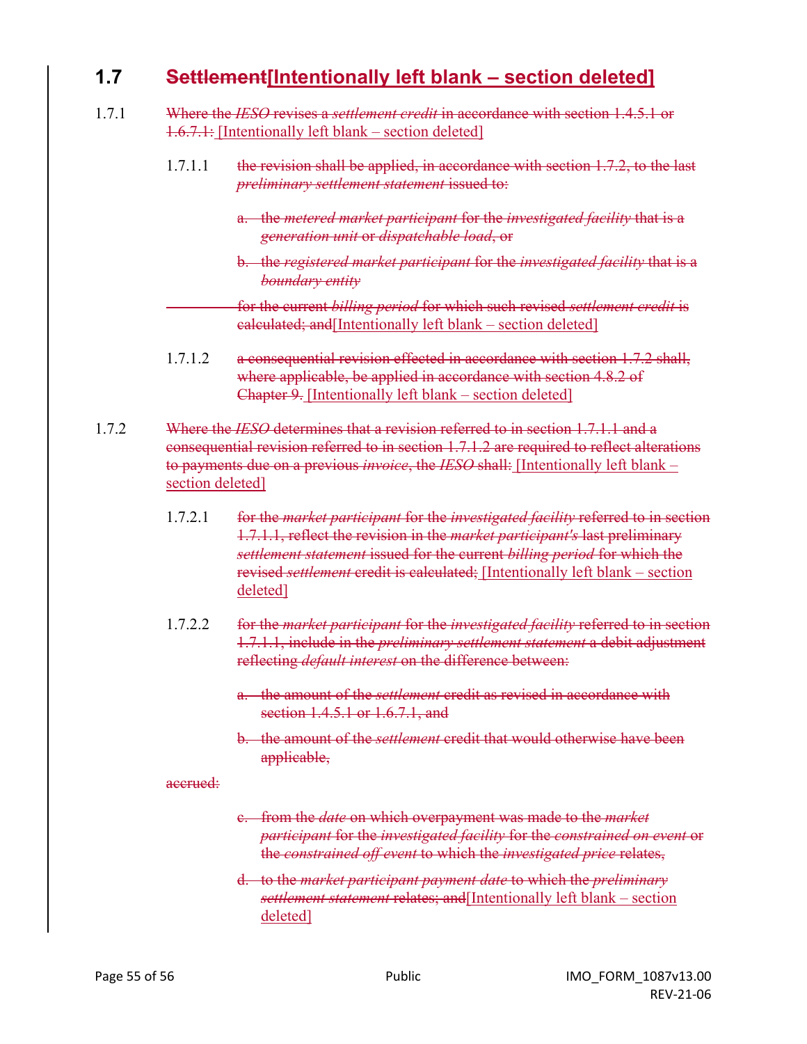## 1.7 ~~Settlement~~<u>[Intentionally left blank – section deleted]</u>

1.7.1 ~~Where the *IESO* revises a *settlement credit* in accordance with section 1.4.5.1 or 1.6.7.1:~~ <u>[Intentionally left blank – section deleted]</u>

1.7.1.1 ~~the revision shall be applied, in accordance with section 1.7.2, to the last *preliminary settlement statement* issued to:~~

~~a. the *metered market participant* for the *investigated facility* that is a *generation unit* or *dispatchable load*, or~~

~~b. the *registered market participant* for the *investigated facility* that is a *boundary entity*~~

~~for the current *billing period* for which such revised *settlement credit* is calculated; and~~<u>[Intentionally left blank – section deleted]</u>

1.7.1.2 ~~a consequential revision effected in accordance with section 1.7.2 shall, where applicable, be applied in accordance with section 4.8.2 of Chapter 9.~~ <u>[Intentionally left blank – section deleted]</u>

1.7.2 ~~Where the *IESO* determines that a revision referred to in section 1.7.1.1 and a consequential revision referred to in section 1.7.1.2 are required to reflect alterations to payments due on a previous *invoice*, the *IESO* shall:~~ <u>[Intentionally left blank – section deleted]</u>

1.7.2.1 ~~for the *market participant* for the *investigated facility* referred to in section 1.7.1.1, reflect the revision in the *market participant's* last preliminary *settlement statement* issued for the current *billing period* for which the revised *settlement* credit is calculated;~~ <u>[Intentionally left blank – section deleted]</u>

1.7.2.2 ~~for the *market participant* for the *investigated facility* referred to in section 1.7.1.1, include in the *preliminary settlement statement* a debit adjustment reflecting *default interest* on the difference between:~~

~~a. the amount of the *settlement* credit as revised in accordance with section 1.4.5.1 or 1.6.7.1, and~~

~~b. the amount of the *settlement* credit that would otherwise have been applicable,~~

~~accrued:~~

~~c. from the *date* on which overpayment was made to the *market participant* for the *investigated facility* for the *constrained on event* or the *constrained off event* to which the *investigated price* relates,~~

~~d. to the *market participant payment date* to which the *preliminary settlement statement* relates; and~~<u>[Intentionally left blank – section deleted]</u>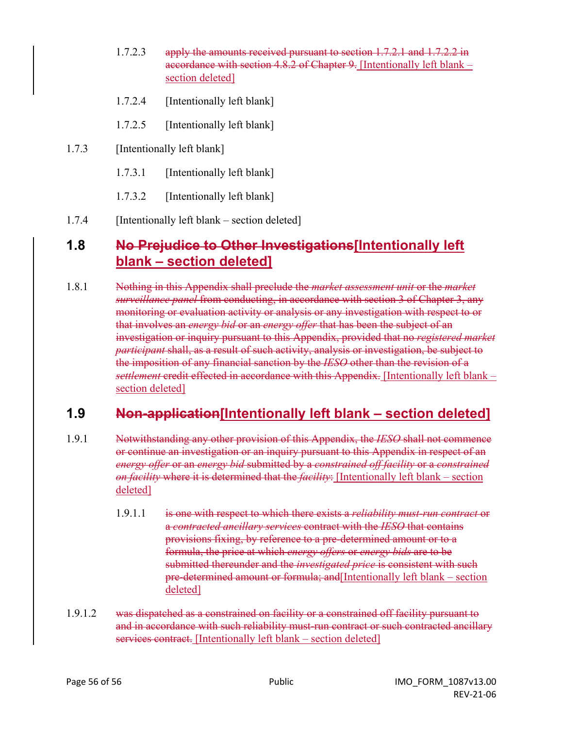1.7.2.3 ~~apply the amounts received pursuant to section 1.7.2.1 and 1.7.2.2 in accordance with section 4.8.2 of Chapter 9.~~ [Intentionally left blank – section deleted]

1.7.2.4 [Intentionally left blank]

1.7.2.5 [Intentionally left blank]

1.7.3 [Intentionally left blank]

1.7.3.1 [Intentionally left blank]

1.7.3.2 [Intentionally left blank]

1.7.4 [Intentionally left blank – section deleted]

## 1.8 ~~No Prejudice to Other Investigations~~[Intentionally left blank – section deleted]

1.8.1 ~~Nothing in this Appendix shall preclude the *market assessment unit* or the *market surveillance panel* from conducting, in accordance with section 3 of Chapter 3, any monitoring or evaluation activity or analysis or any investigation with respect to or that involves an *energy bid* or an *energy offer* that has been the subject of an investigation or inquiry pursuant to this Appendix, provided that no *registered market participant* shall, as a result of such activity, analysis or investigation, be subject to the imposition of any financial sanction by the *IESO* other than the revision of a *settlement* credit effected in accordance with this Appendix.~~ [Intentionally left blank – section deleted]

## 1.9 ~~Non-application~~[Intentionally left blank – section deleted]

1.9.1 ~~Notwithstanding any other provision of this Appendix, the *IESO* shall not commence or continue an investigation or an inquiry pursuant to this Appendix in respect of an *energy offer* or an *energy bid* submitted by a *constrained off facility* or a *constrained on facility* where it is determined that the *facility*:~~ [Intentionally left blank – section deleted]

1.9.1.1 ~~is one with respect to which there exists a *reliability must-run contract* or a *contracted ancillary services* contract with the *IESO* that contains provisions fixing, by reference to a pre-determined amount or to a formula, the price at which *energy offers* or *energy bids* are to be submitted thereunder and the *investigated price* is consistent with such pre-determined amount or formula; and~~[Intentionally left blank – section deleted]

1.9.1.2 ~~was dispatched as a constrained on facility or a constrained off facility pursuant to and in accordance with such reliability must-run contract or such contracted ancillary services contract.~~ [Intentionally left blank – section deleted]